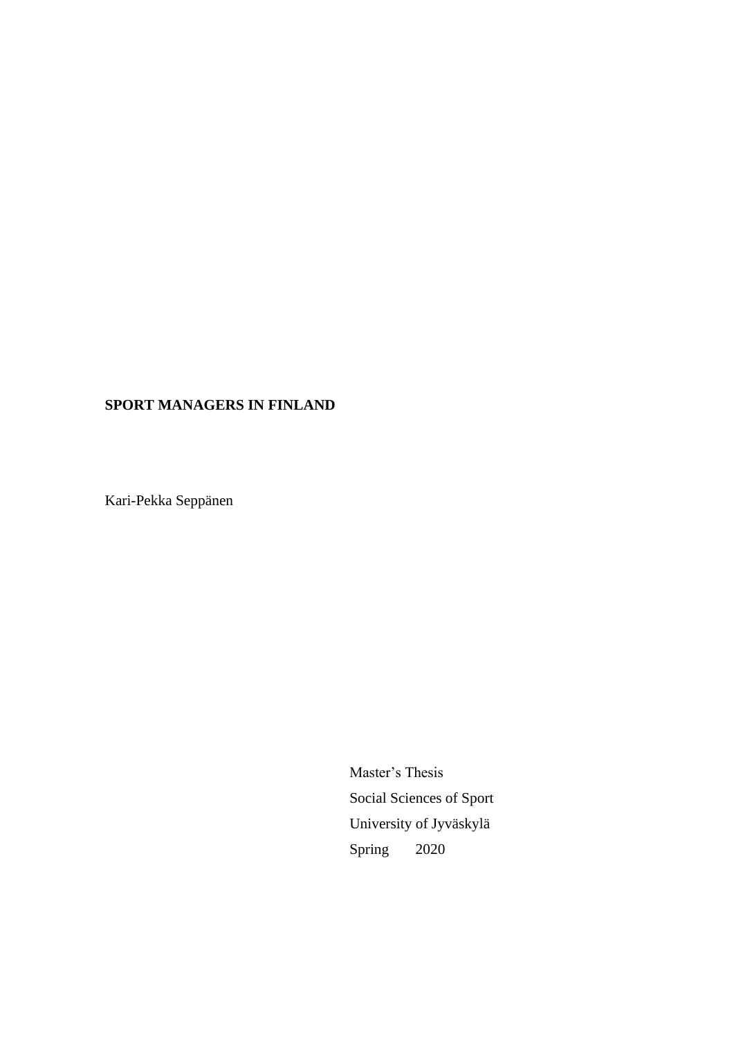**SPORT MANAGERS IN FINLAND**

Kari-Pekka Seppänen

Master's Thesis

Social Sciences of Sport

University of Jyväskylä

Spring 2020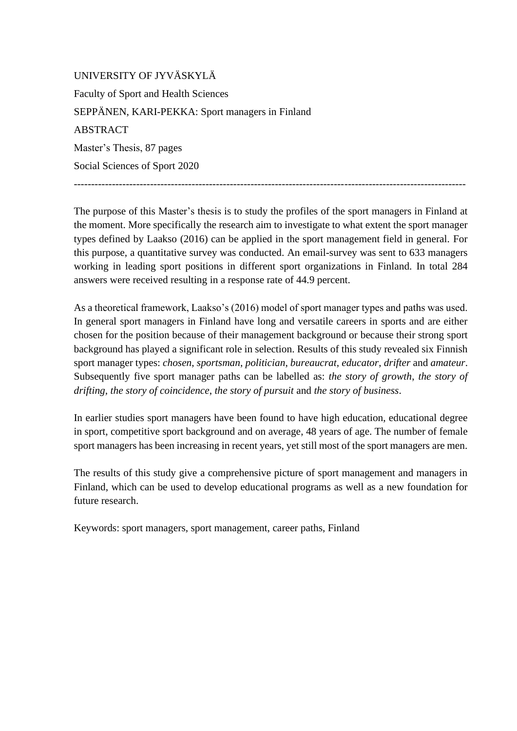UNIVERSITY OF JYVÄSKYLÄ

Faculty of Sport and Health Sciences

SEPPÄNEN, KARI-PEKKA: Sport managers in Finland

ABSTRACT

Master's Thesis, 87 pages

Social Sciences of Sport 2020

---

The purpose of this Master's thesis is to study the profiles of the sport managers in Finland at the moment. More specifically the research aim to investigate to what extent the sport manager types defined by Laakso (2016) can be applied in the sport management field in general. For this purpose, a quantitative survey was conducted. An email-survey was sent to 633 managers working in leading sport positions in different sport organizations in Finland. In total 284 answers were received resulting in a response rate of 44.9 percent.

As a theoretical framework, Laakso's (2016) model of sport manager types and paths was used. In general sport managers in Finland have long and versatile careers in sports and are either chosen for the position because of their management background or because their strong sport background has played a significant role in selection. Results of this study revealed six Finnish sport manager types: *chosen*, *sportsman*, *politician*, *bureaucrat*, *educator*, *drifter* and *amateur*. Subsequently five sport manager paths can be labelled as: *the story of growth*, *the story of drifting*, *the story of coincidence*, *the story of pursuit* and *the story of business*.

In earlier studies sport managers have been found to have high education, educational degree in sport, competitive sport background and on average, 48 years of age. The number of female sport managers has been increasing in recent years, yet still most of the sport managers are men.

The results of this study give a comprehensive picture of sport management and managers in Finland, which can be used to develop educational programs as well as a new foundation for future research.

Keywords: sport managers, sport management, career paths, Finland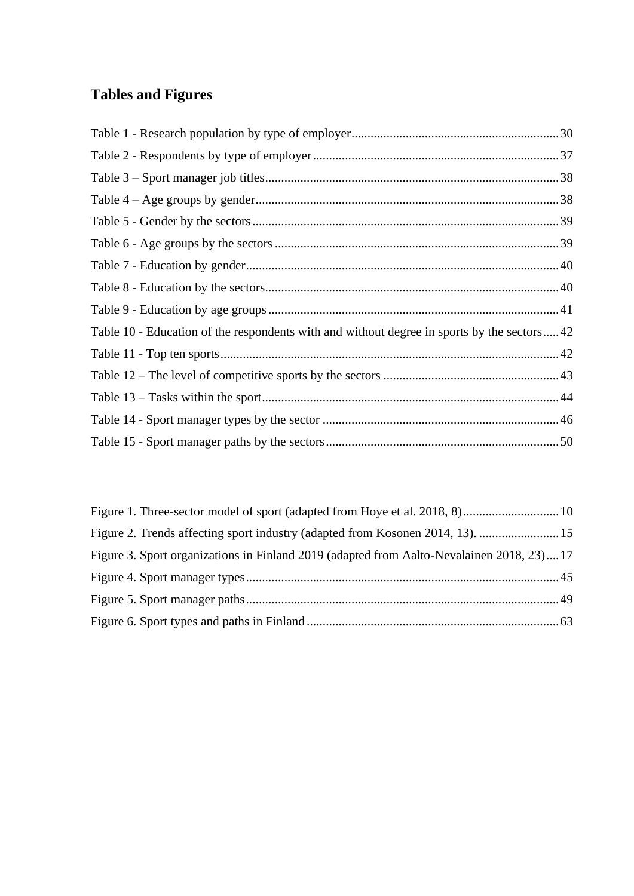## Tables and Figures

Table 1 - Research population by type of employer.......................................................... 30

Table 2 - Respondents by type of employer.......................................................... 37

Table 3 – Sport manager job titles.......................................................... 38

Table 4 – Age groups by gender.......................................................... 38

Table 5 - Gender by the sectors.......................................................... 39

Table 6 - Age groups by the sectors.......................................................... 39

Table 7 - Education by gender.......................................................... 40

Table 8 - Education by the sectors.......................................................... 40

Table 9 - Education by age groups.......................................................... 41

Table 10 - Education of the respondents with and without degree in sports by the sectors..... 42

Table 11 - Top ten sports.......................................................... 42

Table 12 – The level of competitive sports by the sectors.......................................................... 43

Table 13 – Tasks within the sport.......................................................... 44

Table 14 - Sport manager types by the sector.......................................................... 46

Table 15 - Sport manager paths by the sectors.......................................................... 50

Figure 1. Three-sector model of sport (adapted from Hoye et al. 2018, 8).......................................................... 10

Figure 2. Trends affecting sport industry (adapted from Kosonen 2014, 13).......................................................... 15

Figure 3. Sport organizations in Finland 2019 (adapted from Aalto-Nevalainen 2018, 23).... 17

Figure 4. Sport manager types.......................................................... 45

Figure 5. Sport manager paths.......................................................... 49

Figure 6. Sport types and paths in Finland.......................................................... 63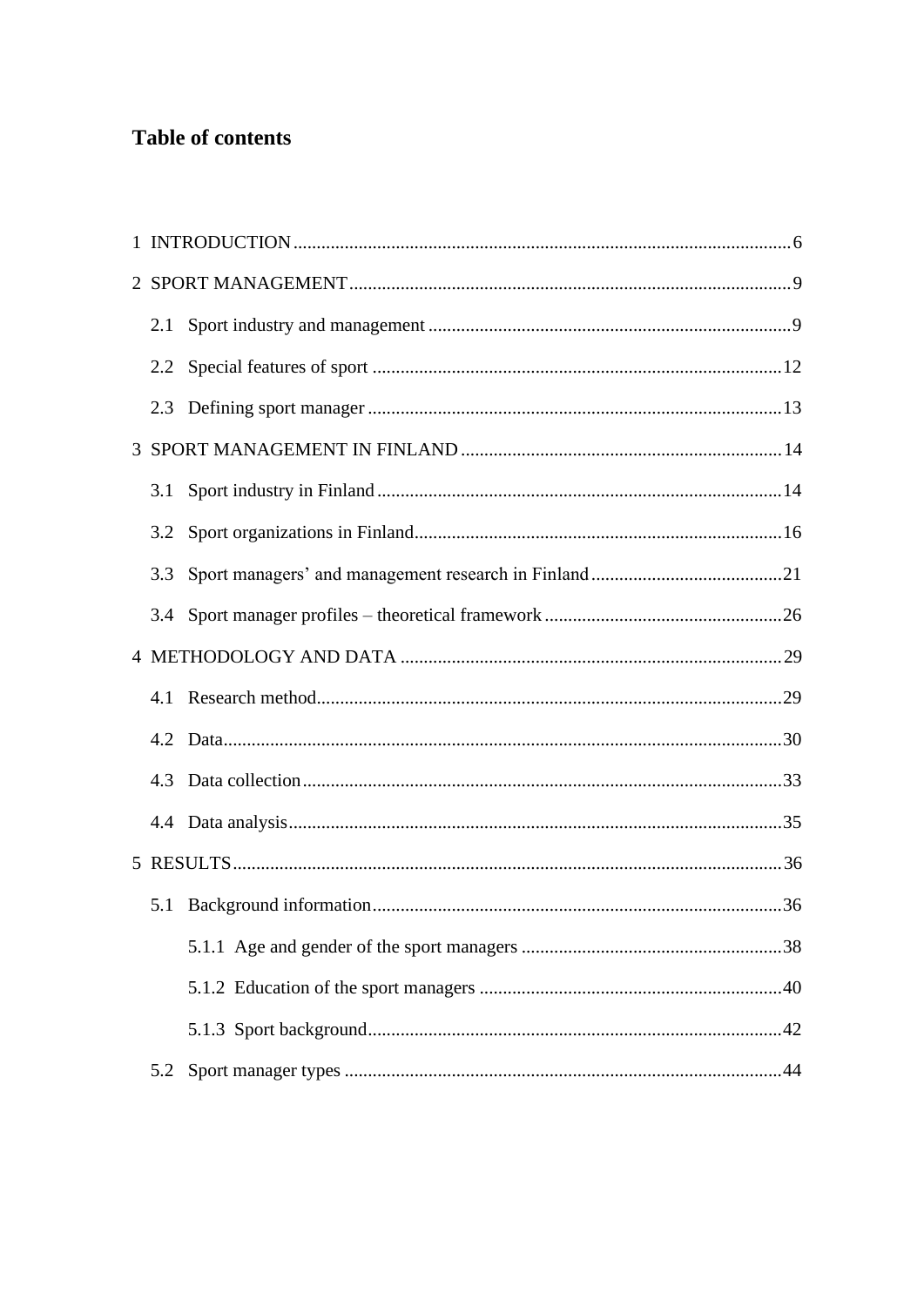# Table of contents

1 INTRODUCTION ........................................................................................................ 6

2 SPORT MANAGEMENT ............................................................................................ 9

2.1 Sport industry and management ........................................................................... 9

2.2 Special features of sport ...................................................................................... 12

2.3 Defining sport manager ....................................................................................... 13

3 SPORT MANAGEMENT IN FINLAND .................................................................. 14

3.1 Sport industry in Finland ..................................................................................... 14

3.2 Sport organizations in Finland ............................................................................. 16

3.3 Sport managers' and management research in Finland ........................................ 21

3.4 Sport manager profiles – theoretical framework .................................................. 26

4 METHODOLOGY AND DATA ............................................................................... 29

4.1 Research method .................................................................................................. 29

4.2 Data ..................................................................................................................... 30

4.3 Data collection ..................................................................................................... 33

4.4 Data analysis ........................................................................................................ 35

5 RESULTS .................................................................................................................. 36

5.1 Background information ...................................................................................... 36

5.1.1 Age and gender of the sport managers ........................................................ 38

5.1.2 Education of the sport managers ................................................................ 40

5.1.3 Sport background ........................................................................................ 42

5.2 Sport manager types ............................................................................................ 44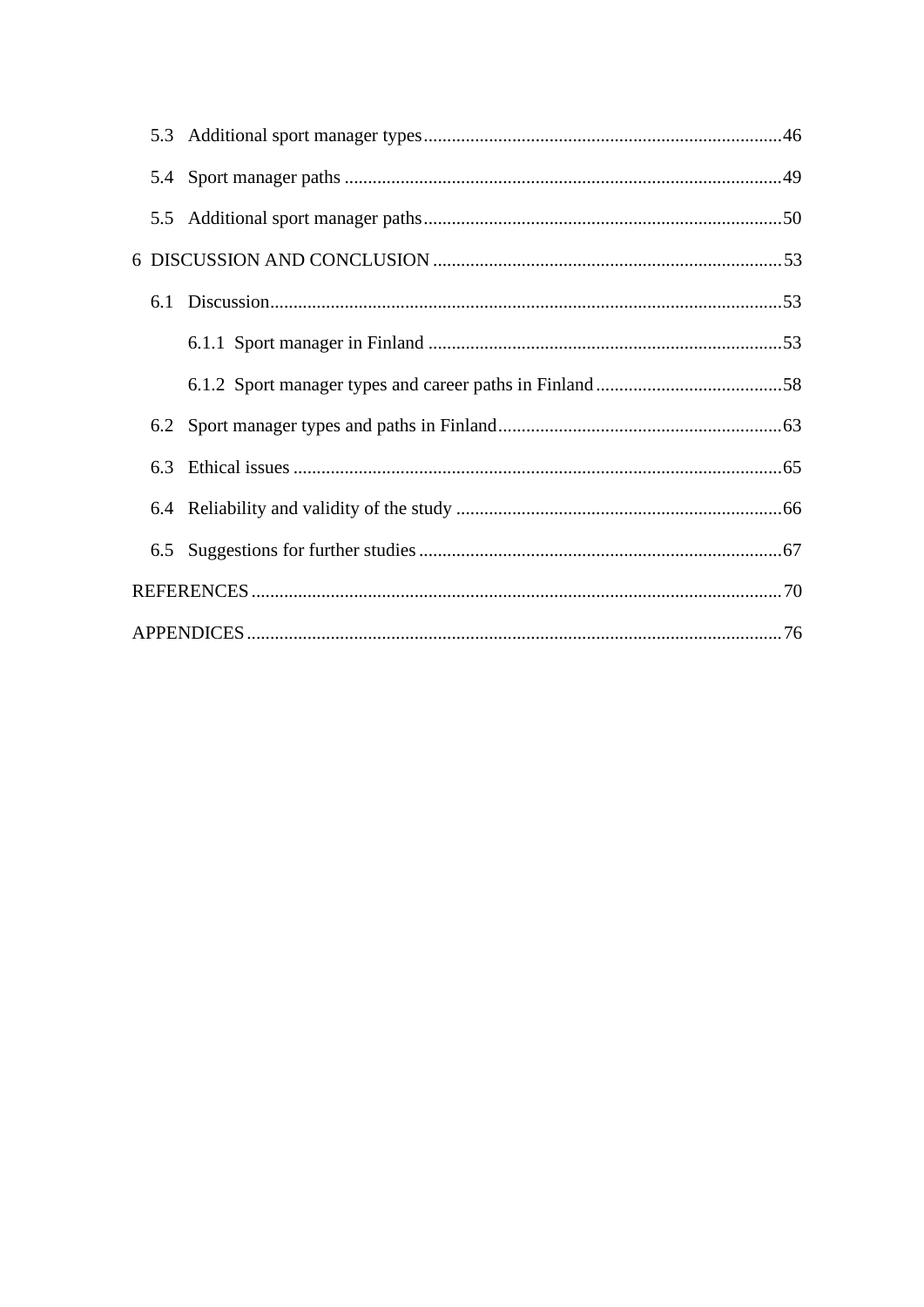5.3 Additional sport manager types ........................................................................ 46

5.4 Sport manager paths ........................................................................................ 49

5.5 Additional sport manager paths ........................................................................ 50

6 DISCUSSION AND CONCLUSION ......................................................................... 53

6.1 Discussion ........................................................................................................ 53

6.1.1 Sport manager in Finland ........................................................................ 53

6.1.2 Sport manager types and career paths in Finland ..................................... 58

6.2 Sport manager types and paths in Finland ........................................................ 63

6.3 Ethical issues .................................................................................................... 65

6.4 Reliability and validity of the study .................................................................. 66

6.5 Suggestions for further studies ......................................................................... 67

REFERENCES ............................................................................................................ 70

APPENDICES ............................................................................................................. 76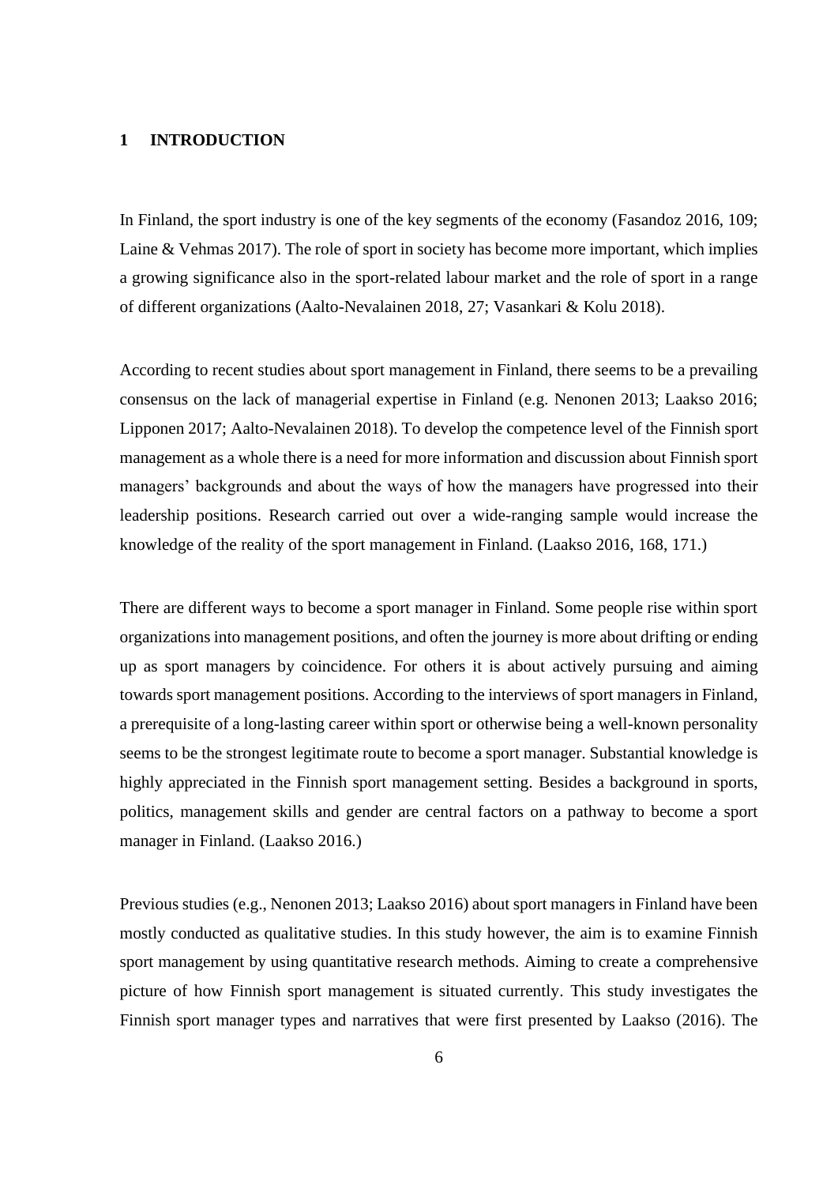# 1 INTRODUCTION

In Finland, the sport industry is one of the key segments of the economy (Fasandoz 2016, 109; Laine & Vehmas 2017). The role of sport in society has become more important, which implies a growing significance also in the sport-related labour market and the role of sport in a range of different organizations (Aalto-Nevalainen 2018, 27; Vasankari & Kolu 2018).

According to recent studies about sport management in Finland, there seems to be a prevailing consensus on the lack of managerial expertise in Finland (e.g. Nenonen 2013; Laakso 2016; Lipponen 2017; Aalto-Nevalainen 2018). To develop the competence level of the Finnish sport management as a whole there is a need for more information and discussion about Finnish sport managers' backgrounds and about the ways of how the managers have progressed into their leadership positions. Research carried out over a wide-ranging sample would increase the knowledge of the reality of the sport management in Finland. (Laakso 2016, 168, 171.)

There are different ways to become a sport manager in Finland. Some people rise within sport organizations into management positions, and often the journey is more about drifting or ending up as sport managers by coincidence. For others it is about actively pursuing and aiming towards sport management positions. According to the interviews of sport managers in Finland, a prerequisite of a long-lasting career within sport or otherwise being a well-known personality seems to be the strongest legitimate route to become a sport manager. Substantial knowledge is highly appreciated in the Finnish sport management setting. Besides a background in sports, politics, management skills and gender are central factors on a pathway to become a sport manager in Finland. (Laakso 2016.)

Previous studies (e.g., Nenonen 2013; Laakso 2016) about sport managers in Finland have been mostly conducted as qualitative studies. In this study however, the aim is to examine Finnish sport management by using quantitative research methods. Aiming to create a comprehensive picture of how Finnish sport management is situated currently. This study investigates the Finnish sport manager types and narratives that were first presented by Laakso (2016). The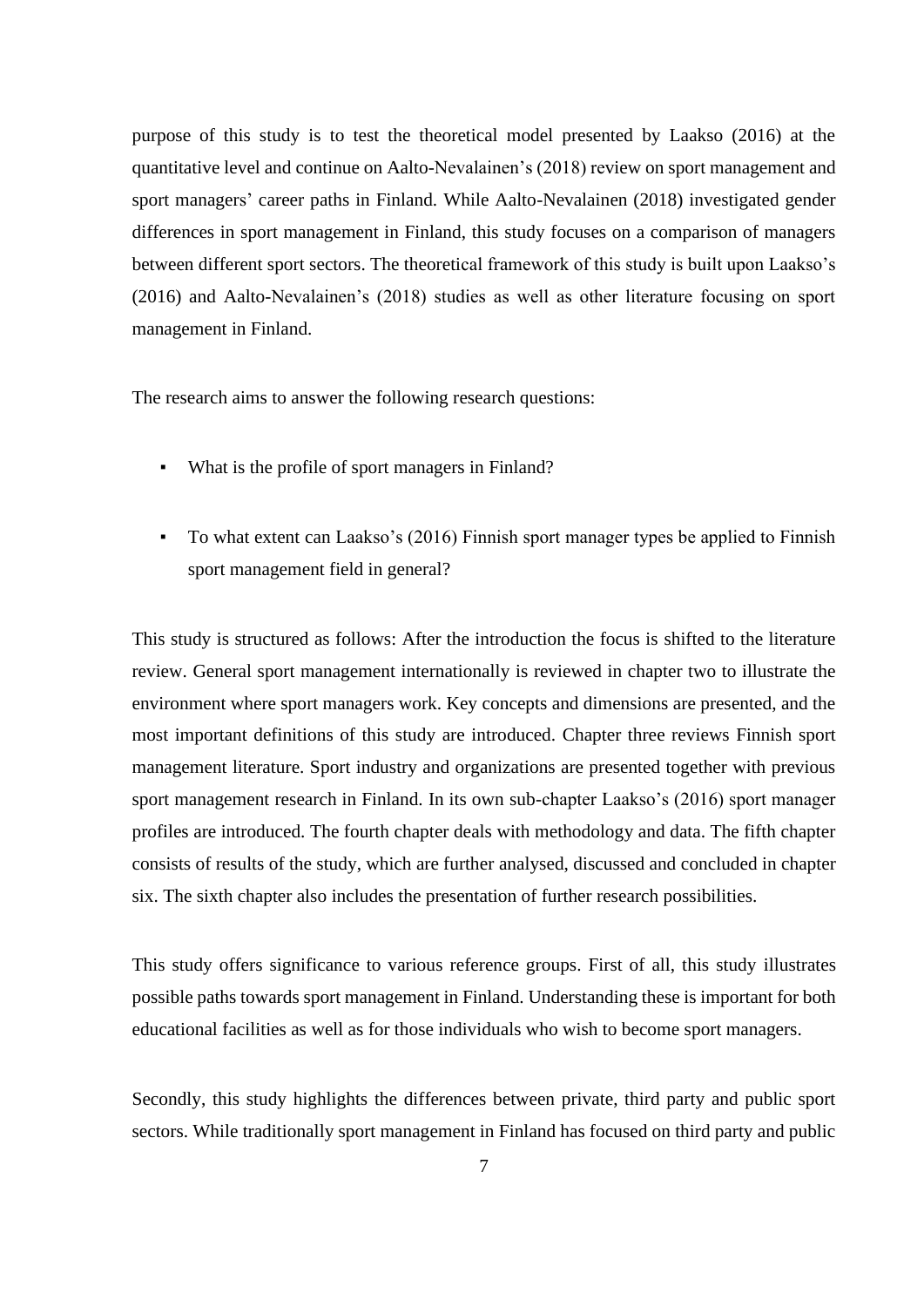purpose of this study is to test the theoretical model presented by Laakso (2016) at the quantitative level and continue on Aalto-Nevalainen's (2018) review on sport management and sport managers' career paths in Finland. While Aalto-Nevalainen (2018) investigated gender differences in sport management in Finland, this study focuses on a comparison of managers between different sport sectors. The theoretical framework of this study is built upon Laakso's (2016) and Aalto-Nevalainen's (2018) studies as well as other literature focusing on sport management in Finland.

The research aims to answer the following research questions:

- What is the profile of sport managers in Finland?
- To what extent can Laakso's (2016) Finnish sport manager types be applied to Finnish sport management field in general?

This study is structured as follows: After the introduction the focus is shifted to the literature review. General sport management internationally is reviewed in chapter two to illustrate the environment where sport managers work. Key concepts and dimensions are presented, and the most important definitions of this study are introduced. Chapter three reviews Finnish sport management literature. Sport industry and organizations are presented together with previous sport management research in Finland. In its own sub-chapter Laakso's (2016) sport manager profiles are introduced. The fourth chapter deals with methodology and data. The fifth chapter consists of results of the study, which are further analysed, discussed and concluded in chapter six. The sixth chapter also includes the presentation of further research possibilities.

This study offers significance to various reference groups. First of all, this study illustrates possible paths towards sport management in Finland. Understanding these is important for both educational facilities as well as for those individuals who wish to become sport managers.

Secondly, this study highlights the differences between private, third party and public sport sectors. While traditionally sport management in Finland has focused on third party and public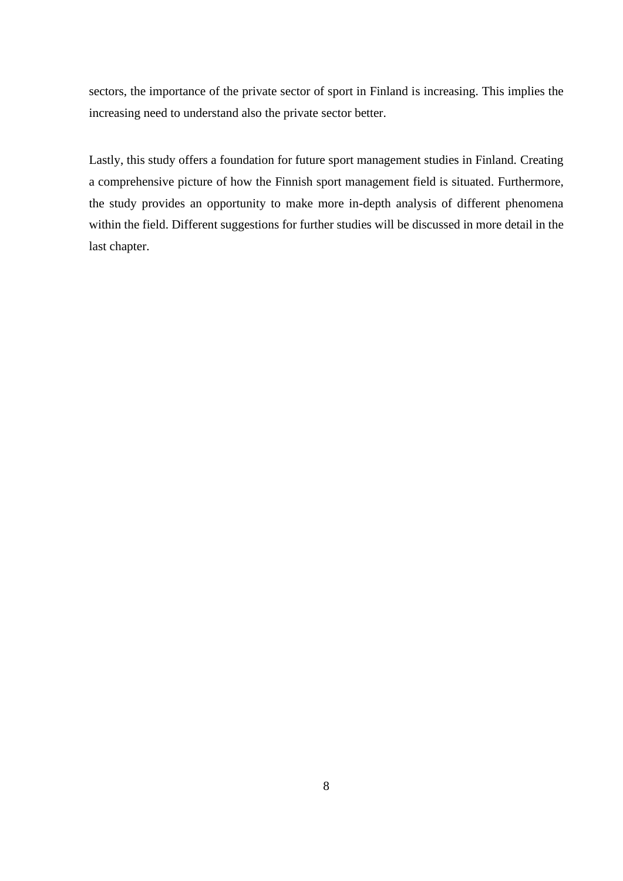sectors, the importance of the private sector of sport in Finland is increasing. This implies the increasing need to understand also the private sector better.

Lastly, this study offers a foundation for future sport management studies in Finland. Creating a comprehensive picture of how the Finnish sport management field is situated. Furthermore, the study provides an opportunity to make more in-depth analysis of different phenomena within the field. Different suggestions for further studies will be discussed in more detail in the last chapter.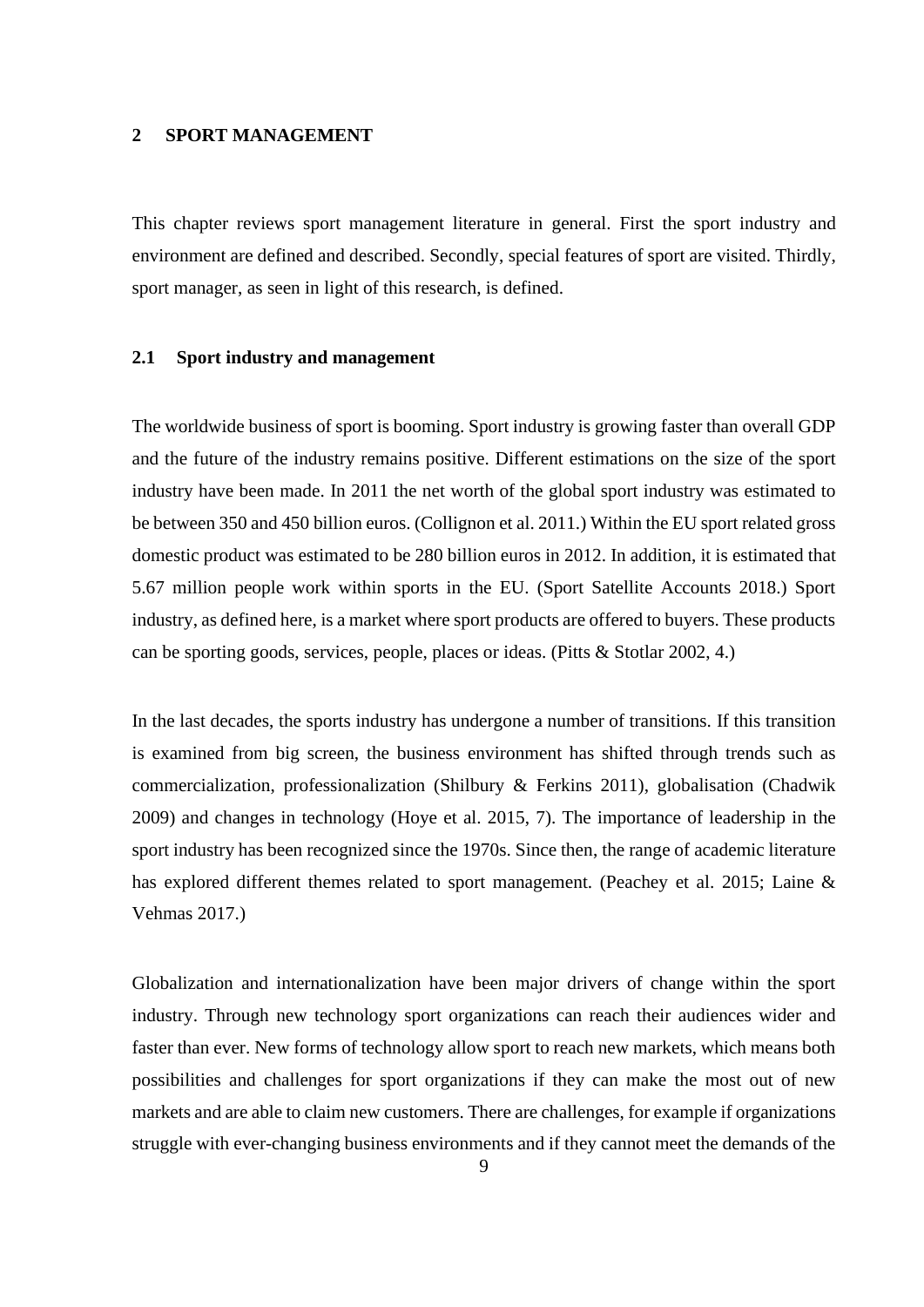# 2 SPORT MANAGEMENT

This chapter reviews sport management literature in general. First the sport industry and environment are defined and described. Secondly, special features of sport are visited. Thirdly, sport manager, as seen in light of this research, is defined.

## 2.1 Sport industry and management

The worldwide business of sport is booming. Sport industry is growing faster than overall GDP and the future of the industry remains positive. Different estimations on the size of the sport industry have been made. In 2011 the net worth of the global sport industry was estimated to be between 350 and 450 billion euros. (Collignon et al. 2011.) Within the EU sport related gross domestic product was estimated to be 280 billion euros in 2012. In addition, it is estimated that 5.67 million people work within sports in the EU. (Sport Satellite Accounts 2018.) Sport industry, as defined here, is a market where sport products are offered to buyers. These products can be sporting goods, services, people, places or ideas. (Pitts & Stotlar 2002, 4.)

In the last decades, the sports industry has undergone a number of transitions. If this transition is examined from big screen, the business environment has shifted through trends such as commercialization, professionalization (Shilbury & Ferkins 2011), globalisation (Chadwik 2009) and changes in technology (Hoye et al. 2015, 7). The importance of leadership in the sport industry has been recognized since the 1970s. Since then, the range of academic literature has explored different themes related to sport management. (Peachey et al. 2015; Laine & Vehmas 2017.)

Globalization and internationalization have been major drivers of change within the sport industry. Through new technology sport organizations can reach their audiences wider and faster than ever. New forms of technology allow sport to reach new markets, which means both possibilities and challenges for sport organizations if they can make the most out of new markets and are able to claim new customers. There are challenges, for example if organizations struggle with ever-changing business environments and if they cannot meet the demands of the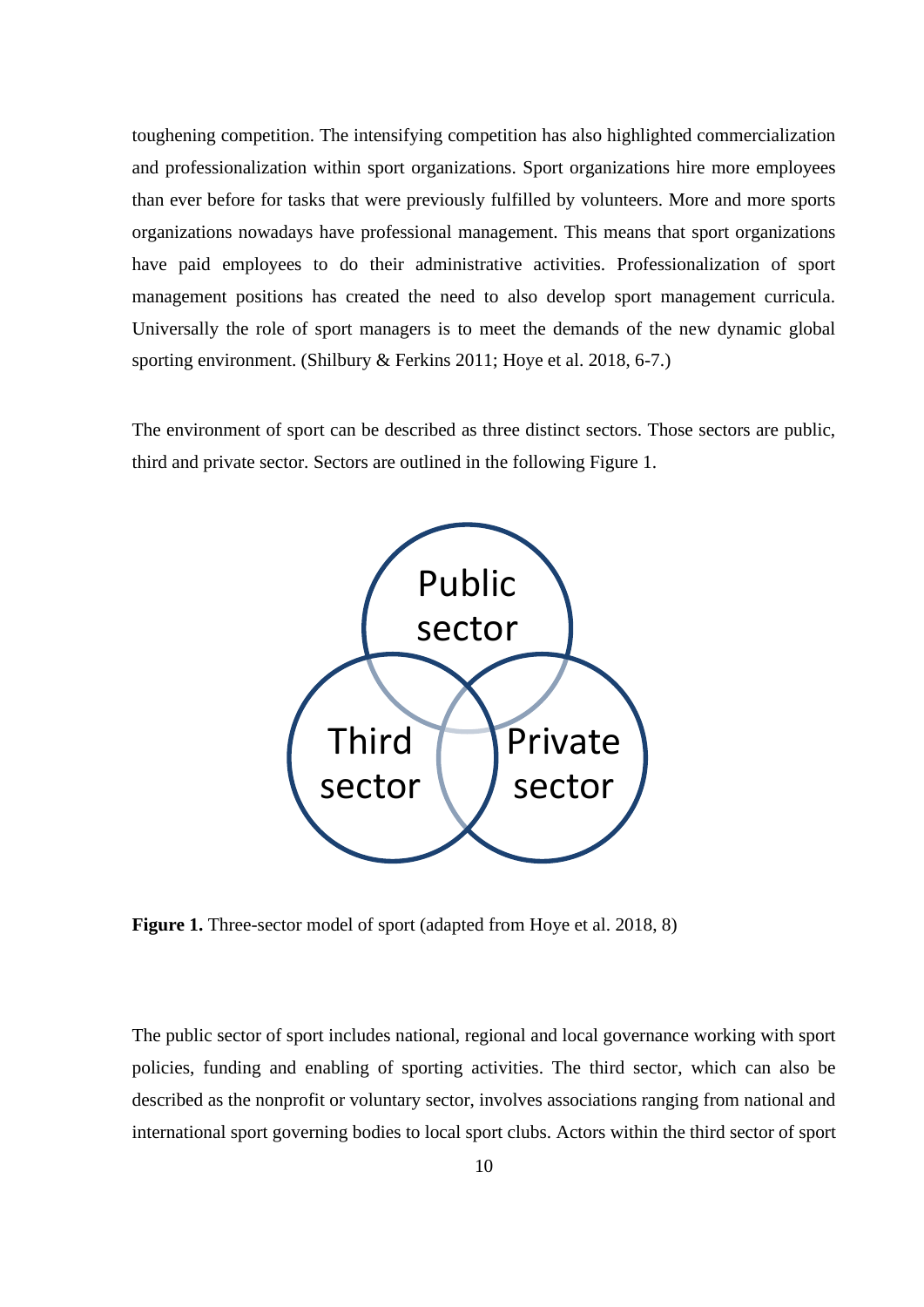toughening competition. The intensifying competition has also highlighted commercialization and professionalization within sport organizations. Sport organizations hire more employees than ever before for tasks that were previously fulfilled by volunteers. More and more sports organizations nowadays have professional management. This means that sport organizations have paid employees to do their administrative activities. Professionalization of sport management positions has created the need to also develop sport management curricula. Universally the role of sport managers is to meet the demands of the new dynamic global sporting environment. (Shilbury & Ferkins 2011; Hoye et al. 2018, 6-7.)

The environment of sport can be described as three distinct sectors. Those sectors are public, third and private sector. Sectors are outlined in the following Figure 1.

Public sector

Third sector

Private sector

**Figure 1.** Three-sector model of sport (adapted from Hoye et al. 2018, 8)

The public sector of sport includes national, regional and local governance working with sport policies, funding and enabling of sporting activities. The third sector, which can also be described as the nonprofit or voluntary sector, involves associations ranging from national and international sport governing bodies to local sport clubs. Actors within the third sector of sport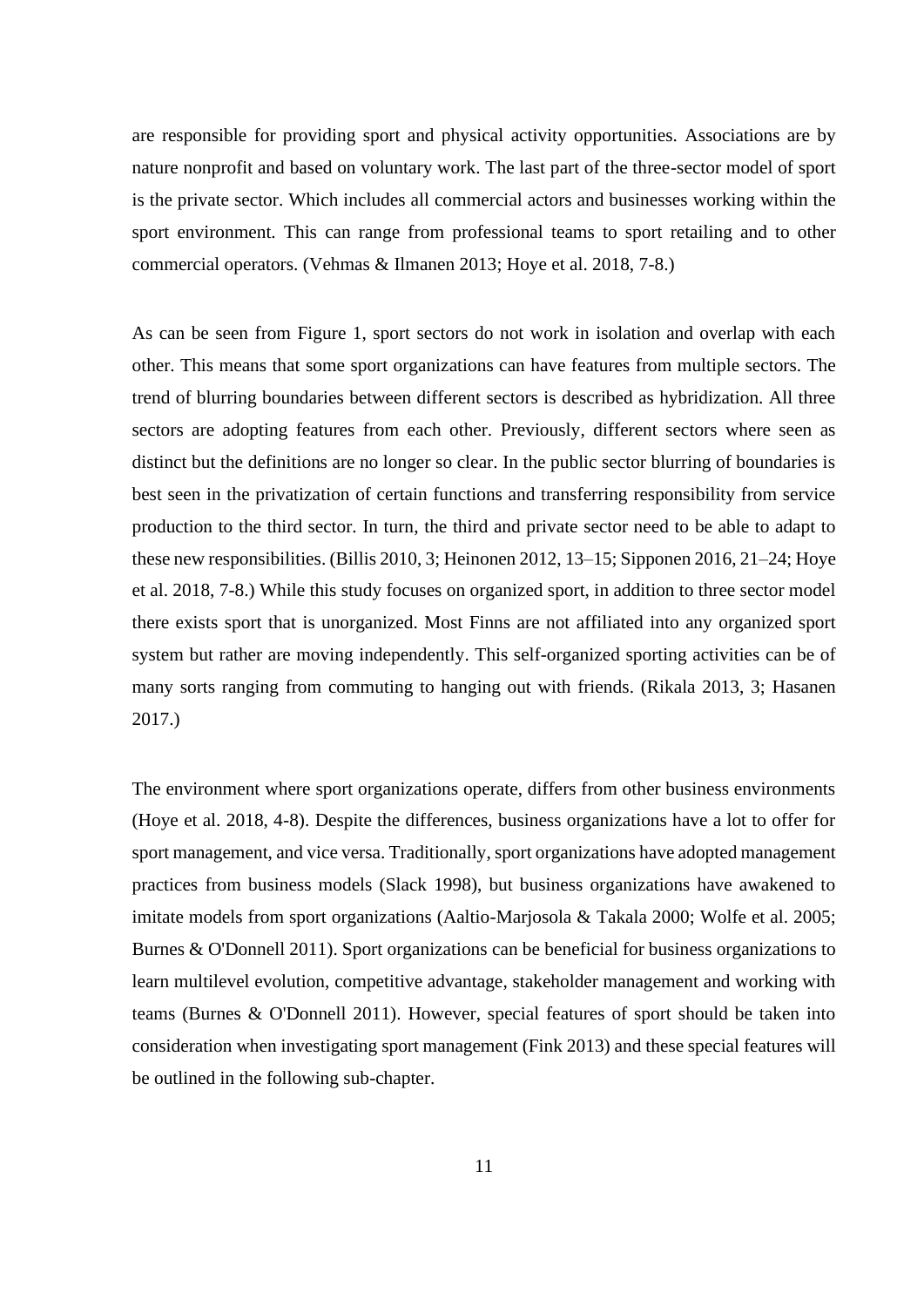are responsible for providing sport and physical activity opportunities. Associations are by nature nonprofit and based on voluntary work. The last part of the three-sector model of sport is the private sector. Which includes all commercial actors and businesses working within the sport environment. This can range from professional teams to sport retailing and to other commercial operators. (Vehmas & Ilmanen 2013; Hoye et al. 2018, 7-8.)

As can be seen from Figure 1, sport sectors do not work in isolation and overlap with each other. This means that some sport organizations can have features from multiple sectors. The trend of blurring boundaries between different sectors is described as hybridization. All three sectors are adopting features from each other. Previously, different sectors where seen as distinct but the definitions are no longer so clear. In the public sector blurring of boundaries is best seen in the privatization of certain functions and transferring responsibility from service production to the third sector. In turn, the third and private sector need to be able to adapt to these new responsibilities. (Billis 2010, 3; Heinonen 2012, 13–15; Sipponen 2016, 21–24; Hoye et al. 2018, 7-8.) While this study focuses on organized sport, in addition to three sector model there exists sport that is unorganized. Most Finns are not affiliated into any organized sport system but rather are moving independently. This self-organized sporting activities can be of many sorts ranging from commuting to hanging out with friends. (Rikala 2013, 3; Hasanen 2017.)

The environment where sport organizations operate, differs from other business environments (Hoye et al. 2018, 4-8). Despite the differences, business organizations have a lot to offer for sport management, and vice versa. Traditionally, sport organizations have adopted management practices from business models (Slack 1998), but business organizations have awakened to imitate models from sport organizations (Aaltio-Marjosola & Takala 2000; Wolfe et al. 2005; Burnes & O'Donnell 2011). Sport organizations can be beneficial for business organizations to learn multilevel evolution, competitive advantage, stakeholder management and working with teams (Burnes & O'Donnell 2011). However, special features of sport should be taken into consideration when investigating sport management (Fink 2013) and these special features will be outlined in the following sub-chapter.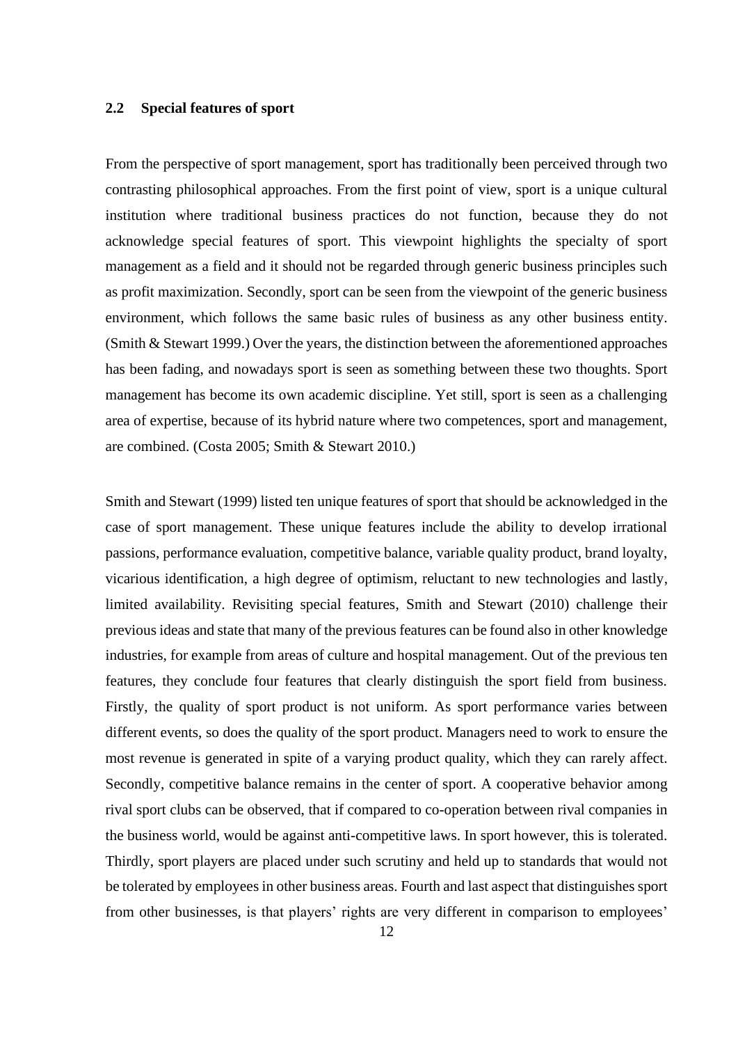## 2.2 Special features of sport

From the perspective of sport management, sport has traditionally been perceived through two contrasting philosophical approaches. From the first point of view, sport is a unique cultural institution where traditional business practices do not function, because they do not acknowledge special features of sport. This viewpoint highlights the specialty of sport management as a field and it should not be regarded through generic business principles such as profit maximization. Secondly, sport can be seen from the viewpoint of the generic business environment, which follows the same basic rules of business as any other business entity. (Smith & Stewart 1999.) Over the years, the distinction between the aforementioned approaches has been fading, and nowadays sport is seen as something between these two thoughts. Sport management has become its own academic discipline. Yet still, sport is seen as a challenging area of expertise, because of its hybrid nature where two competences, sport and management, are combined. (Costa 2005; Smith & Stewart 2010.)

Smith and Stewart (1999) listed ten unique features of sport that should be acknowledged in the case of sport management. These unique features include the ability to develop irrational passions, performance evaluation, competitive balance, variable quality product, brand loyalty, vicarious identification, a high degree of optimism, reluctant to new technologies and lastly, limited availability. Revisiting special features, Smith and Stewart (2010) challenge their previous ideas and state that many of the previous features can be found also in other knowledge industries, for example from areas of culture and hospital management. Out of the previous ten features, they conclude four features that clearly distinguish the sport field from business. Firstly, the quality of sport product is not uniform. As sport performance varies between different events, so does the quality of the sport product. Managers need to work to ensure the most revenue is generated in spite of a varying product quality, which they can rarely affect. Secondly, competitive balance remains in the center of sport. A cooperative behavior among rival sport clubs can be observed, that if compared to co-operation between rival companies in the business world, would be against anti-competitive laws. In sport however, this is tolerated. Thirdly, sport players are placed under such scrutiny and held up to standards that would not be tolerated by employees in other business areas. Fourth and last aspect that distinguishes sport from other businesses, is that players' rights are very different in comparison to employees'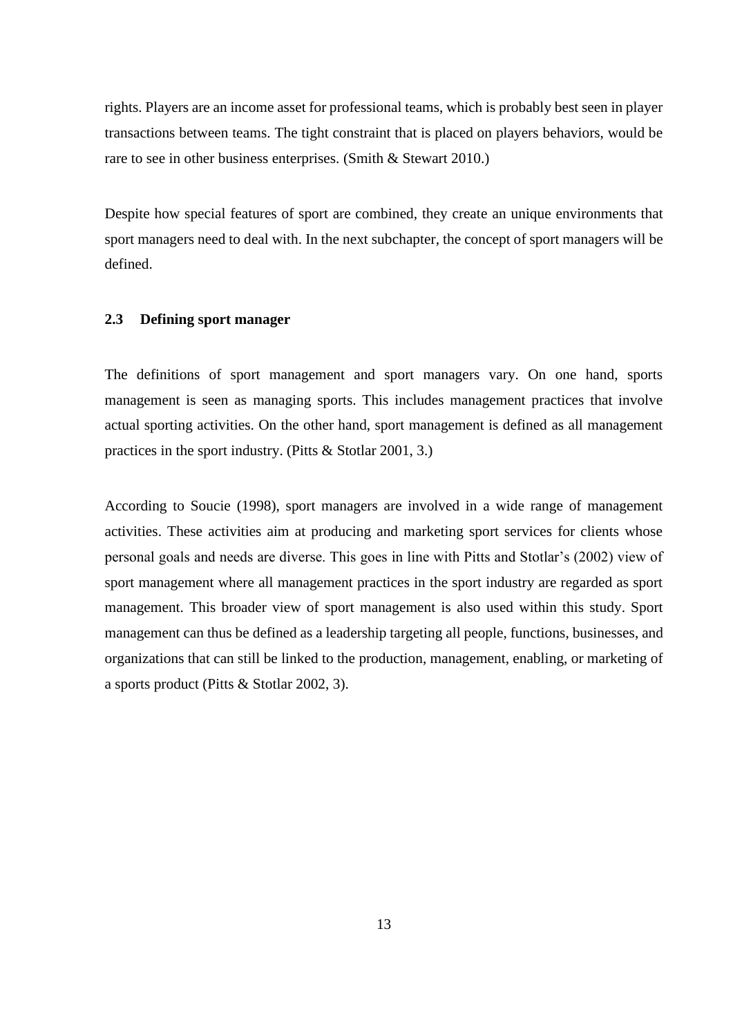rights. Players are an income asset for professional teams, which is probably best seen in player transactions between teams. The tight constraint that is placed on players behaviors, would be rare to see in other business enterprises. (Smith & Stewart 2010.)

Despite how special features of sport are combined, they create an unique environments that sport managers need to deal with. In the next subchapter, the concept of sport managers will be defined.

### 2.3 Defining sport manager

The definitions of sport management and sport managers vary. On one hand, sports management is seen as managing sports. This includes management practices that involve actual sporting activities. On the other hand, sport management is defined as all management practices in the sport industry. (Pitts & Stotlar 2001, 3.)

According to Soucie (1998), sport managers are involved in a wide range of management activities. These activities aim at producing and marketing sport services for clients whose personal goals and needs are diverse. This goes in line with Pitts and Stotlar's (2002) view of sport management where all management practices in the sport industry are regarded as sport management. This broader view of sport management is also used within this study. Sport management can thus be defined as a leadership targeting all people, functions, businesses, and organizations that can still be linked to the production, management, enabling, or marketing of a sports product (Pitts & Stotlar 2002, 3).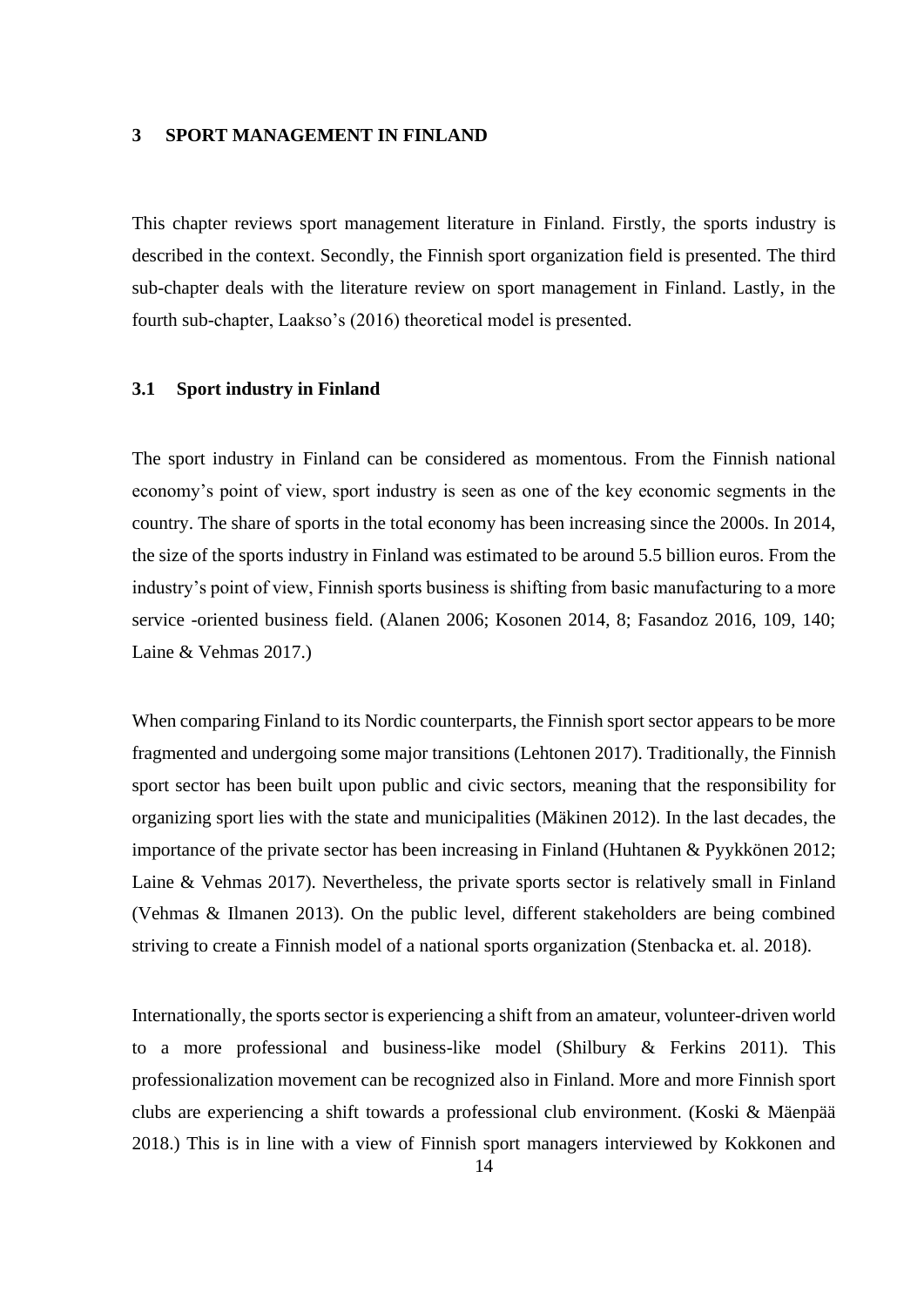# 3 SPORT MANAGEMENT IN FINLAND

This chapter reviews sport management literature in Finland. Firstly, the sports industry is described in the context. Secondly, the Finnish sport organization field is presented. The third sub-chapter deals with the literature review on sport management in Finland. Lastly, in the fourth sub-chapter, Laakso's (2016) theoretical model is presented.

## 3.1 Sport industry in Finland

The sport industry in Finland can be considered as momentous. From the Finnish national economy's point of view, sport industry is seen as one of the key economic segments in the country. The share of sports in the total economy has been increasing since the 2000s. In 2014, the size of the sports industry in Finland was estimated to be around 5.5 billion euros. From the industry's point of view, Finnish sports business is shifting from basic manufacturing to a more service -oriented business field. (Alanen 2006; Kosonen 2014, 8; Fasandoz 2016, 109, 140; Laine & Vehmas 2017.)

When comparing Finland to its Nordic counterparts, the Finnish sport sector appears to be more fragmented and undergoing some major transitions (Lehtonen 2017). Traditionally, the Finnish sport sector has been built upon public and civic sectors, meaning that the responsibility for organizing sport lies with the state and municipalities (Mäkinen 2012). In the last decades, the importance of the private sector has been increasing in Finland (Huhtanen & Pyykkönen 2012; Laine & Vehmas 2017). Nevertheless, the private sports sector is relatively small in Finland (Vehmas & Ilmanen 2013). On the public level, different stakeholders are being combined striving to create a Finnish model of a national sports organization (Stenbacka et. al. 2018).

Internationally, the sports sector is experiencing a shift from an amateur, volunteer-driven world to a more professional and business-like model (Shilbury & Ferkins 2011). This professionalization movement can be recognized also in Finland. More and more Finnish sport clubs are experiencing a shift towards a professional club environment. (Koski & Mäenpää 2018.) This is in line with a view of Finnish sport managers interviewed by Kokkonen and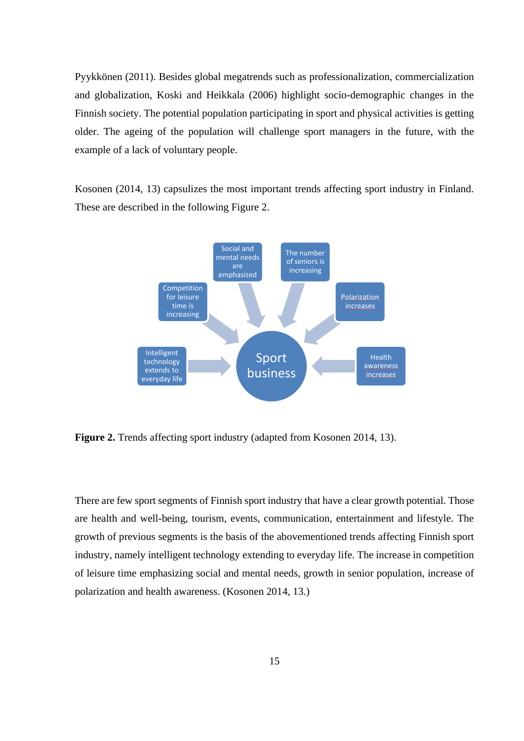Pyykkönen (2011). Besides global megatrends such as professionalization, commercialization and globalization, Koski and Heikkala (2006) highlight socio-demographic changes in the Finnish society. The potential population participating in sport and physical activities is getting older. The ageing of the population will challenge sport managers in the future, with the example of a lack of voluntary people.

Kosonen (2014, 13) capsulizes the most important trends affecting sport industry in Finland. These are described in the following Figure 2.

Social and mental needs are emphasized

The number of seniors is increasing

Competition for leisure time is increasing

Polarization increases

Intelligent technology extends to everyday life

Sport business

Health awareness increases

**Figure 2.** Trends affecting sport industry (adapted from Kosonen 2014, 13).

There are few sport segments of Finnish sport industry that have a clear growth potential. Those are health and well-being, tourism, events, communication, entertainment and lifestyle. The growth of previous segments is the basis of the abovementioned trends affecting Finnish sport industry, namely intelligent technology extending to everyday life. The increase in competition of leisure time emphasizing social and mental needs, growth in senior population, increase of polarization and health awareness. (Kosonen 2014, 13.)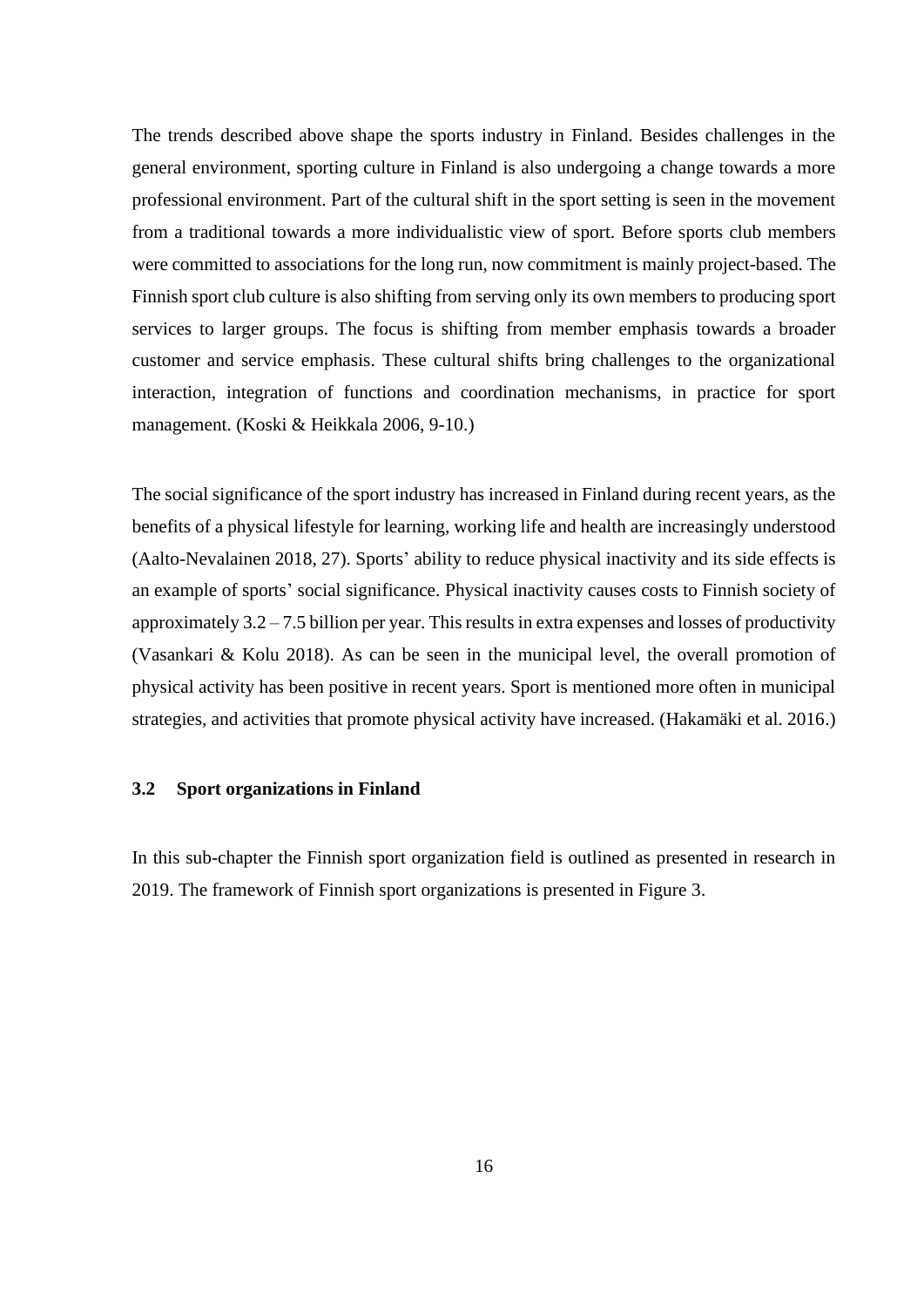The trends described above shape the sports industry in Finland. Besides challenges in the general environment, sporting culture in Finland is also undergoing a change towards a more professional environment. Part of the cultural shift in the sport setting is seen in the movement from a traditional towards a more individualistic view of sport. Before sports club members were committed to associations for the long run, now commitment is mainly project-based. The Finnish sport club culture is also shifting from serving only its own members to producing sport services to larger groups. The focus is shifting from member emphasis towards a broader customer and service emphasis. These cultural shifts bring challenges to the organizational interaction, integration of functions and coordination mechanisms, in practice for sport management. (Koski & Heikkala 2006, 9-10.)

The social significance of the sport industry has increased in Finland during recent years, as the benefits of a physical lifestyle for learning, working life and health are increasingly understood (Aalto-Nevalainen 2018, 27). Sports' ability to reduce physical inactivity and its side effects is an example of sports' social significance. Physical inactivity causes costs to Finnish society of approximately 3.2 – 7.5 billion per year. This results in extra expenses and losses of productivity (Vasankari & Kolu 2018). As can be seen in the municipal level, the overall promotion of physical activity has been positive in recent years. Sport is mentioned more often in municipal strategies, and activities that promote physical activity have increased. (Hakamäki et al. 2016.)

### 3.2 Sport organizations in Finland

In this sub-chapter the Finnish sport organization field is outlined as presented in research in 2019. The framework of Finnish sport organizations is presented in Figure 3.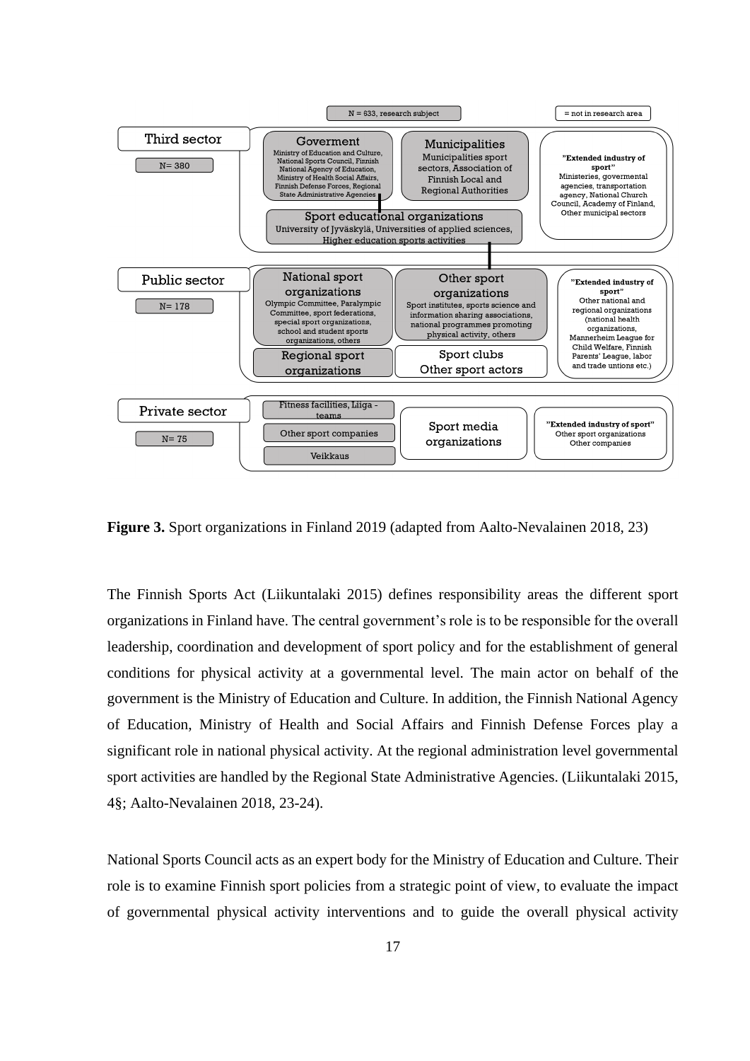N = 633, research subject

= not in research area

**Third sector** (N= 380)

- **Goverment**: Ministry of Education and Culture, National Sports Council, Finnish National Agency of Education, Ministry of Health Social Affairs, Finnish Defense Forces, Regional State Administrative Agencies
- **Municipalities**: Municipalities sport sectors, Association of Finnish Local and Regional Authorities
- **"Extended industry of sport"**: Ministeries, govermental agencies, transportation agency, National Church Council, Academy of Finland, Other municipal sectors
- **Sport educational organizations**: University of Jyväskylä, Universities of applied sciences, Higher education sports activities

**Public sector** (N= 178)

- **National sport organizations**: Olympic Committee, Paralympic Committee, sport federations, special sport organizations, school and student sports organizations, others
- **Other sport organizations**: Sport institutes, sports science and information sharing associations, national programmes promoting physical activity, others
- **"Extended industry of sport"**: Other national and regional organizations (national health organizations, Mannerheim League for Child Welfare, Finnish Parents' League, labor and trade untions etc.)
- **Regional sport organizations**
- **Sport clubs**, Other sport actors

**Private sector** (N= 75)

- Fitness facilities, Liiga - teams
- Other sport companies
- Veikkaus
- **Sport media organizations**
- **"Extended industry of sport"**: Other sport organizations, Other companies

**Figure 3.** Sport organizations in Finland 2019 (adapted from Aalto-Nevalainen 2018, 23)

The Finnish Sports Act (Liikuntalaki 2015) defines responsibility areas the different sport organizations in Finland have. The central government's role is to be responsible for the overall leadership, coordination and development of sport policy and for the establishment of general conditions for physical activity at a governmental level. The main actor on behalf of the government is the Ministry of Education and Culture. In addition, the Finnish National Agency of Education, Ministry of Health and Social Affairs and Finnish Defense Forces play a significant role in national physical activity. At the regional administration level governmental sport activities are handled by the Regional State Administrative Agencies. (Liikuntalaki 2015, 4§; Aalto-Nevalainen 2018, 23-24).

National Sports Council acts as an expert body for the Ministry of Education and Culture. Their role is to examine Finnish sport policies from a strategic point of view, to evaluate the impact of governmental physical activity interventions and to guide the overall physical activity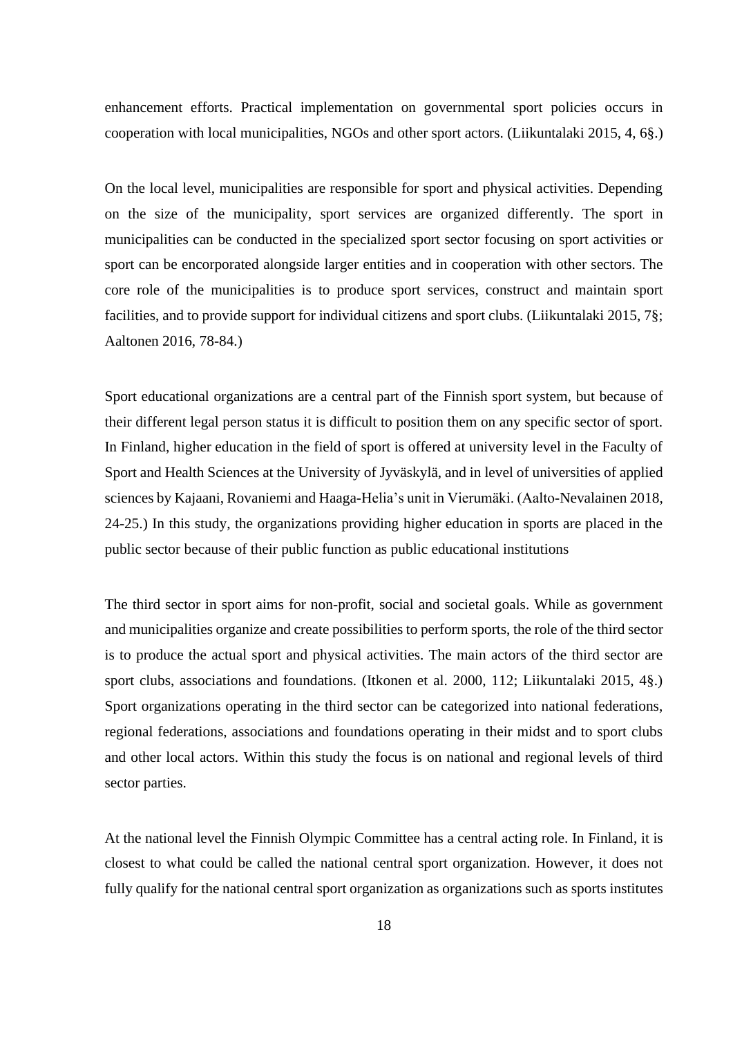enhancement efforts. Practical implementation on governmental sport policies occurs in cooperation with local municipalities, NGOs and other sport actors. (Liikuntalaki 2015, 4, 6§.)

On the local level, municipalities are responsible for sport and physical activities. Depending on the size of the municipality, sport services are organized differently. The sport in municipalities can be conducted in the specialized sport sector focusing on sport activities or sport can be encorporated alongside larger entities and in cooperation with other sectors. The core role of the municipalities is to produce sport services, construct and maintain sport facilities, and to provide support for individual citizens and sport clubs. (Liikuntalaki 2015, 7§; Aaltonen 2016, 78-84.)

Sport educational organizations are a central part of the Finnish sport system, but because of their different legal person status it is difficult to position them on any specific sector of sport. In Finland, higher education in the field of sport is offered at university level in the Faculty of Sport and Health Sciences at the University of Jyväskylä, and in level of universities of applied sciences by Kajaani, Rovaniemi and Haaga-Helia's unit in Vierumäki. (Aalto-Nevalainen 2018, 24-25.) In this study, the organizations providing higher education in sports are placed in the public sector because of their public function as public educational institutions

The third sector in sport aims for non-profit, social and societal goals. While as government and municipalities organize and create possibilities to perform sports, the role of the third sector is to produce the actual sport and physical activities. The main actors of the third sector are sport clubs, associations and foundations. (Itkonen et al. 2000, 112; Liikuntalaki 2015, 4§.) Sport organizations operating in the third sector can be categorized into national federations, regional federations, associations and foundations operating in their midst and to sport clubs and other local actors. Within this study the focus is on national and regional levels of third sector parties.

At the national level the Finnish Olympic Committee has a central acting role. In Finland, it is closest to what could be called the national central sport organization. However, it does not fully qualify for the national central sport organization as organizations such as sports institutes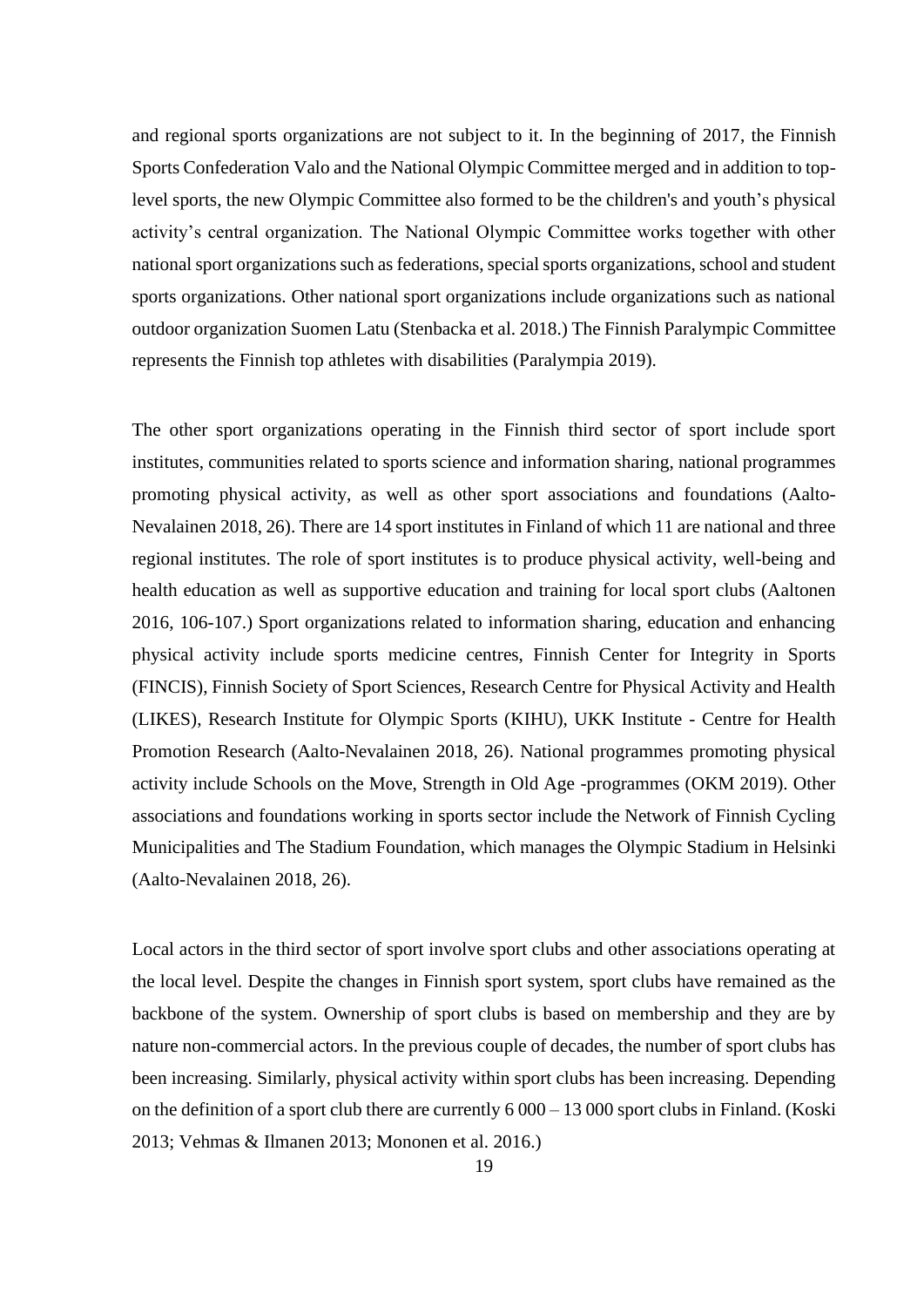and regional sports organizations are not subject to it. In the beginning of 2017, the Finnish Sports Confederation Valo and the National Olympic Committee merged and in addition to top-level sports, the new Olympic Committee also formed to be the children's and youth's physical activity's central organization. The National Olympic Committee works together with other national sport organizations such as federations, special sports organizations, school and student sports organizations. Other national sport organizations include organizations such as national outdoor organization Suomen Latu (Stenbacka et al. 2018.) The Finnish Paralympic Committee represents the Finnish top athletes with disabilities (Paralympia 2019).

The other sport organizations operating in the Finnish third sector of sport include sport institutes, communities related to sports science and information sharing, national programmes promoting physical activity, as well as other sport associations and foundations (Aalto-Nevalainen 2018, 26). There are 14 sport institutes in Finland of which 11 are national and three regional institutes. The role of sport institutes is to produce physical activity, well-being and health education as well as supportive education and training for local sport clubs (Aaltonen 2016, 106-107.) Sport organizations related to information sharing, education and enhancing physical activity include sports medicine centres, Finnish Center for Integrity in Sports (FINCIS), Finnish Society of Sport Sciences, Research Centre for Physical Activity and Health (LIKES), Research Institute for Olympic Sports (KIHU), UKK Institute - Centre for Health Promotion Research (Aalto-Nevalainen 2018, 26). National programmes promoting physical activity include Schools on the Move, Strength in Old Age -programmes (OKM 2019). Other associations and foundations working in sports sector include the Network of Finnish Cycling Municipalities and The Stadium Foundation, which manages the Olympic Stadium in Helsinki (Aalto-Nevalainen 2018, 26).

Local actors in the third sector of sport involve sport clubs and other associations operating at the local level. Despite the changes in Finnish sport system, sport clubs have remained as the backbone of the system. Ownership of sport clubs is based on membership and they are by nature non-commercial actors. In the previous couple of decades, the number of sport clubs has been increasing. Similarly, physical activity within sport clubs has been increasing. Depending on the definition of a sport club there are currently 6 000 – 13 000 sport clubs in Finland. (Koski 2013; Vehmas & Ilmanen 2013; Mononen et al. 2016.)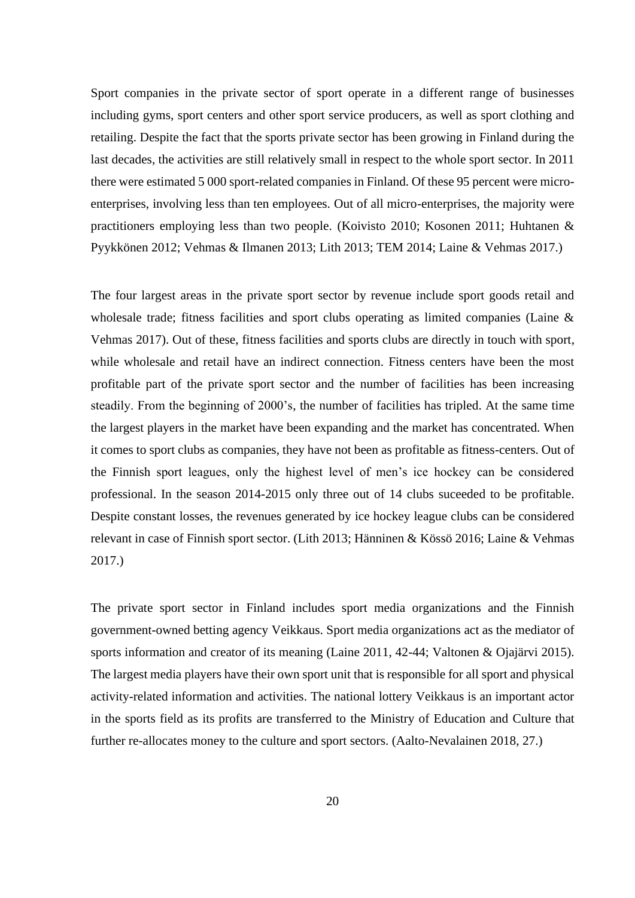Sport companies in the private sector of sport operate in a different range of businesses including gyms, sport centers and other sport service producers, as well as sport clothing and retailing. Despite the fact that the sports private sector has been growing in Finland during the last decades, the activities are still relatively small in respect to the whole sport sector. In 2011 there were estimated 5 000 sport-related companies in Finland. Of these 95 percent were micro-enterprises, involving less than ten employees. Out of all micro-enterprises, the majority were practitioners employing less than two people. (Koivisto 2010; Kosonen 2011; Huhtanen & Pyykkönen 2012; Vehmas & Ilmanen 2013; Lith 2013; TEM 2014; Laine & Vehmas 2017.)

The four largest areas in the private sport sector by revenue include sport goods retail and wholesale trade; fitness facilities and sport clubs operating as limited companies (Laine & Vehmas 2017). Out of these, fitness facilities and sports clubs are directly in touch with sport, while wholesale and retail have an indirect connection. Fitness centers have been the most profitable part of the private sport sector and the number of facilities has been increasing steadily. From the beginning of 2000's, the number of facilities has tripled. At the same time the largest players in the market have been expanding and the market has concentrated. When it comes to sport clubs as companies, they have not been as profitable as fitness-centers. Out of the Finnish sport leagues, only the highest level of men's ice hockey can be considered professional. In the season 2014-2015 only three out of 14 clubs suceeded to be profitable. Despite constant losses, the revenues generated by ice hockey league clubs can be considered relevant in case of Finnish sport sector. (Lith 2013; Hänninen & Kössö 2016; Laine & Vehmas 2017.)

The private sport sector in Finland includes sport media organizations and the Finnish government-owned betting agency Veikkaus. Sport media organizations act as the mediator of sports information and creator of its meaning (Laine 2011, 42-44; Valtonen & Ojajärvi 2015). The largest media players have their own sport unit that is responsible for all sport and physical activity-related information and activities. The national lottery Veikkaus is an important actor in the sports field as its profits are transferred to the Ministry of Education and Culture that further re-allocates money to the culture and sport sectors. (Aalto-Nevalainen 2018, 27.)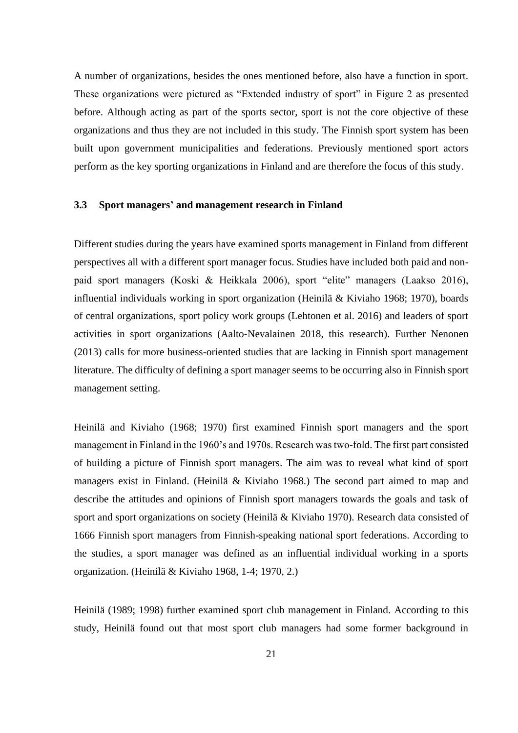A number of organizations, besides the ones mentioned before, also have a function in sport. These organizations were pictured as "Extended industry of sport" in Figure 2 as presented before. Although acting as part of the sports sector, sport is not the core objective of these organizations and thus they are not included in this study. The Finnish sport system has been built upon government municipalities and federations. Previously mentioned sport actors perform as the key sporting organizations in Finland and are therefore the focus of this study.

### 3.3 Sport managers' and management research in Finland

Different studies during the years have examined sports management in Finland from different perspectives all with a different sport manager focus. Studies have included both paid and non-paid sport managers (Koski & Heikkala 2006), sport "elite" managers (Laakso 2016), influential individuals working in sport organization (Heinilä & Kiviaho 1968; 1970), boards of central organizations, sport policy work groups (Lehtonen et al. 2016) and leaders of sport activities in sport organizations (Aalto-Nevalainen 2018, this research). Further Nenonen (2013) calls for more business-oriented studies that are lacking in Finnish sport management literature. The difficulty of defining a sport manager seems to be occurring also in Finnish sport management setting.

Heinilä and Kiviaho (1968; 1970) first examined Finnish sport managers and the sport management in Finland in the 1960's and 1970s. Research was two-fold. The first part consisted of building a picture of Finnish sport managers. The aim was to reveal what kind of sport managers exist in Finland. (Heinilä & Kiviaho 1968.) The second part aimed to map and describe the attitudes and opinions of Finnish sport managers towards the goals and task of sport and sport organizations on society (Heinilä & Kiviaho 1970). Research data consisted of 1666 Finnish sport managers from Finnish-speaking national sport federations. According to the studies, a sport manager was defined as an influential individual working in a sports organization. (Heinilä & Kiviaho 1968, 1-4; 1970, 2.)

Heinilä (1989; 1998) further examined sport club management in Finland. According to this study, Heinilä found out that most sport club managers had some former background in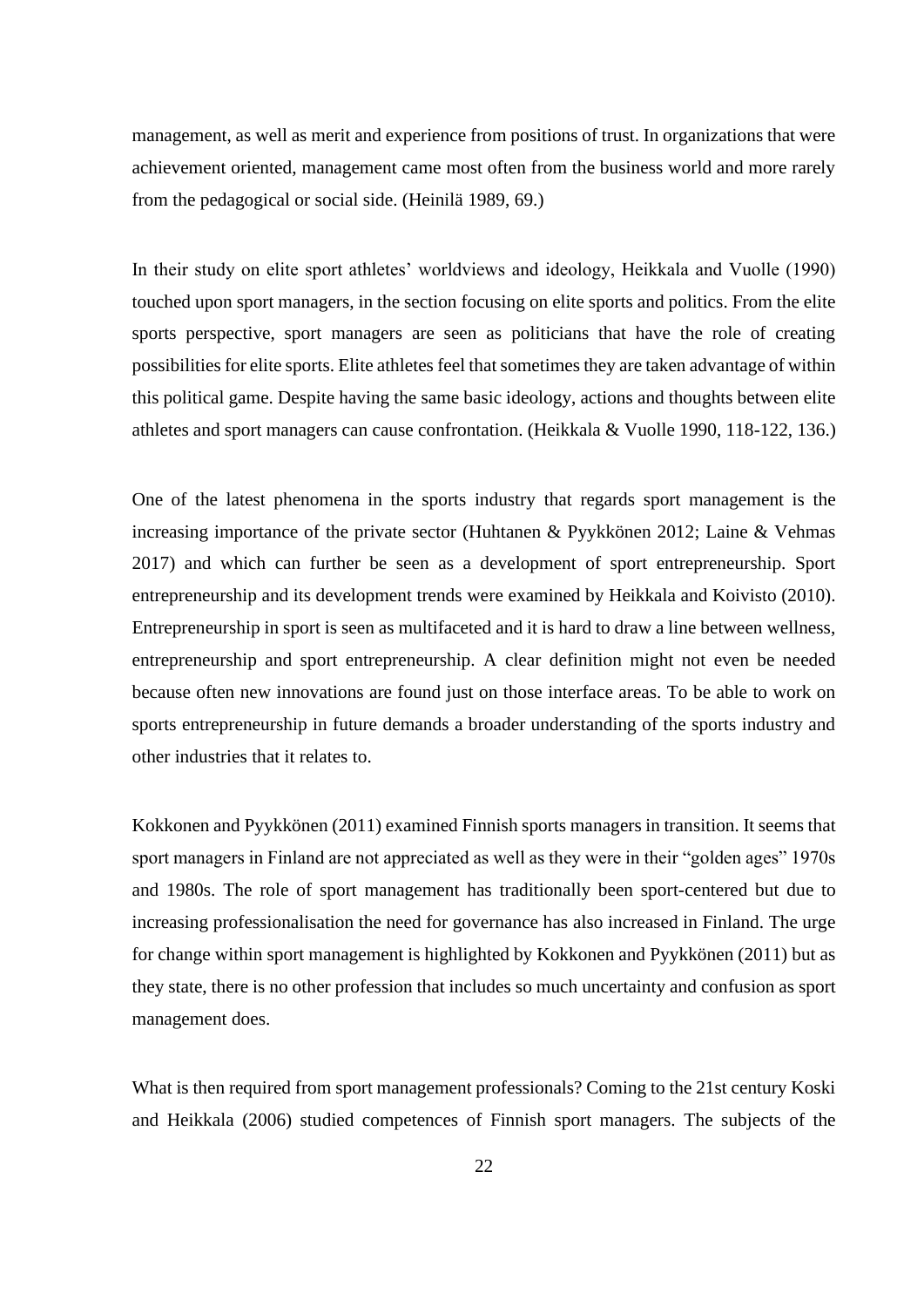management, as well as merit and experience from positions of trust. In organizations that were achievement oriented, management came most often from the business world and more rarely from the pedagogical or social side. (Heinilä 1989, 69.)

In their study on elite sport athletes' worldviews and ideology, Heikkala and Vuolle (1990) touched upon sport managers, in the section focusing on elite sports and politics. From the elite sports perspective, sport managers are seen as politicians that have the role of creating possibilities for elite sports. Elite athletes feel that sometimes they are taken advantage of within this political game. Despite having the same basic ideology, actions and thoughts between elite athletes and sport managers can cause confrontation. (Heikkala & Vuolle 1990, 118-122, 136.)

One of the latest phenomena in the sports industry that regards sport management is the increasing importance of the private sector (Huhtanen & Pyykkönen 2012; Laine & Vehmas 2017) and which can further be seen as a development of sport entrepreneurship. Sport entrepreneurship and its development trends were examined by Heikkala and Koivisto (2010). Entrepreneurship in sport is seen as multifaceted and it is hard to draw a line between wellness, entrepreneurship and sport entrepreneurship. A clear definition might not even be needed because often new innovations are found just on those interface areas. To be able to work on sports entrepreneurship in future demands a broader understanding of the sports industry and other industries that it relates to.

Kokkonen and Pyykkönen (2011) examined Finnish sports managers in transition. It seems that sport managers in Finland are not appreciated as well as they were in their "golden ages" 1970s and 1980s. The role of sport management has traditionally been sport-centered but due to increasing professionalisation the need for governance has also increased in Finland. The urge for change within sport management is highlighted by Kokkonen and Pyykkönen (2011) but as they state, there is no other profession that includes so much uncertainty and confusion as sport management does.

What is then required from sport management professionals? Coming to the 21st century Koski and Heikkala (2006) studied competences of Finnish sport managers. The subjects of the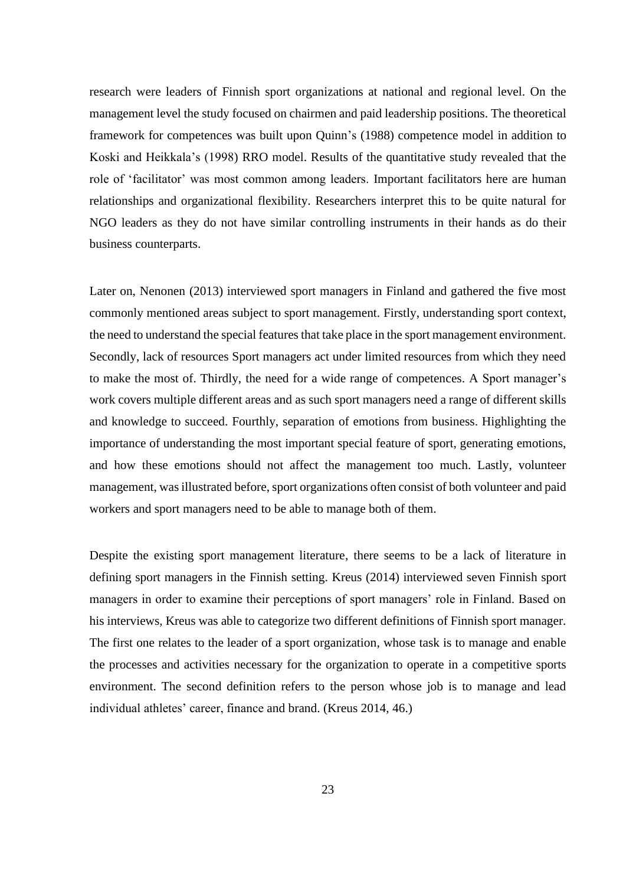research were leaders of Finnish sport organizations at national and regional level. On the management level the study focused on chairmen and paid leadership positions. The theoretical framework for competences was built upon Quinn's (1988) competence model in addition to Koski and Heikkala's (1998) RRO model. Results of the quantitative study revealed that the role of 'facilitator' was most common among leaders. Important facilitators here are human relationships and organizational flexibility. Researchers interpret this to be quite natural for NGO leaders as they do not have similar controlling instruments in their hands as do their business counterparts.

Later on, Nenonen (2013) interviewed sport managers in Finland and gathered the five most commonly mentioned areas subject to sport management. Firstly, understanding sport context, the need to understand the special features that take place in the sport management environment. Secondly, lack of resources Sport managers act under limited resources from which they need to make the most of. Thirdly, the need for a wide range of competences. A Sport manager's work covers multiple different areas and as such sport managers need a range of different skills and knowledge to succeed. Fourthly, separation of emotions from business. Highlighting the importance of understanding the most important special feature of sport, generating emotions, and how these emotions should not affect the management too much. Lastly, volunteer management, was illustrated before, sport organizations often consist of both volunteer and paid workers and sport managers need to be able to manage both of them.

Despite the existing sport management literature, there seems to be a lack of literature in defining sport managers in the Finnish setting. Kreus (2014) interviewed seven Finnish sport managers in order to examine their perceptions of sport managers' role in Finland. Based on his interviews, Kreus was able to categorize two different definitions of Finnish sport manager. The first one relates to the leader of a sport organization, whose task is to manage and enable the processes and activities necessary for the organization to operate in a competitive sports environment. The second definition refers to the person whose job is to manage and lead individual athletes' career, finance and brand. (Kreus 2014, 46.)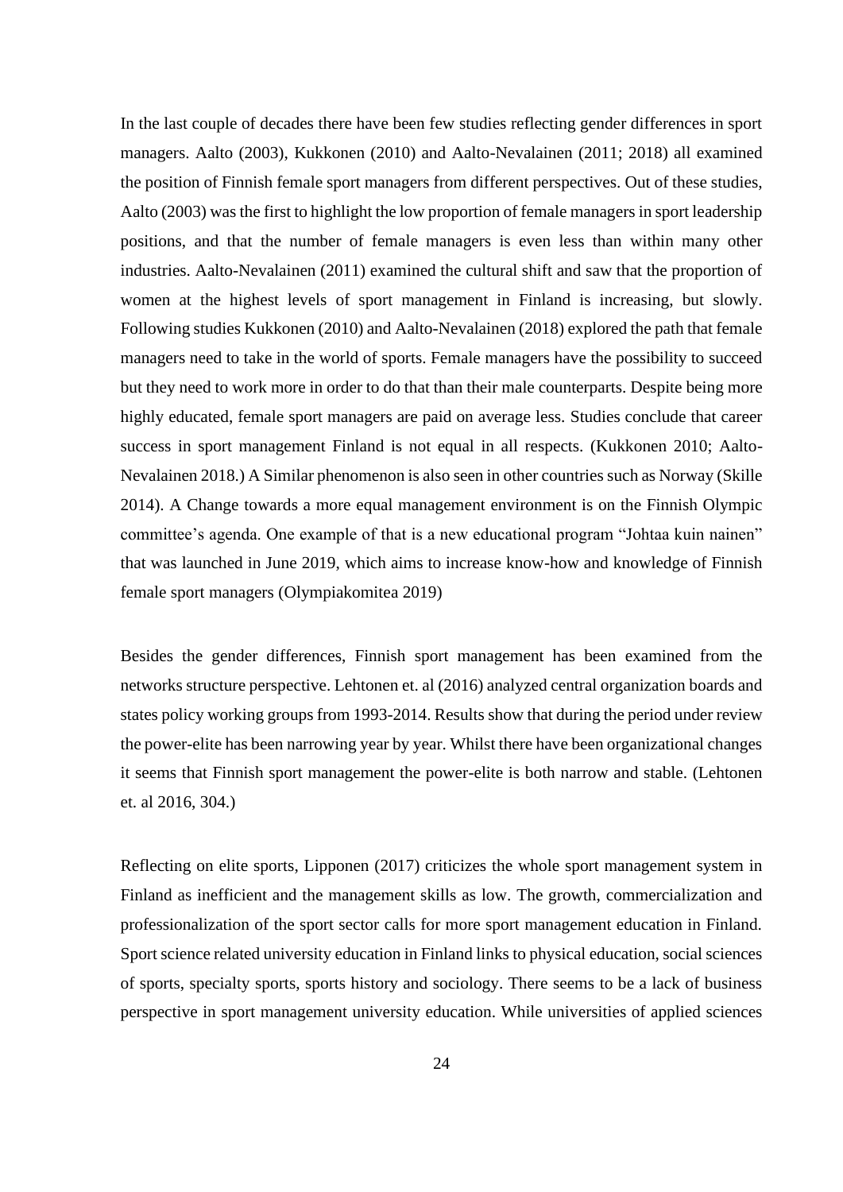In the last couple of decades there have been few studies reflecting gender differences in sport managers. Aalto (2003), Kukkonen (2010) and Aalto-Nevalainen (2011; 2018) all examined the position of Finnish female sport managers from different perspectives. Out of these studies, Aalto (2003) was the first to highlight the low proportion of female managers in sport leadership positions, and that the number of female managers is even less than within many other industries. Aalto-Nevalainen (2011) examined the cultural shift and saw that the proportion of women at the highest levels of sport management in Finland is increasing, but slowly. Following studies Kukkonen (2010) and Aalto-Nevalainen (2018) explored the path that female managers need to take in the world of sports. Female managers have the possibility to succeed but they need to work more in order to do that than their male counterparts. Despite being more highly educated, female sport managers are paid on average less. Studies conclude that career success in sport management Finland is not equal in all respects. (Kukkonen 2010; Aalto-Nevalainen 2018.) A Similar phenomenon is also seen in other countries such as Norway (Skille 2014). A Change towards a more equal management environment is on the Finnish Olympic committee's agenda. One example of that is a new educational program "Johtaa kuin nainen" that was launched in June 2019, which aims to increase know-how and knowledge of Finnish female sport managers (Olympiakomitea 2019)

Besides the gender differences, Finnish sport management has been examined from the networks structure perspective. Lehtonen et. al (2016) analyzed central organization boards and states policy working groups from 1993-2014. Results show that during the period under review the power-elite has been narrowing year by year. Whilst there have been organizational changes it seems that Finnish sport management the power-elite is both narrow and stable. (Lehtonen et. al 2016, 304.)

Reflecting on elite sports, Lipponen (2017) criticizes the whole sport management system in Finland as inefficient and the management skills as low. The growth, commercialization and professionalization of the sport sector calls for more sport management education in Finland. Sport science related university education in Finland links to physical education, social sciences of sports, specialty sports, sports history and sociology. There seems to be a lack of business perspective in sport management university education. While universities of applied sciences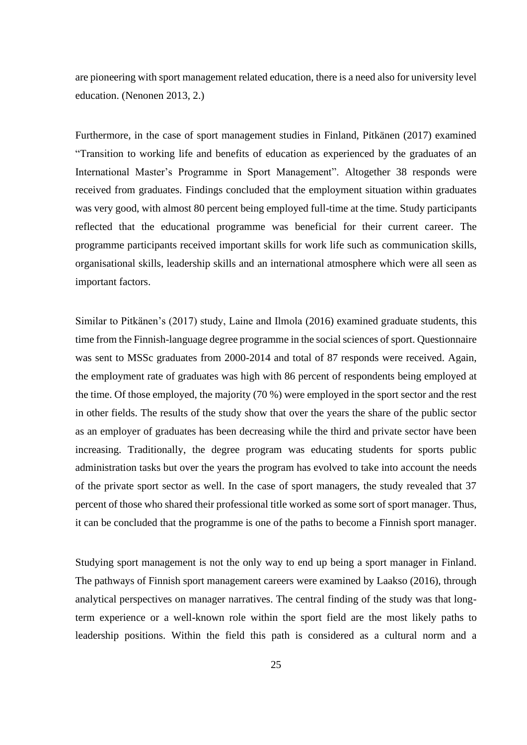are pioneering with sport management related education, there is a need also for university level education. (Nenonen 2013, 2.)

Furthermore, in the case of sport management studies in Finland, Pitkänen (2017) examined "Transition to working life and benefits of education as experienced by the graduates of an International Master's Programme in Sport Management". Altogether 38 responds were received from graduates. Findings concluded that the employment situation within graduates was very good, with almost 80 percent being employed full-time at the time. Study participants reflected that the educational programme was beneficial for their current career. The programme participants received important skills for work life such as communication skills, organisational skills, leadership skills and an international atmosphere which were all seen as important factors.

Similar to Pitkänen's (2017) study, Laine and Ilmola (2016) examined graduate students, this time from the Finnish-language degree programme in the social sciences of sport. Questionnaire was sent to MSSc graduates from 2000-2014 and total of 87 responds were received. Again, the employment rate of graduates was high with 86 percent of respondents being employed at the time. Of those employed, the majority (70 %) were employed in the sport sector and the rest in other fields. The results of the study show that over the years the share of the public sector as an employer of graduates has been decreasing while the third and private sector have been increasing. Traditionally, the degree program was educating students for sports public administration tasks but over the years the program has evolved to take into account the needs of the private sport sector as well. In the case of sport managers, the study revealed that 37 percent of those who shared their professional title worked as some sort of sport manager. Thus, it can be concluded that the programme is one of the paths to become a Finnish sport manager.

Studying sport management is not the only way to end up being a sport manager in Finland. The pathways of Finnish sport management careers were examined by Laakso (2016), through analytical perspectives on manager narratives. The central finding of the study was that long-term experience or a well-known role within the sport field are the most likely paths to leadership positions. Within the field this path is considered as a cultural norm and a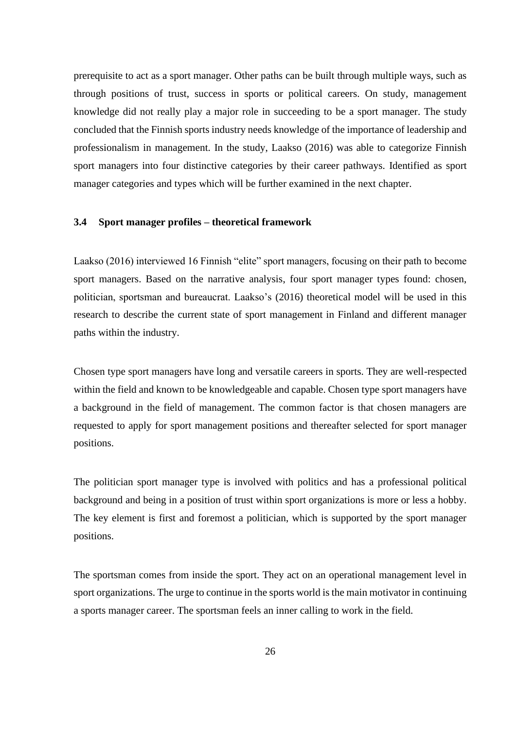prerequisite to act as a sport manager. Other paths can be built through multiple ways, such as through positions of trust, success in sports or political careers. On study, management knowledge did not really play a major role in succeeding to be a sport manager. The study concluded that the Finnish sports industry needs knowledge of the importance of leadership and professionalism in management. In the study, Laakso (2016) was able to categorize Finnish sport managers into four distinctive categories by their career pathways. Identified as sport manager categories and types which will be further examined in the next chapter.

### 3.4 Sport manager profiles – theoretical framework

Laakso (2016) interviewed 16 Finnish "elite" sport managers, focusing on their path to become sport managers. Based on the narrative analysis, four sport manager types found: chosen, politician, sportsman and bureaucrat. Laakso's (2016) theoretical model will be used in this research to describe the current state of sport management in Finland and different manager paths within the industry.

Chosen type sport managers have long and versatile careers in sports. They are well-respected within the field and known to be knowledgeable and capable. Chosen type sport managers have a background in the field of management. The common factor is that chosen managers are requested to apply for sport management positions and thereafter selected for sport manager positions.

The politician sport manager type is involved with politics and has a professional political background and being in a position of trust within sport organizations is more or less a hobby. The key element is first and foremost a politician, which is supported by the sport manager positions.

The sportsman comes from inside the sport. They act on an operational management level in sport organizations. The urge to continue in the sports world is the main motivator in continuing a sports manager career. The sportsman feels an inner calling to work in the field.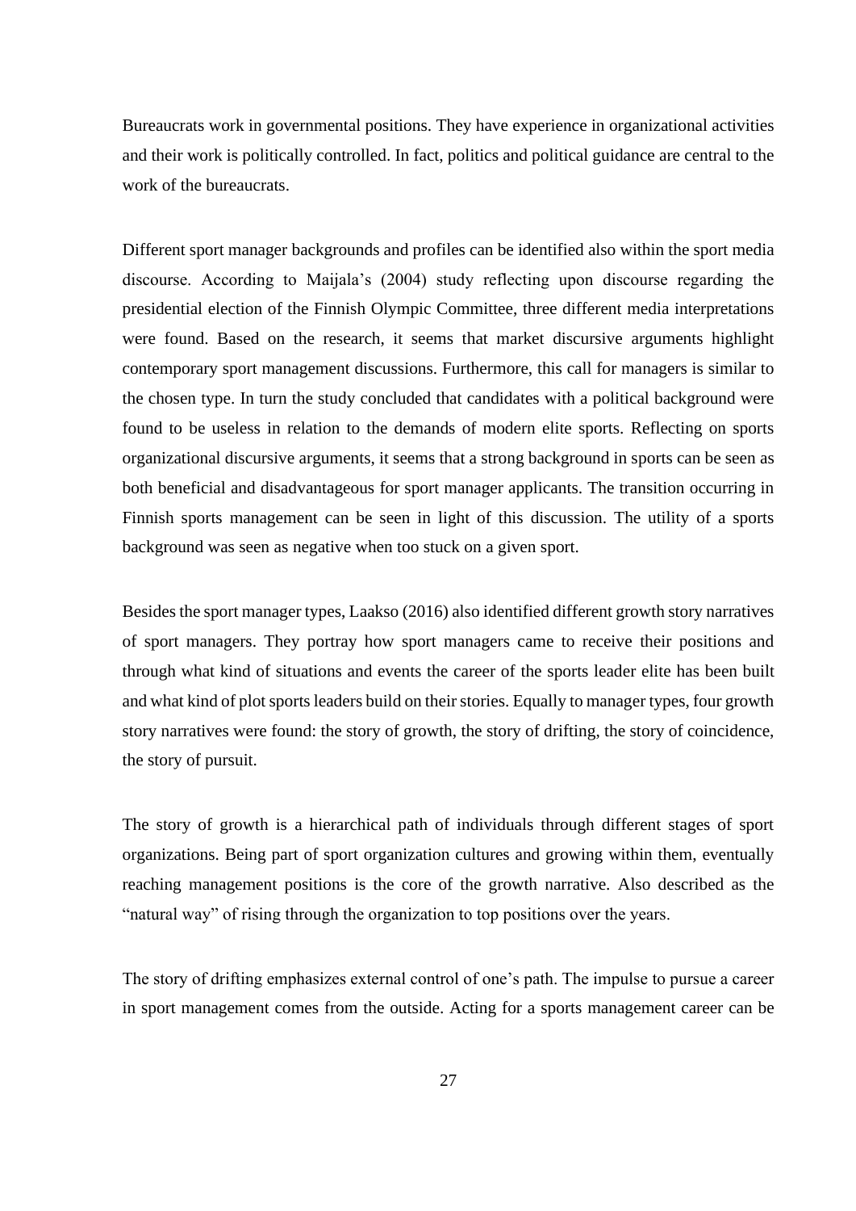Bureaucrats work in governmental positions. They have experience in organizational activities and their work is politically controlled. In fact, politics and political guidance are central to the work of the bureaucrats.

Different sport manager backgrounds and profiles can be identified also within the sport media discourse. According to Maijala's (2004) study reflecting upon discourse regarding the presidential election of the Finnish Olympic Committee, three different media interpretations were found. Based on the research, it seems that market discursive arguments highlight contemporary sport management discussions. Furthermore, this call for managers is similar to the chosen type. In turn the study concluded that candidates with a political background were found to be useless in relation to the demands of modern elite sports. Reflecting on sports organizational discursive arguments, it seems that a strong background in sports can be seen as both beneficial and disadvantageous for sport manager applicants. The transition occurring in Finnish sports management can be seen in light of this discussion. The utility of a sports background was seen as negative when too stuck on a given sport.

Besides the sport manager types, Laakso (2016) also identified different growth story narratives of sport managers. They portray how sport managers came to receive their positions and through what kind of situations and events the career of the sports leader elite has been built and what kind of plot sports leaders build on their stories. Equally to manager types, four growth story narratives were found: the story of growth, the story of drifting, the story of coincidence, the story of pursuit.

The story of growth is a hierarchical path of individuals through different stages of sport organizations. Being part of sport organization cultures and growing within them, eventually reaching management positions is the core of the growth narrative. Also described as the "natural way" of rising through the organization to top positions over the years.

The story of drifting emphasizes external control of one's path. The impulse to pursue a career in sport management comes from the outside. Acting for a sports management career can be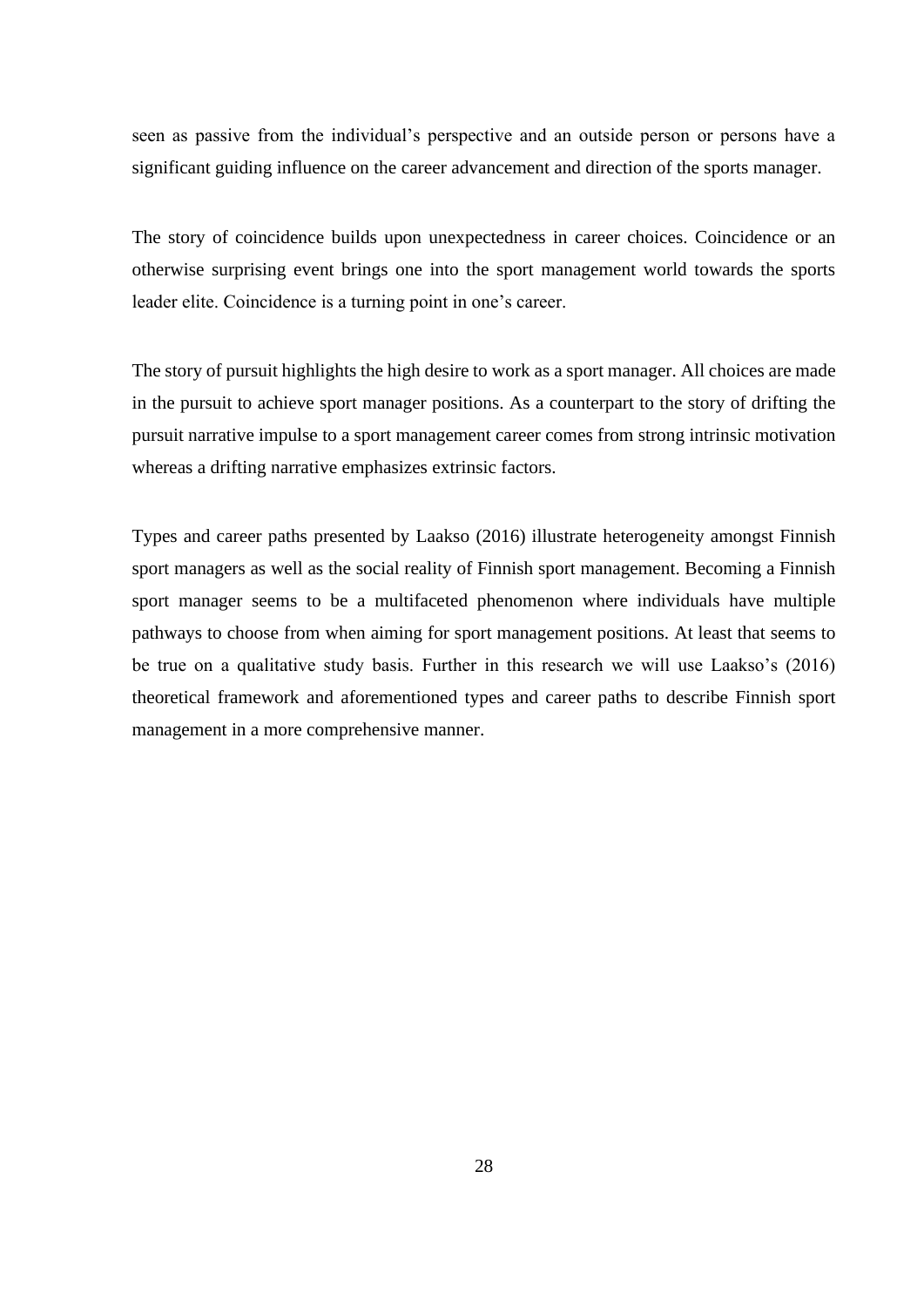seen as passive from the individual's perspective and an outside person or persons have a significant guiding influence on the career advancement and direction of the sports manager.

The story of coincidence builds upon unexpectedness in career choices. Coincidence or an otherwise surprising event brings one into the sport management world towards the sports leader elite. Coincidence is a turning point in one's career.

The story of pursuit highlights the high desire to work as a sport manager. All choices are made in the pursuit to achieve sport manager positions. As a counterpart to the story of drifting the pursuit narrative impulse to a sport management career comes from strong intrinsic motivation whereas a drifting narrative emphasizes extrinsic factors.

Types and career paths presented by Laakso (2016) illustrate heterogeneity amongst Finnish sport managers as well as the social reality of Finnish sport management. Becoming a Finnish sport manager seems to be a multifaceted phenomenon where individuals have multiple pathways to choose from when aiming for sport management positions. At least that seems to be true on a qualitative study basis. Further in this research we will use Laakso's (2016) theoretical framework and aforementioned types and career paths to describe Finnish sport management in a more comprehensive manner.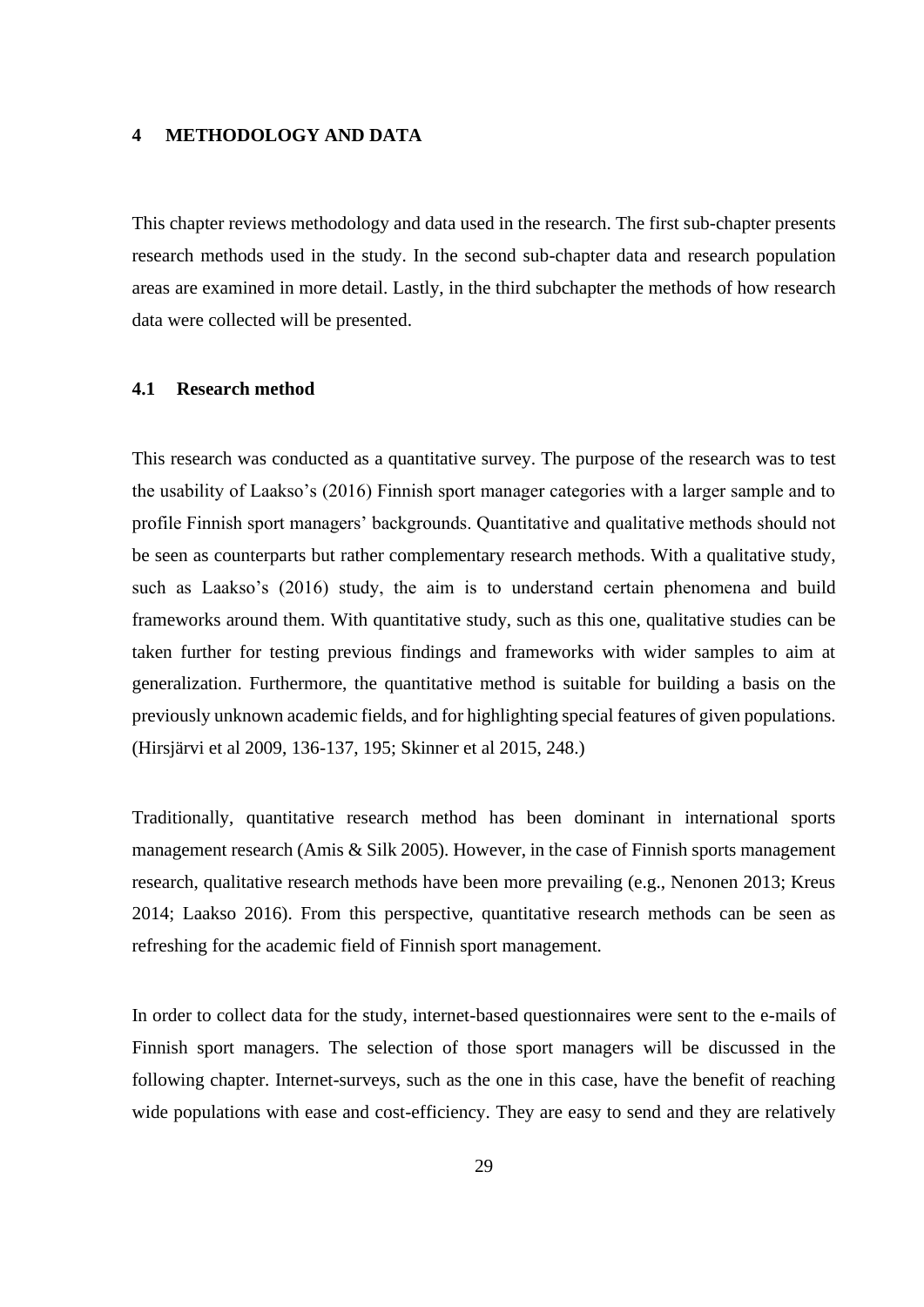# 4 METHODOLOGY AND DATA

This chapter reviews methodology and data used in the research. The first sub-chapter presents research methods used in the study. In the second sub-chapter data and research population areas are examined in more detail. Lastly, in the third subchapter the methods of how research data were collected will be presented.

## 4.1 Research method

This research was conducted as a quantitative survey. The purpose of the research was to test the usability of Laakso's (2016) Finnish sport manager categories with a larger sample and to profile Finnish sport managers' backgrounds. Quantitative and qualitative methods should not be seen as counterparts but rather complementary research methods. With a qualitative study, such as Laakso's (2016) study, the aim is to understand certain phenomena and build frameworks around them. With quantitative study, such as this one, qualitative studies can be taken further for testing previous findings and frameworks with wider samples to aim at generalization. Furthermore, the quantitative method is suitable for building a basis on the previously unknown academic fields, and for highlighting special features of given populations. (Hirsjärvi et al 2009, 136-137, 195; Skinner et al 2015, 248.)

Traditionally, quantitative research method has been dominant in international sports management research (Amis & Silk 2005). However, in the case of Finnish sports management research, qualitative research methods have been more prevailing (e.g., Nenonen 2013; Kreus 2014; Laakso 2016). From this perspective, quantitative research methods can be seen as refreshing for the academic field of Finnish sport management.

In order to collect data for the study, internet-based questionnaires were sent to the e-mails of Finnish sport managers. The selection of those sport managers will be discussed in the following chapter. Internet-surveys, such as the one in this case, have the benefit of reaching wide populations with ease and cost-efficiency. They are easy to send and they are relatively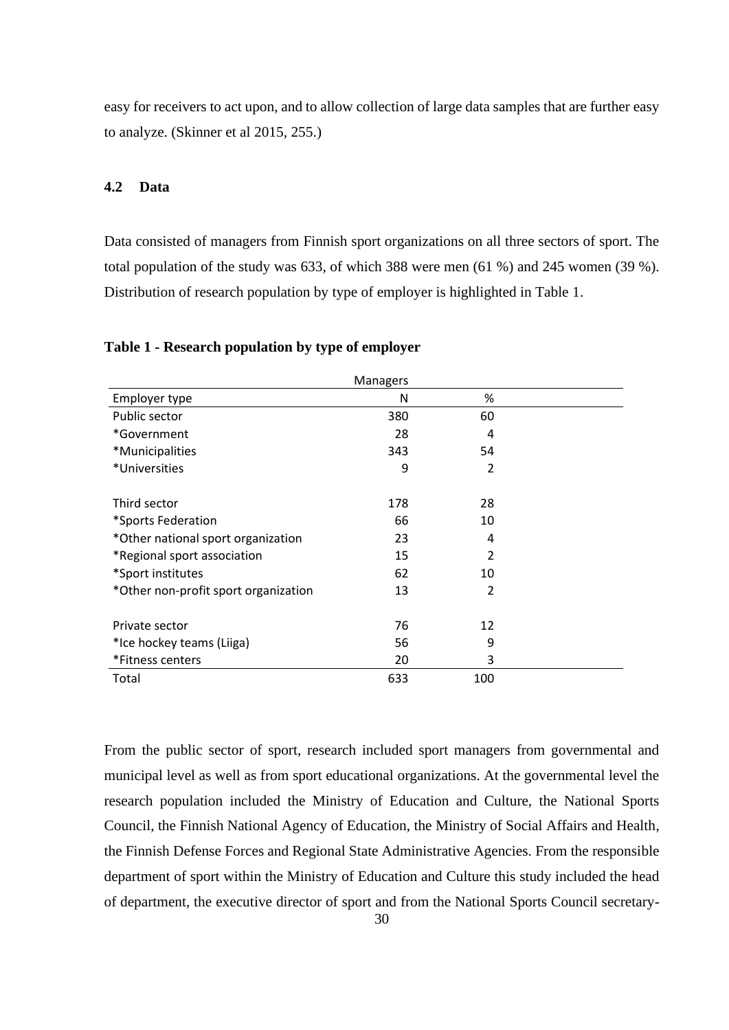easy for receivers to act upon, and to allow collection of large data samples that are further easy to analyze. (Skinner et al 2015, 255.)

### 4.2 Data

Data consisted of managers from Finnish sport organizations on all three sectors of sport. The total population of the study was 633, of which 388 were men (61 %) and 245 women (39 %). Distribution of research population by type of employer is highlighted in Table 1.

**Table 1 - Research population by type of employer**

| | Managers | |
|---|---|---|
| Employer type | N | % |
| Public sector | 380 | 60 |
| *Government | 28 | 4 |
| *Municipalities | 343 | 54 |
| *Universities | 9 | 2 |
| | | |
| Third sector | 178 | 28 |
| *Sports Federation | 66 | 10 |
| *Other national sport organization | 23 | 4 |
| *Regional sport association | 15 | 2 |
| *Sport institutes | 62 | 10 |
| *Other non-profit sport organization | 13 | 2 |
| | | |
| Private sector | 76 | 12 |
| *Ice hockey teams (Liiga) | 56 | 9 |
| *Fitness centers | 20 | 3 |
| Total | 633 | 100 |

From the public sector of sport, research included sport managers from governmental and municipal level as well as from sport educational organizations. At the governmental level the research population included the Ministry of Education and Culture, the National Sports Council, the Finnish National Agency of Education, the Ministry of Social Affairs and Health, the Finnish Defense Forces and Regional State Administrative Agencies. From the responsible department of sport within the Ministry of Education and Culture this study included the head of department, the executive director of sport and from the National Sports Council secretary-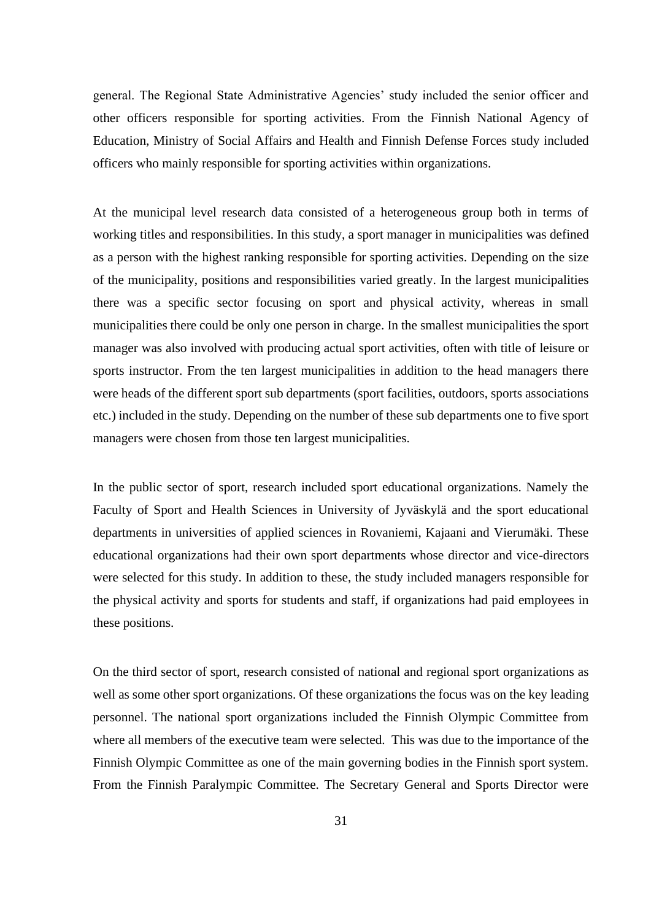general. The Regional State Administrative Agencies' study included the senior officer and other officers responsible for sporting activities. From the Finnish National Agency of Education, Ministry of Social Affairs and Health and Finnish Defense Forces study included officers who mainly responsible for sporting activities within organizations.

At the municipal level research data consisted of a heterogeneous group both in terms of working titles and responsibilities. In this study, a sport manager in municipalities was defined as a person with the highest ranking responsible for sporting activities. Depending on the size of the municipality, positions and responsibilities varied greatly. In the largest municipalities there was a specific sector focusing on sport and physical activity, whereas in small municipalities there could be only one person in charge. In the smallest municipalities the sport manager was also involved with producing actual sport activities, often with title of leisure or sports instructor. From the ten largest municipalities in addition to the head managers there were heads of the different sport sub departments (sport facilities, outdoors, sports associations etc.) included in the study. Depending on the number of these sub departments one to five sport managers were chosen from those ten largest municipalities.

In the public sector of sport, research included sport educational organizations. Namely the Faculty of Sport and Health Sciences in University of Jyväskylä and the sport educational departments in universities of applied sciences in Rovaniemi, Kajaani and Vierumäki. These educational organizations had their own sport departments whose director and vice-directors were selected for this study. In addition to these, the study included managers responsible for the physical activity and sports for students and staff, if organizations had paid employees in these positions.

On the third sector of sport, research consisted of national and regional sport organizations as well as some other sport organizations. Of these organizations the focus was on the key leading personnel. The national sport organizations included the Finnish Olympic Committee from where all members of the executive team were selected. This was due to the importance of the Finnish Olympic Committee as one of the main governing bodies in the Finnish sport system. From the Finnish Paralympic Committee. The Secretary General and Sports Director were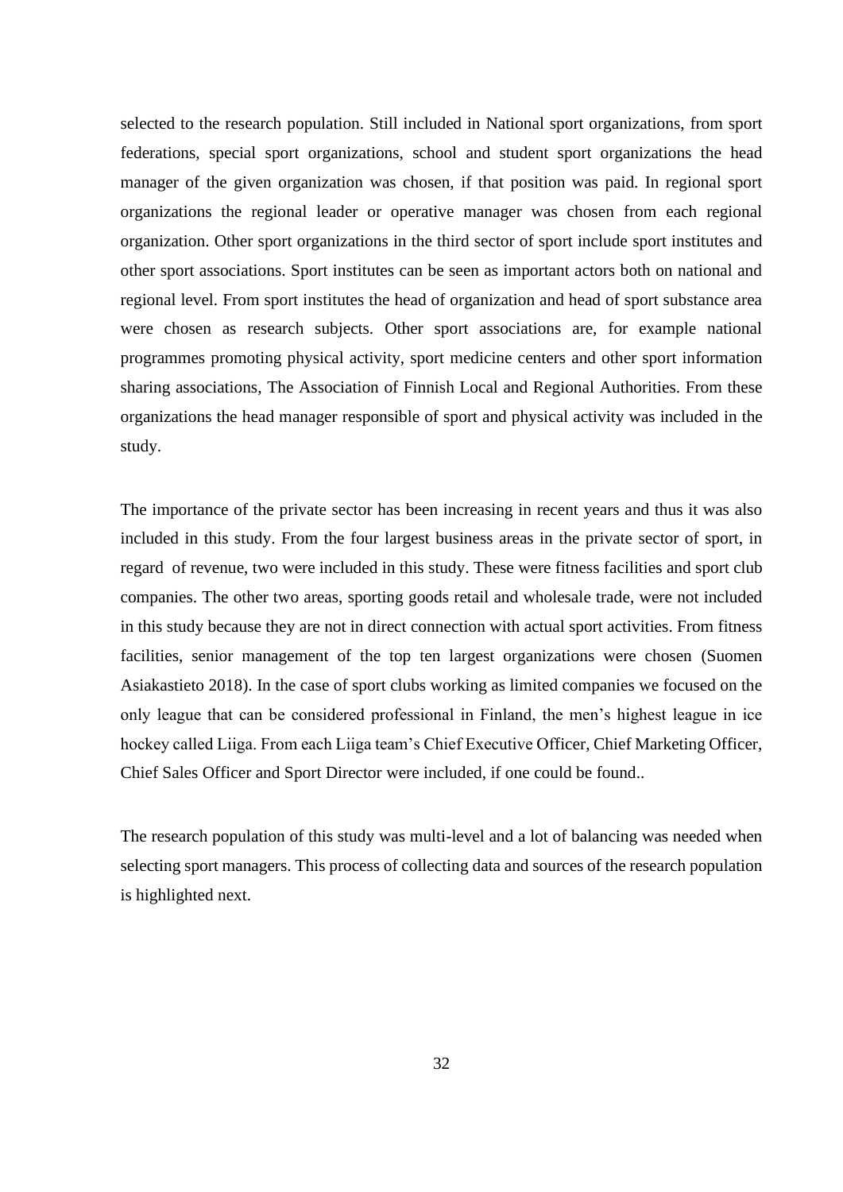selected to the research population. Still included in National sport organizations, from sport federations, special sport organizations, school and student sport organizations the head manager of the given organization was chosen, if that position was paid. In regional sport organizations the regional leader or operative manager was chosen from each regional organization. Other sport organizations in the third sector of sport include sport institutes and other sport associations. Sport institutes can be seen as important actors both on national and regional level. From sport institutes the head of organization and head of sport substance area were chosen as research subjects. Other sport associations are, for example national programmes promoting physical activity, sport medicine centers and other sport information sharing associations, The Association of Finnish Local and Regional Authorities. From these organizations the head manager responsible of sport and physical activity was included in the study.

The importance of the private sector has been increasing in recent years and thus it was also included in this study. From the four largest business areas in the private sector of sport, in regard of revenue, two were included in this study. These were fitness facilities and sport club companies. The other two areas, sporting goods retail and wholesale trade, were not included in this study because they are not in direct connection with actual sport activities. From fitness facilities, senior management of the top ten largest organizations were chosen (Suomen Asiakastieto 2018). In the case of sport clubs working as limited companies we focused on the only league that can be considered professional in Finland, the men's highest league in ice hockey called Liiga. From each Liiga team's Chief Executive Officer, Chief Marketing Officer, Chief Sales Officer and Sport Director were included, if one could be found..

The research population of this study was multi-level and a lot of balancing was needed when selecting sport managers. This process of collecting data and sources of the research population is highlighted next.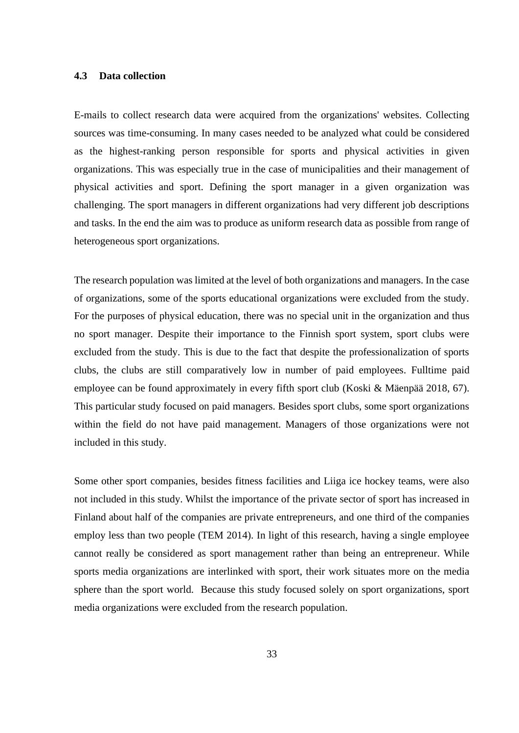### 4.3 Data collection

E-mails to collect research data were acquired from the organizations' websites. Collecting sources was time-consuming. In many cases needed to be analyzed what could be considered as the highest-ranking person responsible for sports and physical activities in given organizations. This was especially true in the case of municipalities and their management of physical activities and sport. Defining the sport manager in a given organization was challenging. The sport managers in different organizations had very different job descriptions and tasks. In the end the aim was to produce as uniform research data as possible from range of heterogeneous sport organizations.

The research population was limited at the level of both organizations and managers. In the case of organizations, some of the sports educational organizations were excluded from the study. For the purposes of physical education, there was no special unit in the organization and thus no sport manager. Despite their importance to the Finnish sport system, sport clubs were excluded from the study. This is due to the fact that despite the professionalization of sports clubs, the clubs are still comparatively low in number of paid employees. Fulltime paid employee can be found approximately in every fifth sport club (Koski & Mäenpää 2018, 67). This particular study focused on paid managers. Besides sport clubs, some sport organizations within the field do not have paid management. Managers of those organizations were not included in this study.

Some other sport companies, besides fitness facilities and Liiga ice hockey teams, were also not included in this study. Whilst the importance of the private sector of sport has increased in Finland about half of the companies are private entrepreneurs, and one third of the companies employ less than two people (TEM 2014). In light of this research, having a single employee cannot really be considered as sport management rather than being an entrepreneur. While sports media organizations are interlinked with sport, their work situates more on the media sphere than the sport world. Because this study focused solely on sport organizations, sport media organizations were excluded from the research population.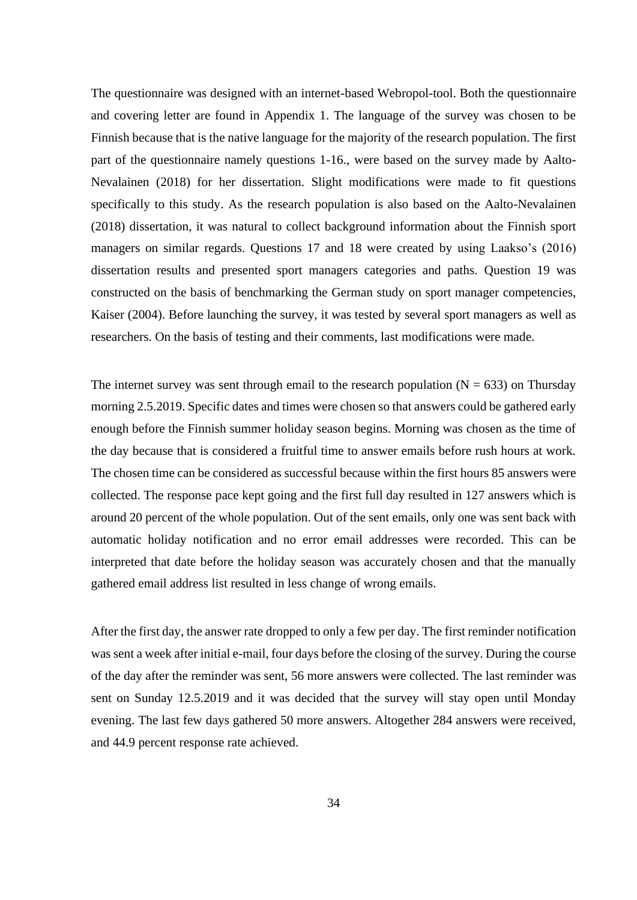The questionnaire was designed with an internet-based Webropol-tool. Both the questionnaire and covering letter are found in Appendix 1. The language of the survey was chosen to be Finnish because that is the native language for the majority of the research population. The first part of the questionnaire namely questions 1-16., were based on the survey made by Aalto-Nevalainen (2018) for her dissertation. Slight modifications were made to fit questions specifically to this study. As the research population is also based on the Aalto-Nevalainen (2018) dissertation, it was natural to collect background information about the Finnish sport managers on similar regards. Questions 17 and 18 were created by using Laakso's (2016) dissertation results and presented sport managers categories and paths. Question 19 was constructed on the basis of benchmarking the German study on sport manager competencies, Kaiser (2004). Before launching the survey, it was tested by several sport managers as well as researchers. On the basis of testing and their comments, last modifications were made.

The internet survey was sent through email to the research population (N = 633) on Thursday morning 2.5.2019. Specific dates and times were chosen so that answers could be gathered early enough before the Finnish summer holiday season begins. Morning was chosen as the time of the day because that is considered a fruitful time to answer emails before rush hours at work. The chosen time can be considered as successful because within the first hours 85 answers were collected. The response pace kept going and the first full day resulted in 127 answers which is around 20 percent of the whole population. Out of the sent emails, only one was sent back with automatic holiday notification and no error email addresses were recorded. This can be interpreted that date before the holiday season was accurately chosen and that the manually gathered email address list resulted in less change of wrong emails.

After the first day, the answer rate dropped to only a few per day. The first reminder notification was sent a week after initial e-mail, four days before the closing of the survey. During the course of the day after the reminder was sent, 56 more answers were collected. The last reminder was sent on Sunday 12.5.2019 and it was decided that the survey will stay open until Monday evening. The last few days gathered 50 more answers. Altogether 284 answers were received, and 44.9 percent response rate achieved.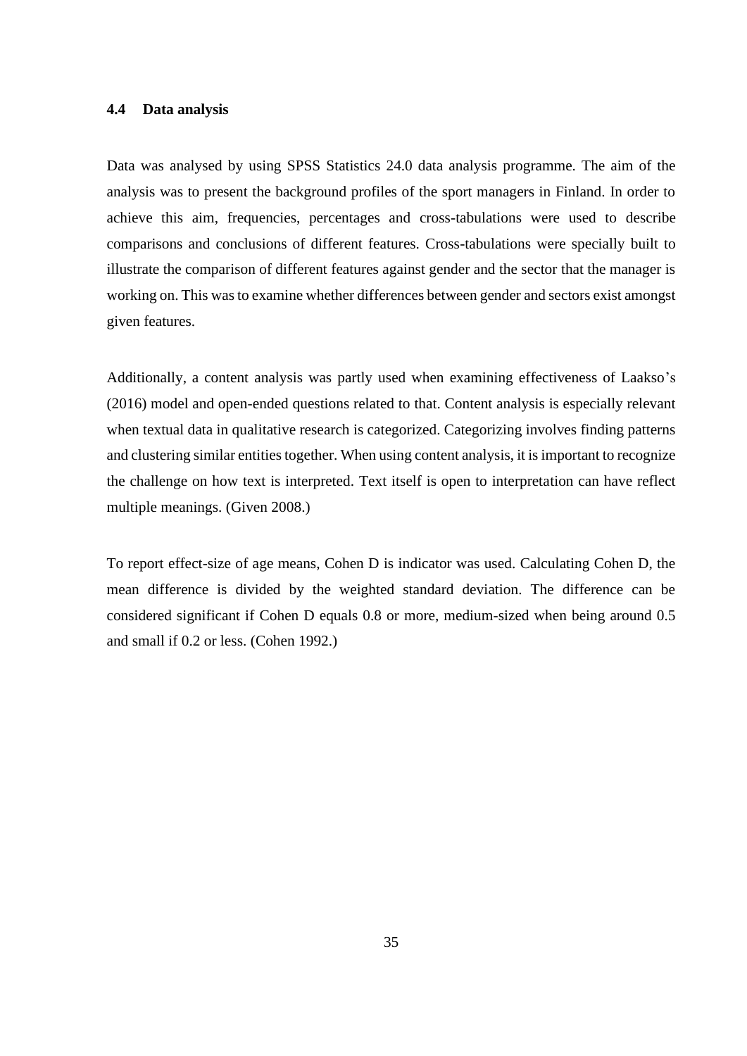### 4.4 Data analysis

Data was analysed by using SPSS Statistics 24.0 data analysis programme. The aim of the analysis was to present the background profiles of the sport managers in Finland. In order to achieve this aim, frequencies, percentages and cross-tabulations were used to describe comparisons and conclusions of different features. Cross-tabulations were specially built to illustrate the comparison of different features against gender and the sector that the manager is working on. This was to examine whether differences between gender and sectors exist amongst given features.

Additionally, a content analysis was partly used when examining effectiveness of Laakso's (2016) model and open-ended questions related to that. Content analysis is especially relevant when textual data in qualitative research is categorized. Categorizing involves finding patterns and clustering similar entities together. When using content analysis, it is important to recognize the challenge on how text is interpreted. Text itself is open to interpretation can have reflect multiple meanings. (Given 2008.)

To report effect-size of age means, Cohen D is indicator was used. Calculating Cohen D, the mean difference is divided by the weighted standard deviation. The difference can be considered significant if Cohen D equals 0.8 or more, medium-sized when being around 0.5 and small if 0.2 or less. (Cohen 1992.)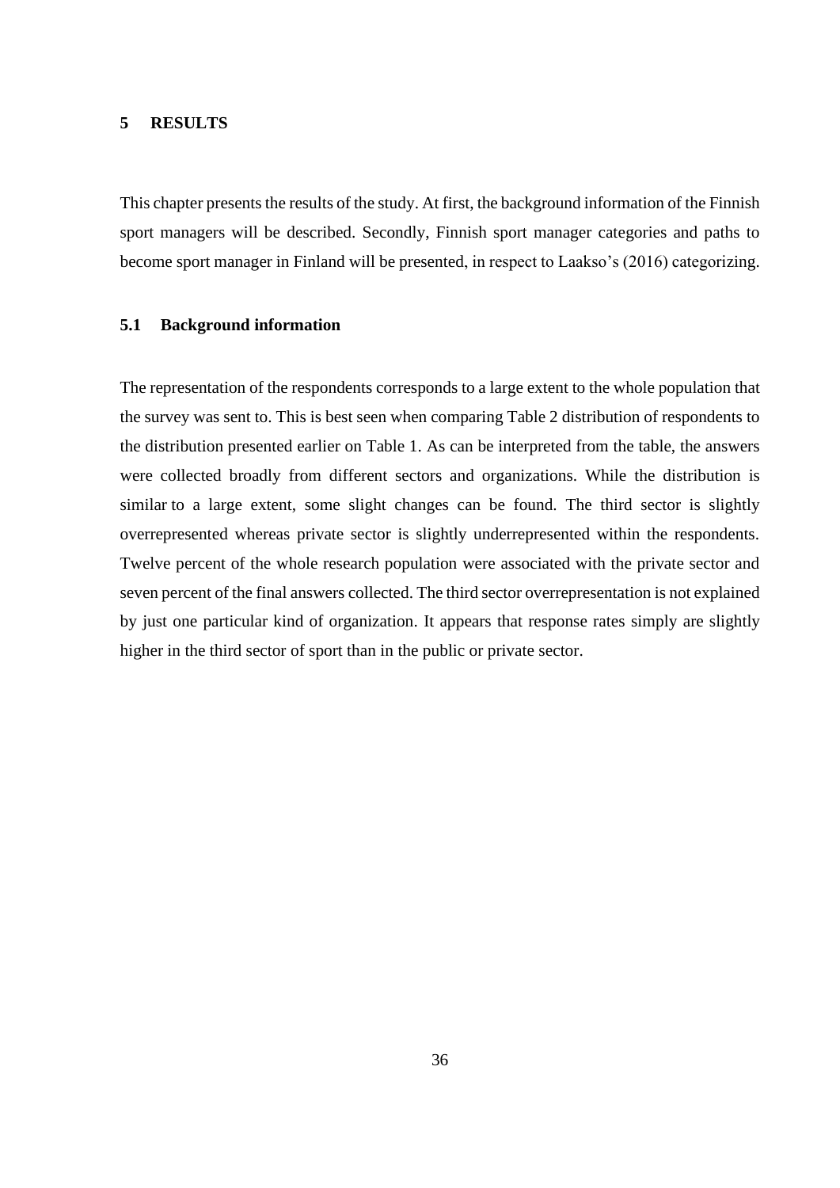# 5 RESULTS

This chapter presents the results of the study. At first, the background information of the Finnish sport managers will be described. Secondly, Finnish sport manager categories and paths to become sport manager in Finland will be presented, in respect to Laakso's (2016) categorizing.

## 5.1 Background information

The representation of the respondents corresponds to a large extent to the whole population that the survey was sent to. This is best seen when comparing Table 2 distribution of respondents to the distribution presented earlier on Table 1. As can be interpreted from the table, the answers were collected broadly from different sectors and organizations. While the distribution is similar to a large extent, some slight changes can be found. The third sector is slightly overrepresented whereas private sector is slightly underrepresented within the respondents. Twelve percent of the whole research population were associated with the private sector and seven percent of the final answers collected. The third sector overrepresentation is not explained by just one particular kind of organization. It appears that response rates simply are slightly higher in the third sector of sport than in the public or private sector.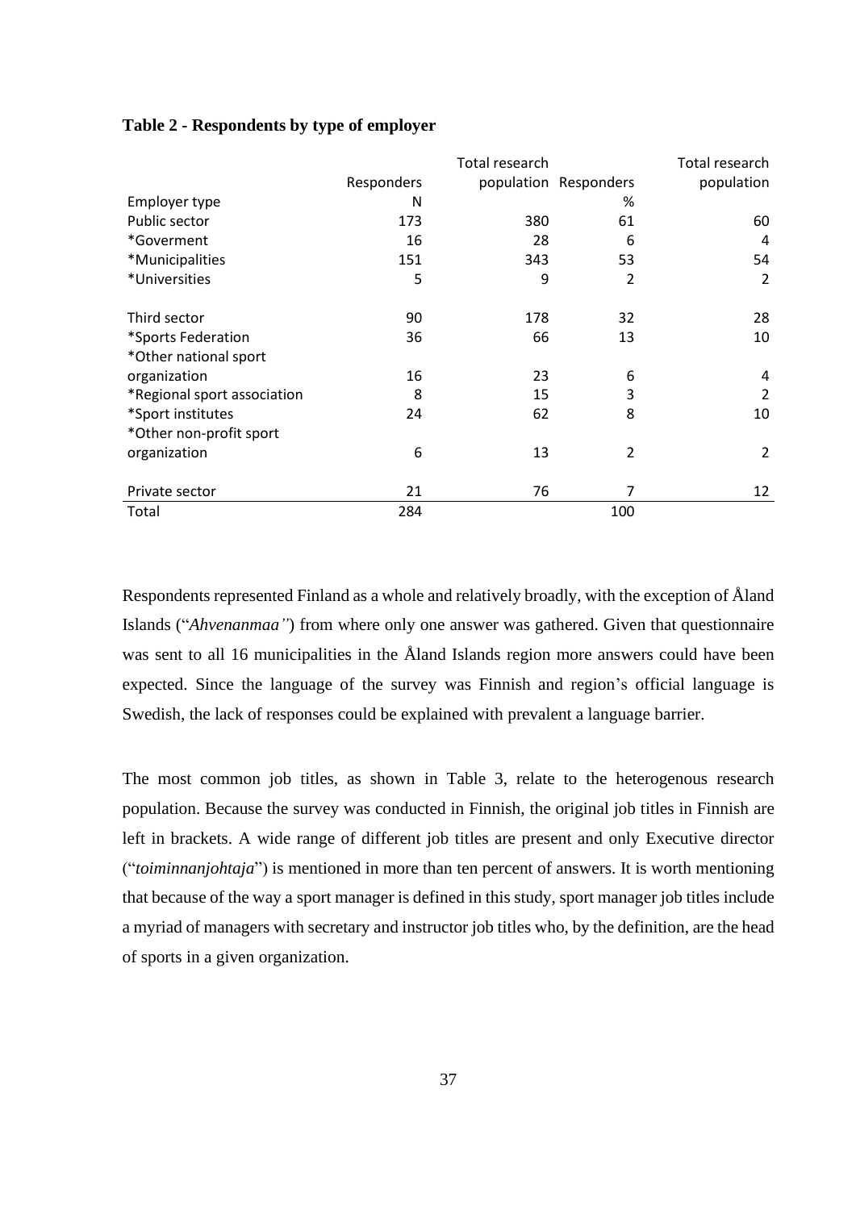**Table 2 - Respondents by type of employer**

| Employer type | Responders N | Total research population | Responders % | Total research population |
|---|---|---|---|---|
| Public sector | 173 | 380 | 61 | 60 |
| *Goverment | 16 | 28 | 6 | 4 |
| *Municipalities | 151 | 343 | 53 | 54 |
| *Universities | 5 | 9 | 2 | 2 |
| Third sector | 90 | 178 | 32 | 28 |
| *Sports Federation | 36 | 66 | 13 | 10 |
| *Other national sport organization | 16 | 23 | 6 | 4 |
| *Regional sport association | 8 | 15 | 3 | 2 |
| *Sport institutes | 24 | 62 | 8 | 10 |
| *Other non-profit sport organization | 6 | 13 | 2 | 2 |
| Private sector | 21 | 76 | 7 | 12 |
| Total | 284 | | 100 | |

Respondents represented Finland as a whole and relatively broadly, with the exception of Åland Islands ("*Ahvenanmaa"*) from where only one answer was gathered. Given that questionnaire was sent to all 16 municipalities in the Åland Islands region more answers could have been expected. Since the language of the survey was Finnish and region's official language is Swedish, the lack of responses could be explained with prevalent a language barrier.

The most common job titles, as shown in Table 3, relate to the heterogenous research population. Because the survey was conducted in Finnish, the original job titles in Finnish are left in brackets. A wide range of different job titles are present and only Executive director ("*toiminnanjohtaja*") is mentioned in more than ten percent of answers. It is worth mentioning that because of the way a sport manager is defined in this study, sport manager job titles include a myriad of managers with secretary and instructor job titles who, by the definition, are the head of sports in a given organization.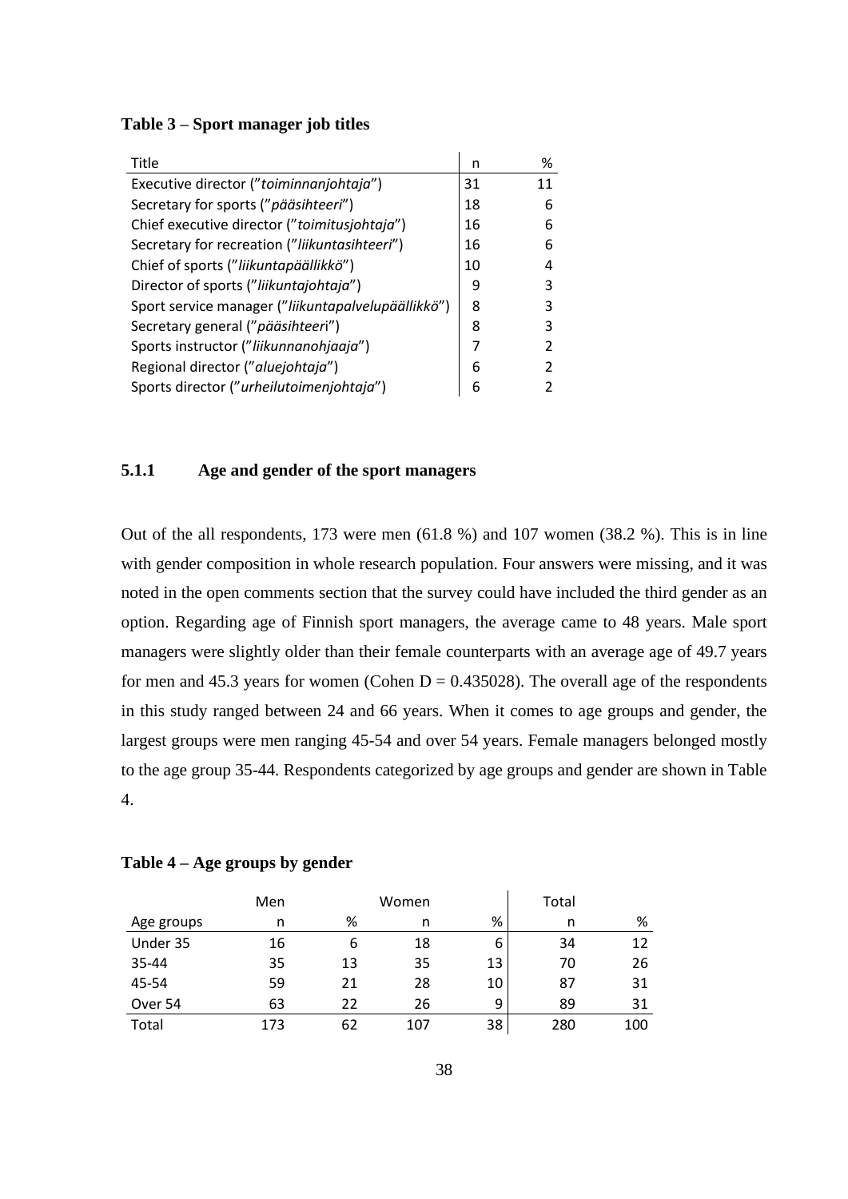**Table 3 – Sport manager job titles**

| Title | n | % |
|---|---|---|
| Executive director (”*toiminnanjohtaja*”) | 31 | 11 |
| Secretary for sports (”*pääsihteeri*”) | 18 | 6 |
| Chief executive director (”*toimitusjohtaja*”) | 16 | 6 |
| Secretary for recreation (”*liikuntasihteeri*”) | 16 | 6 |
| Chief of sports (”*liikuntapäällikkö*”) | 10 | 4 |
| Director of sports (”*liikuntajohtaja*”) | 9 | 3 |
| Sport service manager (”*liikuntapalvelupäällikkö*”) | 8 | 3 |
| Secretary general (”*pääsihteer*i”) | 8 | 3 |
| Sports instructor (”*liikunnanohjaaja*”) | 7 | 2 |
| Regional director (”*aluejohtaja*”) | 6 | 2 |
| Sports director (”*urheilutoimenjohtaja*”) | 6 | 2 |

### 5.1.1 Age and gender of the sport managers

Out of the all respondents, 173 were men (61.8 %) and 107 women (38.2 %). This is in line with gender composition in whole research population. Four answers were missing, and it was noted in the open comments section that the survey could have included the third gender as an option. Regarding age of Finnish sport managers, the average came to 48 years. Male sport managers were slightly older than their female counterparts with an average age of 49.7 years for men and 45.3 years for women (Cohen D = 0.435028). The overall age of the respondents in this study ranged between 24 and 66 years. When it comes to age groups and gender, the largest groups were men ranging 45-54 and over 54 years. Female managers belonged mostly to the age group 35-44. Respondents categorized by age groups and gender are shown in Table 4.

**Table 4 – Age groups by gender**

| | Men | | Women | | Total | |
|---|---|---|---|---|---|---|
| Age groups | n | % | n | % | n | % |
| Under 35 | 16 | 6 | 18 | 6 | 34 | 12 |
| 35-44 | 35 | 13 | 35 | 13 | 70 | 26 |
| 45-54 | 59 | 21 | 28 | 10 | 87 | 31 |
| Over 54 | 63 | 22 | 26 | 9 | 89 | 31 |
| Total | 173 | 62 | 107 | 38 | 280 | 100 |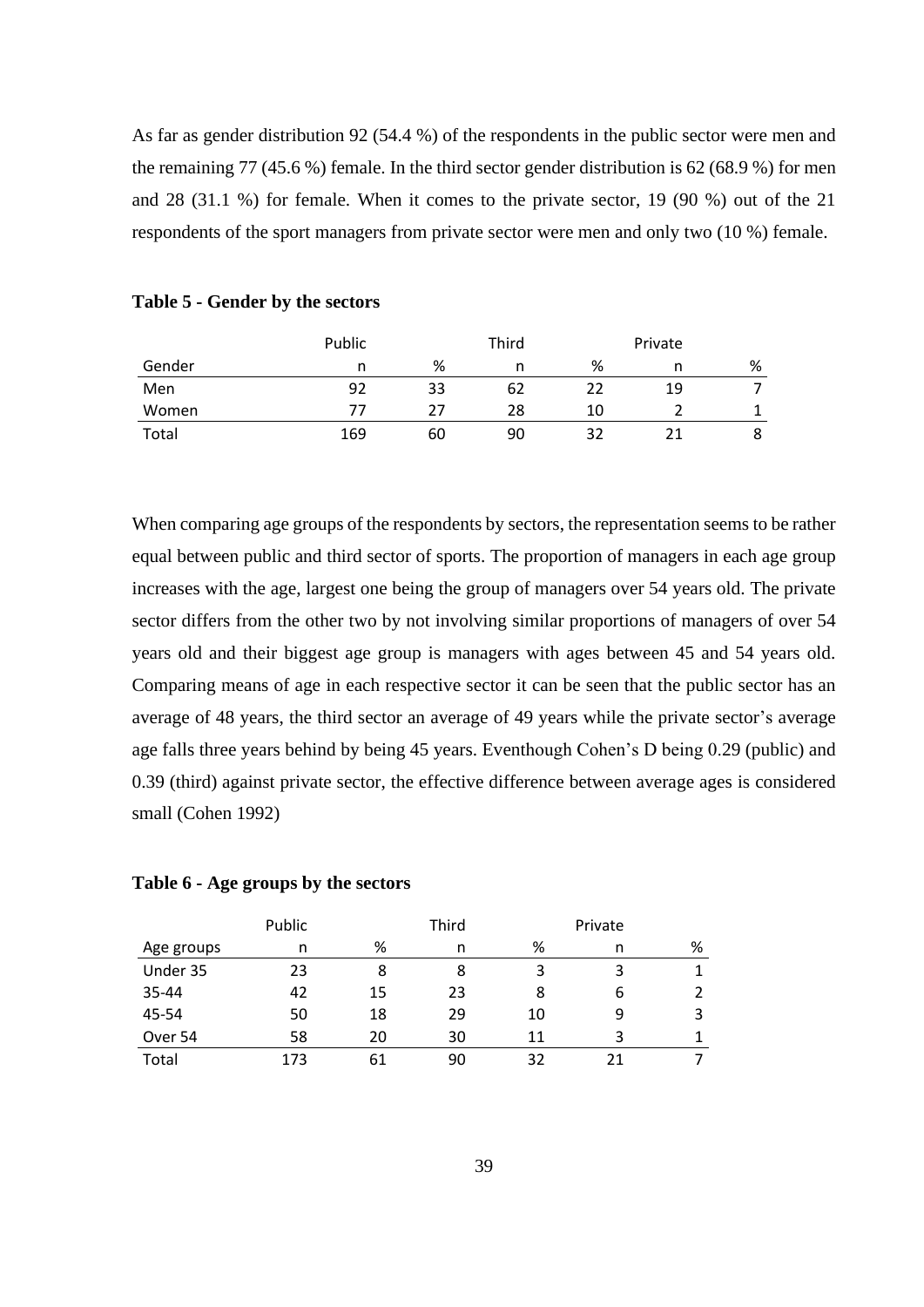As far as gender distribution 92 (54.4 %) of the respondents in the public sector were men and the remaining 77 (45.6 %) female. In the third sector gender distribution is 62 (68.9 %) for men and 28 (31.1 %) for female. When it comes to the private sector, 19 (90 %) out of the 21 respondents of the sport managers from private sector were men and only two (10 %) female.

**Table 5 - Gender by the sectors**

| | Public | | Third | | Private | |
|---|---|---|---|---|---|---|
| Gender | n | % | n | % | n | % |
| Men | 92 | 33 | 62 | 22 | 19 | 7 |
| Women | 77 | 27 | 28 | 10 | 2 | 1 |
| Total | 169 | 60 | 90 | 32 | 21 | 8 |

When comparing age groups of the respondents by sectors, the representation seems to be rather equal between public and third sector of sports. The proportion of managers in each age group increases with the age, largest one being the group of managers over 54 years old. The private sector differs from the other two by not involving similar proportions of managers of over 54 years old and their biggest age group is managers with ages between 45 and 54 years old. Comparing means of age in each respective sector it can be seen that the public sector has an average of 48 years, the third sector an average of 49 years while the private sector's average age falls three years behind by being 45 years. Eventhough Cohen's D being 0.29 (public) and 0.39 (third) against private sector, the effective difference between average ages is considered small (Cohen 1992)

**Table 6 - Age groups by the sectors**

| | Public | | Third | | Private | |
|---|---|---|---|---|---|---|
| Age groups | n | % | n | % | n | % |
| Under 35 | 23 | 8 | 8 | 3 | 3 | 1 |
| 35-44 | 42 | 15 | 23 | 8 | 6 | 2 |
| 45-54 | 50 | 18 | 29 | 10 | 9 | 3 |
| Over 54 | 58 | 20 | 30 | 11 | 3 | 1 |
| Total | 173 | 61 | 90 | 32 | 21 | 7 |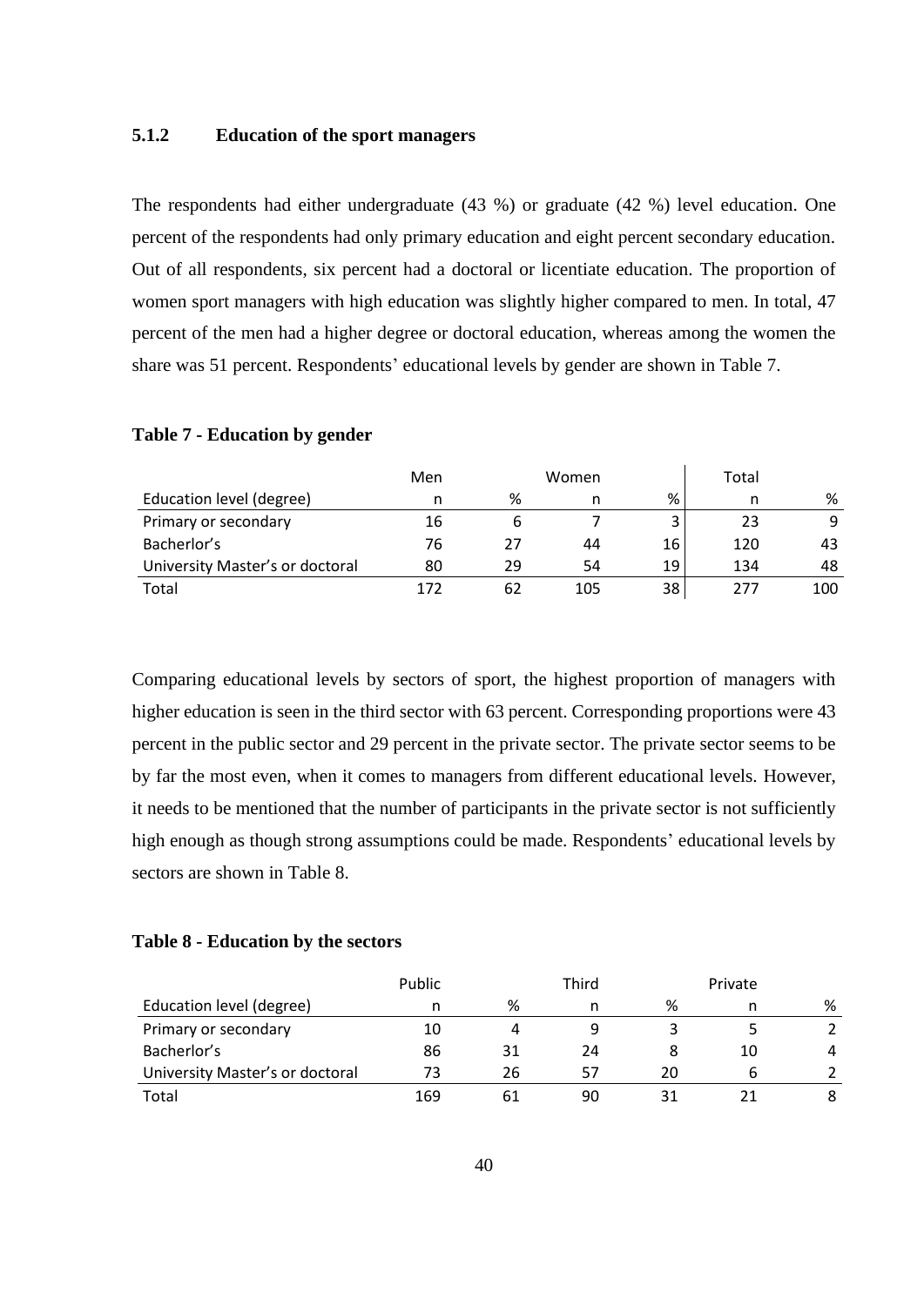### 5.1.2 Education of the sport managers

The respondents had either undergraduate (43 %) or graduate (42 %) level education. One percent of the respondents had only primary education and eight percent secondary education. Out of all respondents, six percent had a doctoral or licentiate education. The proportion of women sport managers with high education was slightly higher compared to men. In total, 47 percent of the men had a higher degree or doctoral education, whereas among the women the share was 51 percent. Respondents' educational levels by gender are shown in Table 7.

**Table 7 - Education by gender**

| | Men | | Women | | Total | |
|---|---|---|---|---|---|---|
| Education level (degree) | n | % | n | % | n | % |
| Primary or secondary | 16 | 6 | 7 | 3 | 23 | 9 |
| Bacherlor's | 76 | 27 | 44 | 16 | 120 | 43 |
| University Master's or doctoral | 80 | 29 | 54 | 19 | 134 | 48 |
| Total | 172 | 62 | 105 | 38 | 277 | 100 |

Comparing educational levels by sectors of sport, the highest proportion of managers with higher education is seen in the third sector with 63 percent. Corresponding proportions were 43 percent in the public sector and 29 percent in the private sector. The private sector seems to be by far the most even, when it comes to managers from different educational levels. However, it needs to be mentioned that the number of participants in the private sector is not sufficiently high enough as though strong assumptions could be made. Respondents' educational levels by sectors are shown in Table 8.

**Table 8 - Education by the sectors**

| | Public | | Third | | Private | |
|---|---|---|---|---|---|---|
| Education level (degree) | n | % | n | % | n | % |
| Primary or secondary | 10 | 4 | 9 | 3 | 5 | 2 |
| Bacherlor's | 86 | 31 | 24 | 8 | 10 | 4 |
| University Master's or doctoral | 73 | 26 | 57 | 20 | 6 | 2 |
| Total | 169 | 61 | 90 | 31 | 21 | 8 |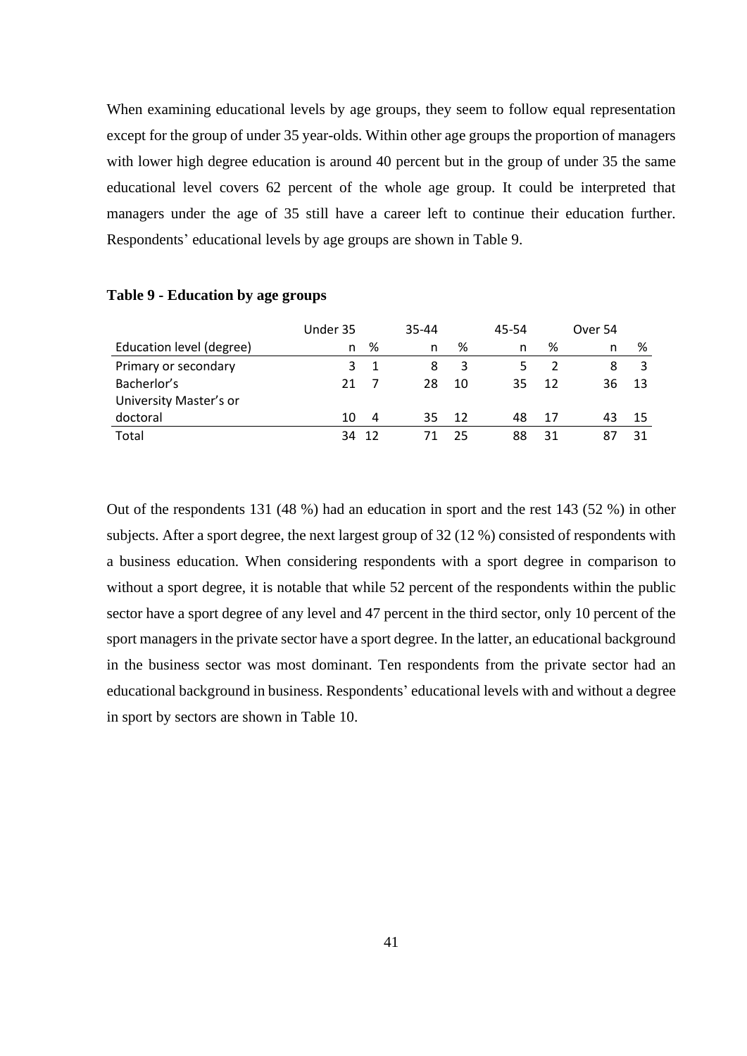When examining educational levels by age groups, they seem to follow equal representation except for the group of under 35 year-olds. Within other age groups the proportion of managers with lower high degree education is around 40 percent but in the group of under 35 the same educational level covers 62 percent of the whole age group. It could be interpreted that managers under the age of 35 still have a career left to continue their education further. Respondents' educational levels by age groups are shown in Table 9.

**Table 9 - Education by age groups**

| | Under 35 | | 35-44 | | 45-54 | | Over 54 | |
|---|---|---|---|---|---|---|---|---|
| Education level (degree) | n | % | n | % | n | % | n | % |
| Primary or secondary | 3 | 1 | 8 | 3 | 5 | 2 | 8 | 3 |
| Bacherlor's | 21 | 7 | 28 | 10 | 35 | 12 | 36 | 13 |
| University Master's or doctoral | 10 | 4 | 35 | 12 | 48 | 17 | 43 | 15 |
| Total | 34 | 12 | 71 | 25 | 88 | 31 | 87 | 31 |

Out of the respondents 131 (48 %) had an education in sport and the rest 143 (52 %) in other subjects. After a sport degree, the next largest group of 32 (12 %) consisted of respondents with a business education. When considering respondents with a sport degree in comparison to without a sport degree, it is notable that while 52 percent of the respondents within the public sector have a sport degree of any level and 47 percent in the third sector, only 10 percent of the sport managers in the private sector have a sport degree. In the latter, an educational background in the business sector was most dominant. Ten respondents from the private sector had an educational background in business. Respondents' educational levels with and without a degree in sport by sectors are shown in Table 10.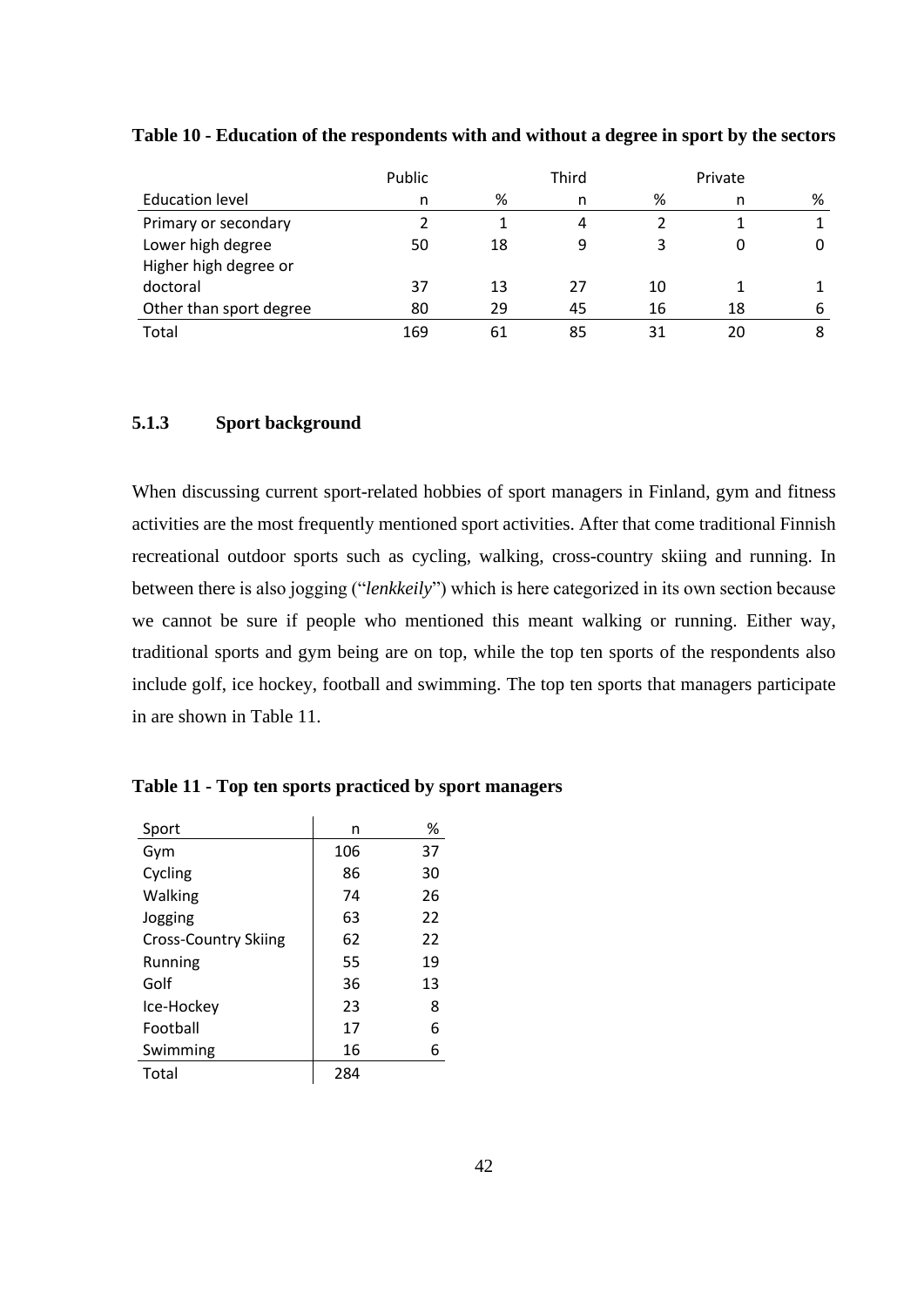**Table 10 - Education of the respondents with and without a degree in sport by the sectors**

| | Public | | Third | | Private | |
|---|---|---|---|---|---|---|
| Education level | n | % | n | % | n | % |
| Primary or secondary | 2 | 1 | 4 | 2 | 1 | 1 |
| Lower high degree | 50 | 18 | 9 | 3 | 0 | 0 |
| Higher high degree or doctoral | 37 | 13 | 27 | 10 | 1 | 1 |
| Other than sport degree | 80 | 29 | 45 | 16 | 18 | 6 |
| Total | 169 | 61 | 85 | 31 | 20 | 8 |

### 5.1.3 Sport background

When discussing current sport-related hobbies of sport managers in Finland, gym and fitness activities are the most frequently mentioned sport activities. After that come traditional Finnish recreational outdoor sports such as cycling, walking, cross-country skiing and running. In between there is also jogging ("*lenkkeily*") which is here categorized in its own section because we cannot be sure if people who mentioned this meant walking or running. Either way, traditional sports and gym being are on top, while the top ten sports of the respondents also include golf, ice hockey, football and swimming. The top ten sports that managers participate in are shown in Table 11.

**Table 11 - Top ten sports practiced by sport managers**

| Sport | n | % |
|---|---|---|
| Gym | 106 | 37 |
| Cycling | 86 | 30 |
| Walking | 74 | 26 |
| Jogging | 63 | 22 |
| Cross-Country Skiing | 62 | 22 |
| Running | 55 | 19 |
| Golf | 36 | 13 |
| Ice-Hockey | 23 | 8 |
| Football | 17 | 6 |
| Swimming | 16 | 6 |
| Total | 284 | |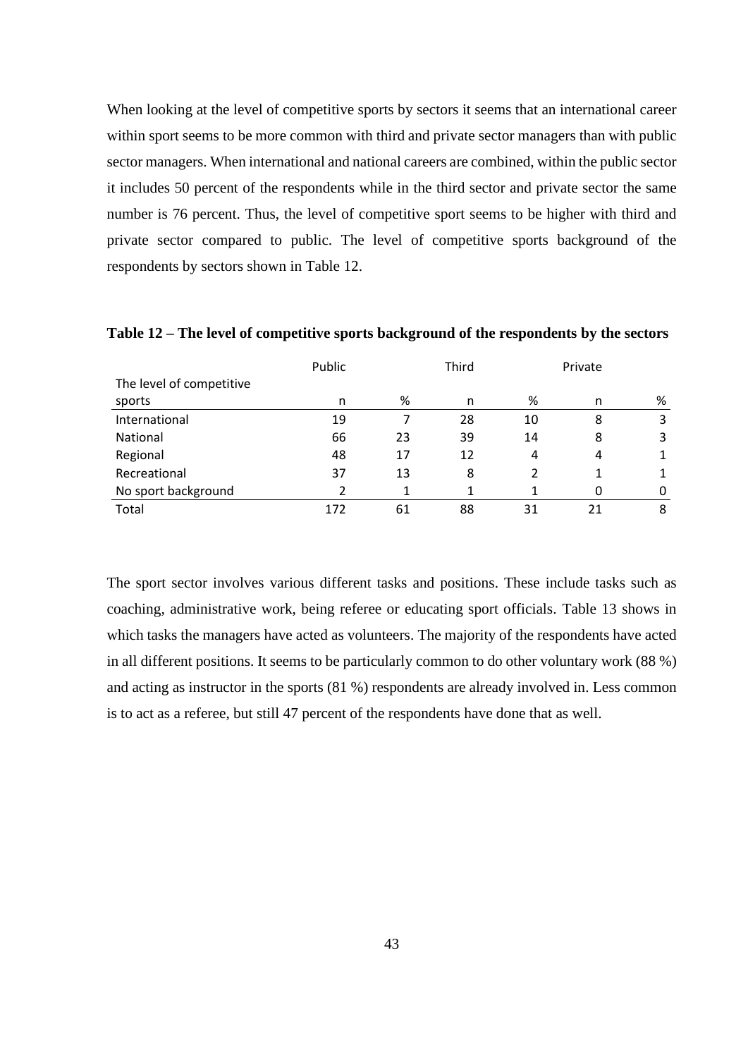When looking at the level of competitive sports by sectors it seems that an international career within sport seems to be more common with third and private sector managers than with public sector managers. When international and national careers are combined, within the public sector it includes 50 percent of the respondents while in the third sector and private sector the same number is 76 percent. Thus, the level of competitive sport seems to be higher with third and private sector compared to public. The level of competitive sports background of the respondents by sectors shown in Table 12.

**Table 12 – The level of competitive sports background of the respondents by the sectors**

| The level of competitive sports | Public | | Third | | Private | |
|---|---|---|---|---|---|---|
| | n | % | n | % | n | % |
| International | 19 | 7 | 28 | 10 | 8 | 3 |
| National | 66 | 23 | 39 | 14 | 8 | 3 |
| Regional | 48 | 17 | 12 | 4 | 4 | 1 |
| Recreational | 37 | 13 | 8 | 2 | 1 | 1 |
| No sport background | 2 | 1 | 1 | 1 | 0 | 0 |
| Total | 172 | 61 | 88 | 31 | 21 | 8 |

The sport sector involves various different tasks and positions. These include tasks such as coaching, administrative work, being referee or educating sport officials. Table 13 shows in which tasks the managers have acted as volunteers. The majority of the respondents have acted in all different positions. It seems to be particularly common to do other voluntary work (88 %) and acting as instructor in the sports (81 %) respondents are already involved in. Less common is to act as a referee, but still 47 percent of the respondents have done that as well.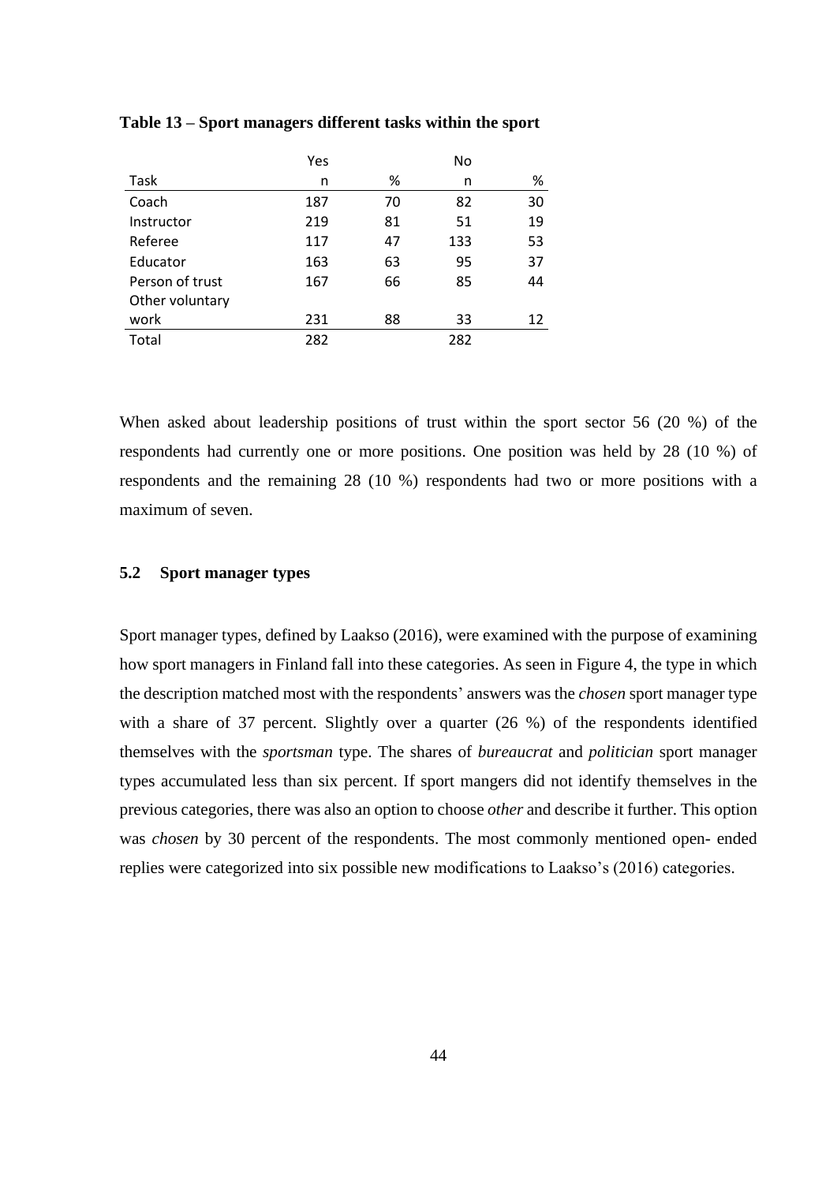**Table 13 – Sport managers different tasks within the sport**

| | Yes | | No | |
|---|---|---|---|---|
| Task | n | % | n | % |
| Coach | 187 | 70 | 82 | 30 |
| Instructor | 219 | 81 | 51 | 19 |
| Referee | 117 | 47 | 133 | 53 |
| Educator | 163 | 63 | 95 | 37 |
| Person of trust | 167 | 66 | 85 | 44 |
| Other voluntary work | 231 | 88 | 33 | 12 |
| Total | 282 | | 282 | |

When asked about leadership positions of trust within the sport sector 56 (20 %) of the respondents had currently one or more positions. One position was held by 28 (10 %) of respondents and the remaining 28 (10 %) respondents had two or more positions with a maximum of seven.

## 5.2 Sport manager types

Sport manager types, defined by Laakso (2016), were examined with the purpose of examining how sport managers in Finland fall into these categories. As seen in Figure 4, the type in which the description matched most with the respondents' answers was the *chosen* sport manager type with a share of 37 percent. Slightly over a quarter (26 %) of the respondents identified themselves with the *sportsman* type. The shares of *bureaucrat* and *politician* sport manager types accumulated less than six percent. If sport mangers did not identify themselves in the previous categories, there was also an option to choose *other* and describe it further. This option was *chosen* by 30 percent of the respondents. The most commonly mentioned open- ended replies were categorized into six possible new modifications to Laakso's (2016) categories.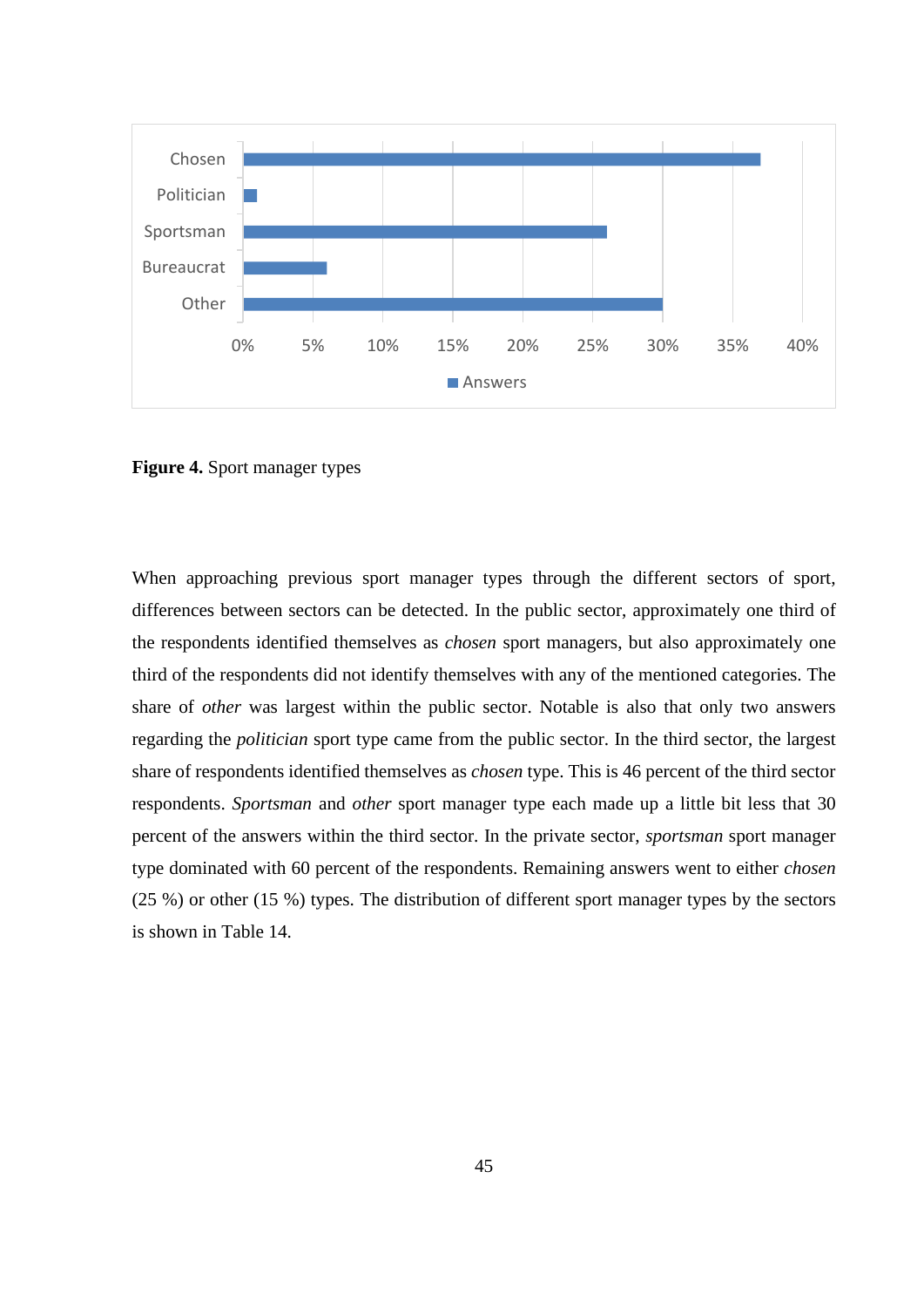**Figure 4.** Sport manager types

When approaching previous sport manager types through the different sectors of sport, differences between sectors can be detected. In the public sector, approximately one third of the respondents identified themselves as *chosen* sport managers, but also approximately one third of the respondents did not identify themselves with any of the mentioned categories. The share of *other* was largest within the public sector. Notable is also that only two answers regarding the *politician* sport type came from the public sector. In the third sector, the largest share of respondents identified themselves as *chosen* type. This is 46 percent of the third sector respondents. *Sportsman* and *other* sport manager type each made up a little bit less that 30 percent of the answers within the third sector. In the private sector, *sportsman* sport manager type dominated with 60 percent of the respondents. Remaining answers went to either *chosen* (25 %) or other (15 %) types. The distribution of different sport manager types by the sectors is shown in Table 14.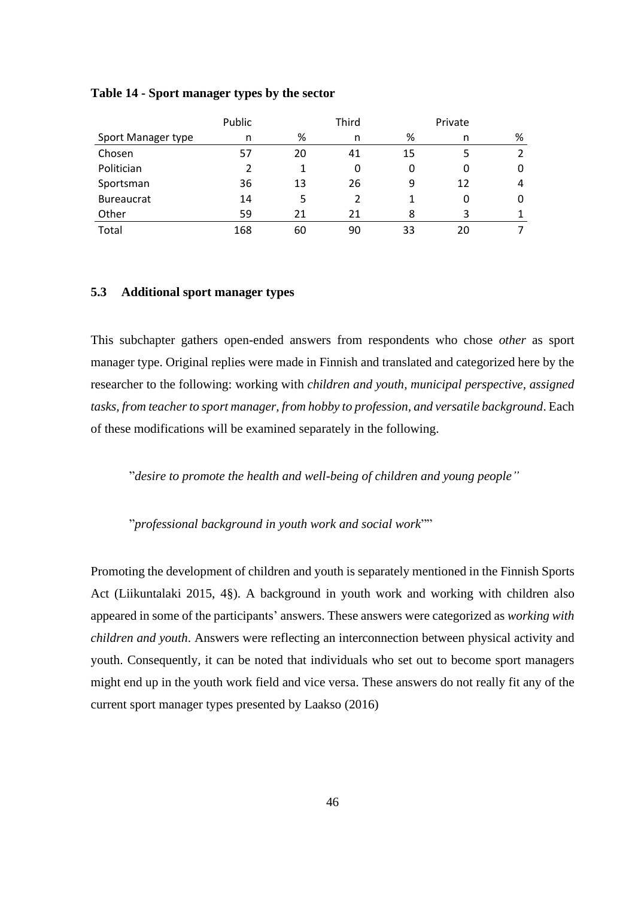**Table 14 - Sport manager types by the sector**

| | Public | | Third | | Private | |
|---|---|---|---|---|---|---|
| Sport Manager type | n | % | n | % | n | % |
| Chosen | 57 | 20 | 41 | 15 | 5 | 2 |
| Politician | 2 | 1 | 0 | 0 | 0 | 0 |
| Sportsman | 36 | 13 | 26 | 9 | 12 | 4 |
| Bureaucrat | 14 | 5 | 2 | 1 | 0 | 0 |
| Other | 59 | 21 | 21 | 8 | 3 | 1 |
| Total | 168 | 60 | 90 | 33 | 20 | 7 |

### 5.3 Additional sport manager types

This subchapter gathers open-ended answers from respondents who chose *other* as sport manager type. Original replies were made in Finnish and translated and categorized here by the researcher to the following: working with *children and youth, municipal perspective, assigned tasks, from teacher to sport manager, from hobby to profession, and versatile background*. Each of these modifications will be examined separately in the following.

> ”*desire to promote the health and well-being of children and young people”*

> ”*professional background in youth work and social work*””

Promoting the development of children and youth is separately mentioned in the Finnish Sports Act (Liikuntalaki 2015, 4§). A background in youth work and working with children also appeared in some of the participants' answers. These answers were categorized as *working with children and youth*. Answers were reflecting an interconnection between physical activity and youth. Consequently, it can be noted that individuals who set out to become sport managers might end up in the youth work field and vice versa. These answers do not really fit any of the current sport manager types presented by Laakso (2016)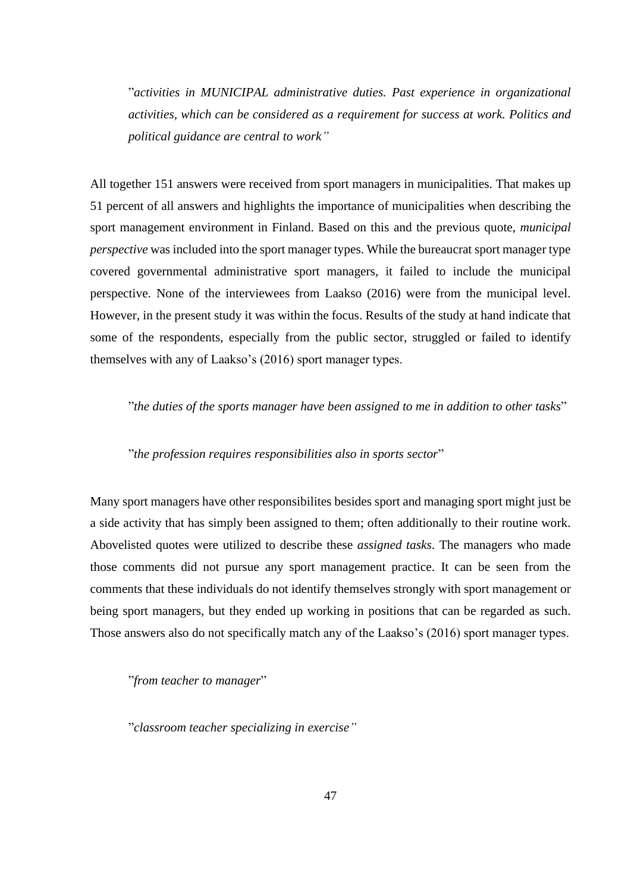>”*activities in MUNICIPAL administrative duties. Past experience in organizational activities, which can be considered as a requirement for success at work. Politics and political guidance are central to work”*

All together 151 answers were received from sport managers in municipalities. That makes up 51 percent of all answers and highlights the importance of municipalities when describing the sport management environment in Finland. Based on this and the previous quote, *municipal perspective* was included into the sport manager types. While the bureaucrat sport manager type covered governmental administrative sport managers, it failed to include the municipal perspective. None of the interviewees from Laakso (2016) were from the municipal level. However, in the present study it was within the focus. Results of the study at hand indicate that some of the respondents, especially from the public sector, struggled or failed to identify themselves with any of Laakso’s (2016) sport manager types.

>”*the duties of the sports manager have been assigned to me in addition to other tasks*”

>”*the profession requires responsibilities also in sports sector*”

Many sport managers have other responsibilites besides sport and managing sport might just be a side activity that has simply been assigned to them; often additionally to their routine work. Abovelisted quotes were utilized to describe these *assigned tasks*. The managers who made those comments did not pursue any sport management practice. It can be seen from the comments that these individuals do not identify themselves strongly with sport management or being sport managers, but they ended up working in positions that can be regarded as such. Those answers also do not specifically match any of the Laakso’s (2016) sport manager types.

>”*from teacher to manager*”

>”*classroom teacher specializing in exercise”*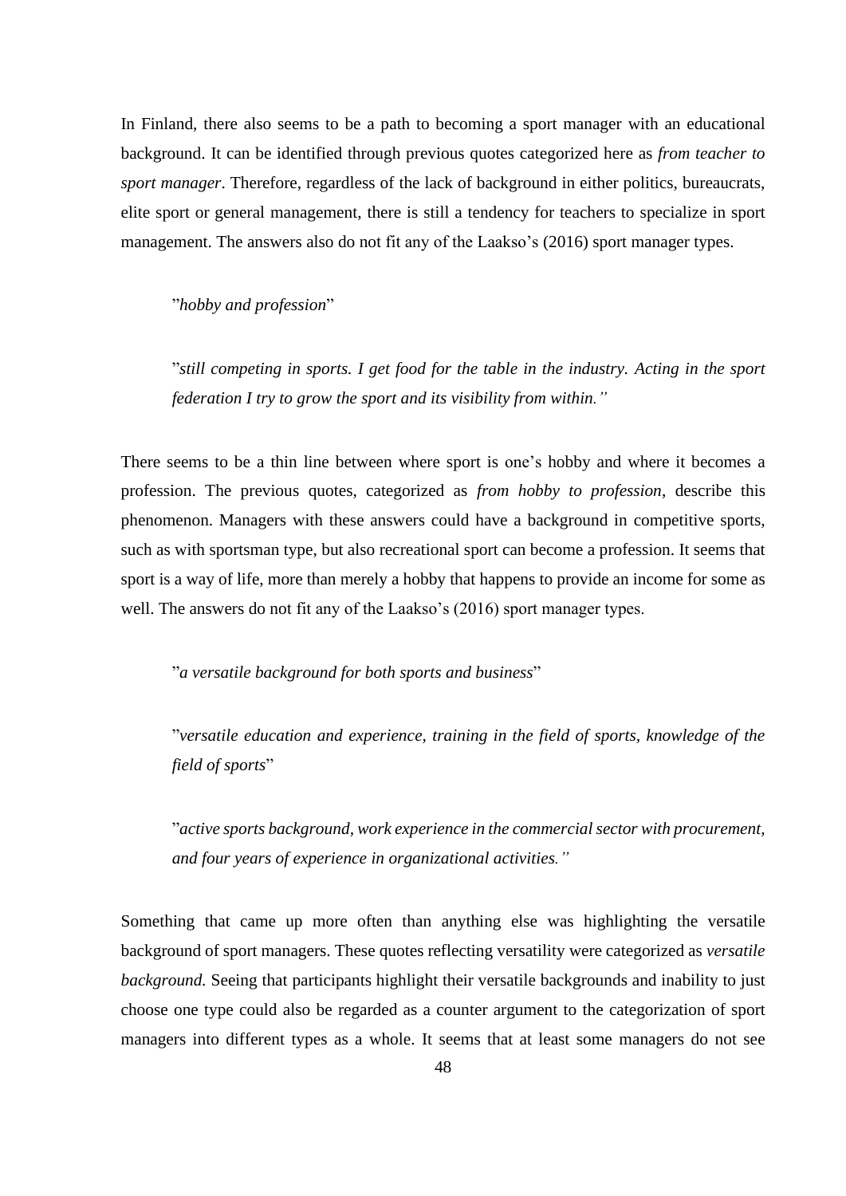In Finland, there also seems to be a path to becoming a sport manager with an educational background. It can be identified through previous quotes categorized here as *from teacher to sport manager*. Therefore, regardless of the lack of background in either politics, bureaucrats, elite sport or general management, there is still a tendency for teachers to specialize in sport management. The answers also do not fit any of the Laakso's (2016) sport manager types.

> ”*hobby and profession*”

> ”*still competing in sports. I get food for the table in the industry. Acting in the sport federation I try to grow the sport and its visibility from within.”*

There seems to be a thin line between where sport is one's hobby and where it becomes a profession. The previous quotes, categorized as *from hobby to profession*, describe this phenomenon. Managers with these answers could have a background in competitive sports, such as with sportsman type, but also recreational sport can become a profession. It seems that sport is a way of life, more than merely a hobby that happens to provide an income for some as well. The answers do not fit any of the Laakso's (2016) sport manager types.

> ”*a versatile background for both sports and business*”

> ”*versatile education and experience, training in the field of sports, knowledge of the field of sports*”

> ”*active sports background, work experience in the commercial sector with procurement, and four years of experience in organizational activities.”*

Something that came up more often than anything else was highlighting the versatile background of sport managers. These quotes reflecting versatility were categorized as *versatile background.* Seeing that participants highlight their versatile backgrounds and inability to just choose one type could also be regarded as a counter argument to the categorization of sport managers into different types as a whole. It seems that at least some managers do not see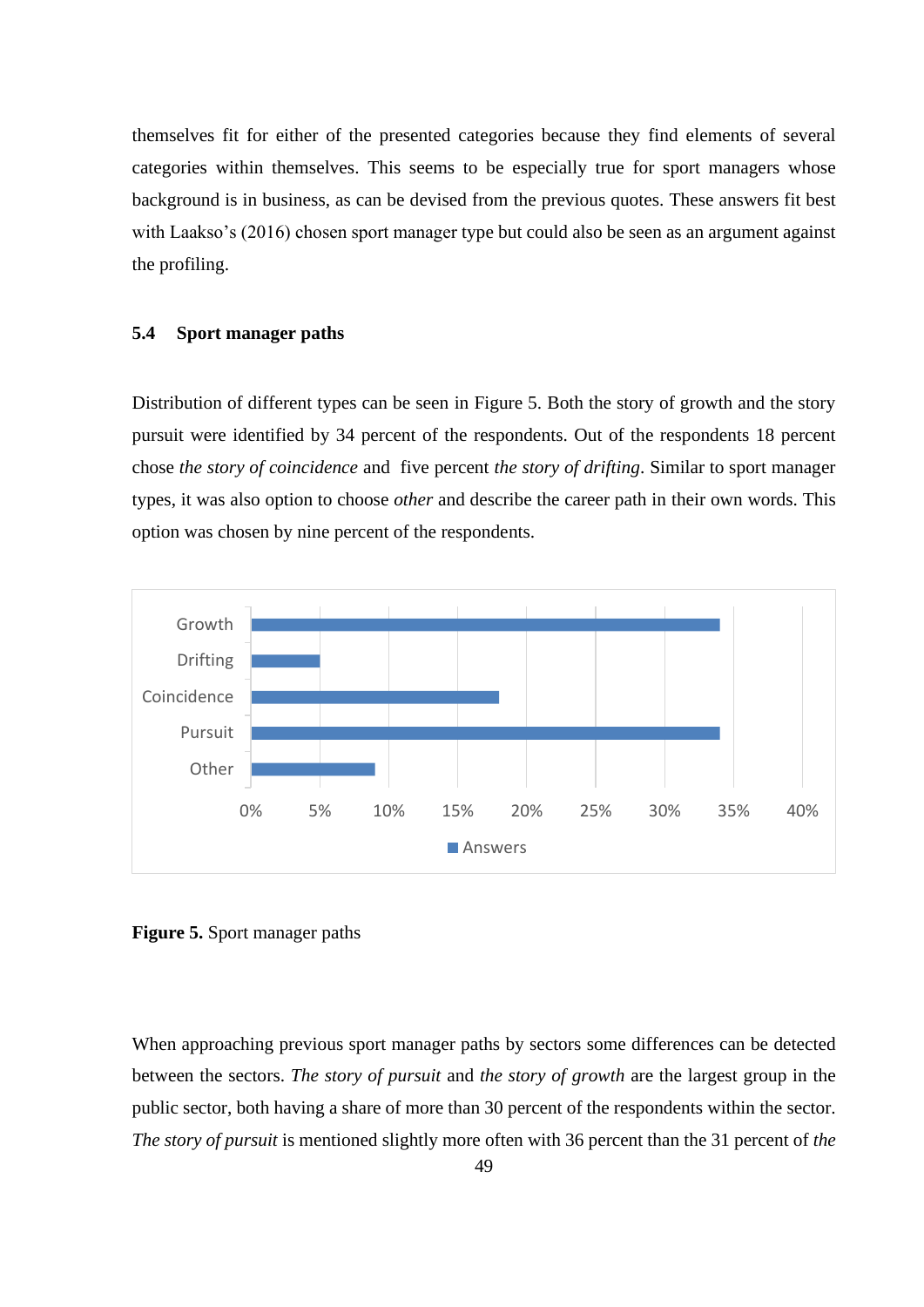themselves fit for either of the presented categories because they find elements of several categories within themselves. This seems to be especially true for sport managers whose background is in business, as can be devised from the previous quotes. These answers fit best with Laakso's (2016) chosen sport manager type but could also be seen as an argument against the profiling.

### 5.4 Sport manager paths

Distribution of different types can be seen in Figure 5. Both the story of growth and the story pursuit were identified by 34 percent of the respondents. Out of the respondents 18 percent chose *the story of coincidence* and five percent *the story of drifting*. Similar to sport manager types, it was also option to choose *other* and describe the career path in their own words. This option was chosen by nine percent of the respondents.

| | Answers |
|---|---|
| Growth | 34% |
| Drifting | 5% |
| Coincidence | 18% |
| Pursuit | 34% |
| Other | 9% |

**Figure 5.** Sport manager paths

When approaching previous sport manager paths by sectors some differences can be detected between the sectors. *The story of pursuit* and *the story of growth* are the largest group in the public sector, both having a share of more than 30 percent of the respondents within the sector. *The story of pursuit* is mentioned slightly more often with 36 percent than the 31 percent of *the*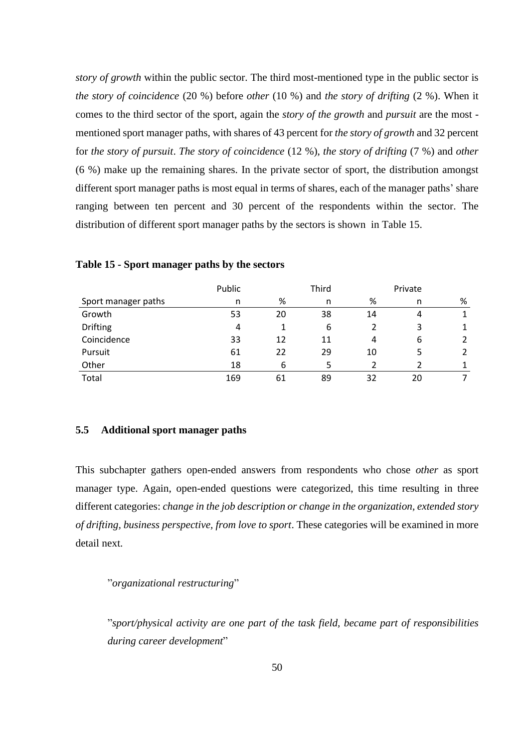*story of growth* within the public sector. The third most-mentioned type in the public sector is *the story of coincidence* (20 %) before *other* (10 %) and *the story of drifting* (2 %). When it comes to the third sector of the sport, again the *story of the growth* and *pursuit* are the most - mentioned sport manager paths, with shares of 43 percent for *the story of growth* and 32 percent for *the story of pursuit*. *The story of coincidence* (12 %), *the story of drifting* (7 %) and *other* (6 %) make up the remaining shares. In the private sector of sport, the distribution amongst different sport manager paths is most equal in terms of shares, each of the manager paths' share ranging between ten percent and 30 percent of the respondents within the sector. The distribution of different sport manager paths by the sectors is shown in Table 15.

**Table 15 - Sport manager paths by the sectors**

| | Public | | Third | | Private | |
|---|---|---|---|---|---|---|
| Sport manager paths | n | % | n | % | n | % |
| Growth | 53 | 20 | 38 | 14 | 4 | 1 |
| Drifting | 4 | 1 | 6 | 2 | 3 | 1 |
| Coincidence | 33 | 12 | 11 | 4 | 6 | 2 |
| Pursuit | 61 | 22 | 29 | 10 | 5 | 2 |
| Other | 18 | 6 | 5 | 2 | 2 | 1 |
| Total | 169 | 61 | 89 | 32 | 20 | 7 |

## 5.5 Additional sport manager paths

This subchapter gathers open-ended answers from respondents who chose *other* as sport manager type. Again, open-ended questions were categorized, this time resulting in three different categories: *change in the job description or change in the organization, extended story of drifting, business perspective, from love to sport*. These categories will be examined in more detail next.

> "*organizational restructuring*"

> "*sport/physical activity are one part of the task field, became part of responsibilities during career development*"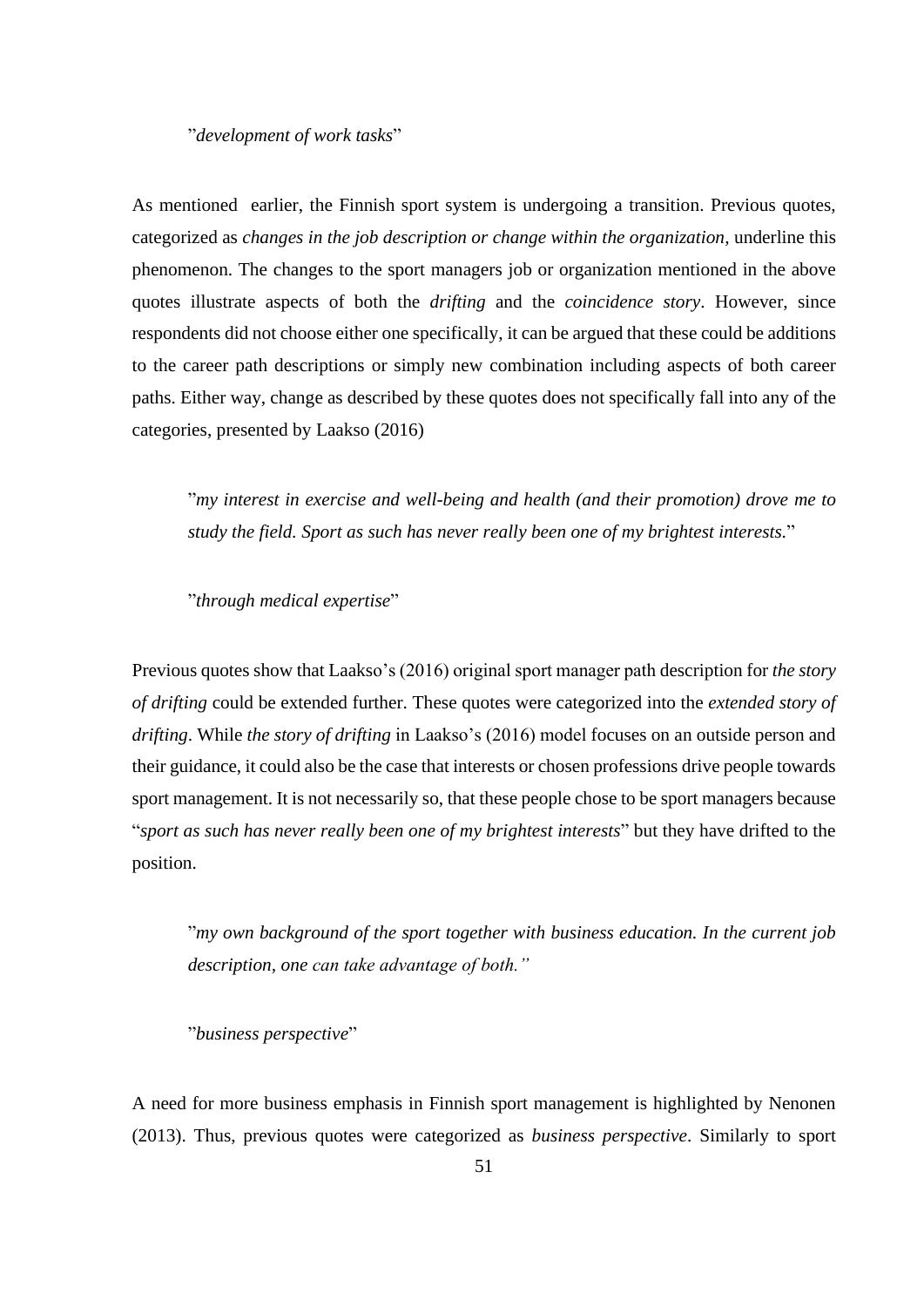> ”*development of work tasks*”

As mentioned earlier, the Finnish sport system is undergoing a transition. Previous quotes, categorized as *changes in the job description or change within the organization,* underline this phenomenon. The changes to the sport managers job or organization mentioned in the above quotes illustrate aspects of both the *drifting* and the *coincidence story*. However, since respondents did not choose either one specifically, it can be argued that these could be additions to the career path descriptions or simply new combination including aspects of both career paths. Either way, change as described by these quotes does not specifically fall into any of the categories, presented by Laakso (2016)

> ”*my interest in exercise and well-being and health (and their promotion) drove me to study the field. Sport as such has never really been one of my brightest interests.*”

> ”*through medical expertise*”

Previous quotes show that Laakso's (2016) original sport manager path description for *the story of drifting* could be extended further. These quotes were categorized into the *extended story of drifting*. While *the story of drifting* in Laakso's (2016) model focuses on an outside person and their guidance, it could also be the case that interests or chosen professions drive people towards sport management. It is not necessarily so, that these people chose to be sport managers because "*sport as such has never really been one of my brightest interests*" but they have drifted to the position.

> ”*my own background of the sport together with business education. In the current job description, one can take advantage of both.”*

> ”*business perspective*”

A need for more business emphasis in Finnish sport management is highlighted by Nenonen (2013). Thus, previous quotes were categorized as *business perspective*. Similarly to sport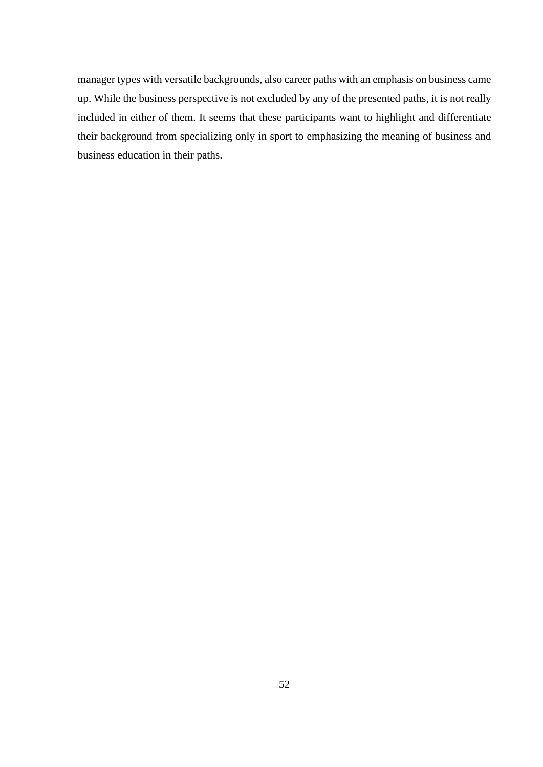manager types with versatile backgrounds, also career paths with an emphasis on business came up. While the business perspective is not excluded by any of the presented paths, it is not really included in either of them. It seems that these participants want to highlight and differentiate their background from specializing only in sport to emphasizing the meaning of business and business education in their paths.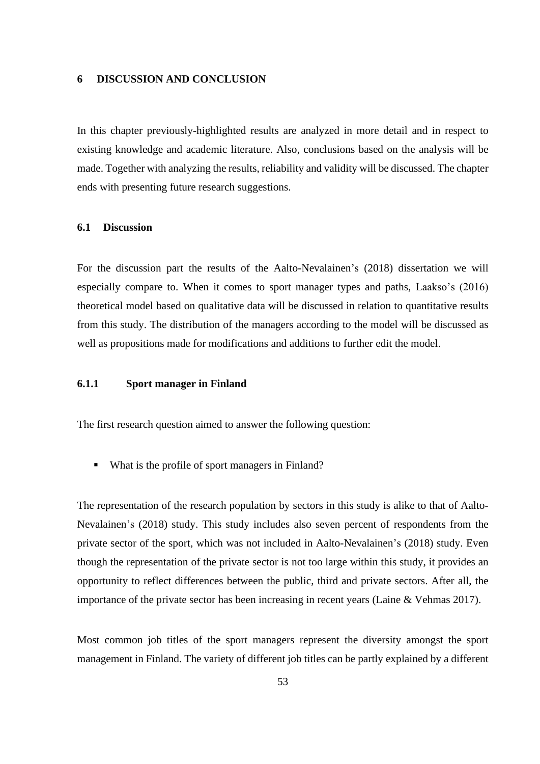# 6 DISCUSSION AND CONCLUSION

In this chapter previously-highlighted results are analyzed in more detail and in respect to existing knowledge and academic literature. Also, conclusions based on the analysis will be made. Together with analyzing the results, reliability and validity will be discussed. The chapter ends with presenting future research suggestions.

## 6.1 Discussion

For the discussion part the results of the Aalto-Nevalainen's (2018) dissertation we will especially compare to. When it comes to sport manager types and paths, Laakso's (2016) theoretical model based on qualitative data will be discussed in relation to quantitative results from this study. The distribution of the managers according to the model will be discussed as well as propositions made for modifications and additions to further edit the model.

### 6.1.1 Sport manager in Finland

The first research question aimed to answer the following question:

- What is the profile of sport managers in Finland?

The representation of the research population by sectors in this study is alike to that of Aalto-Nevalainen's (2018) study. This study includes also seven percent of respondents from the private sector of the sport, which was not included in Aalto-Nevalainen's (2018) study. Even though the representation of the private sector is not too large within this study, it provides an opportunity to reflect differences between the public, third and private sectors. After all, the importance of the private sector has been increasing in recent years (Laine & Vehmas 2017).

Most common job titles of the sport managers represent the diversity amongst the sport management in Finland. The variety of different job titles can be partly explained by a different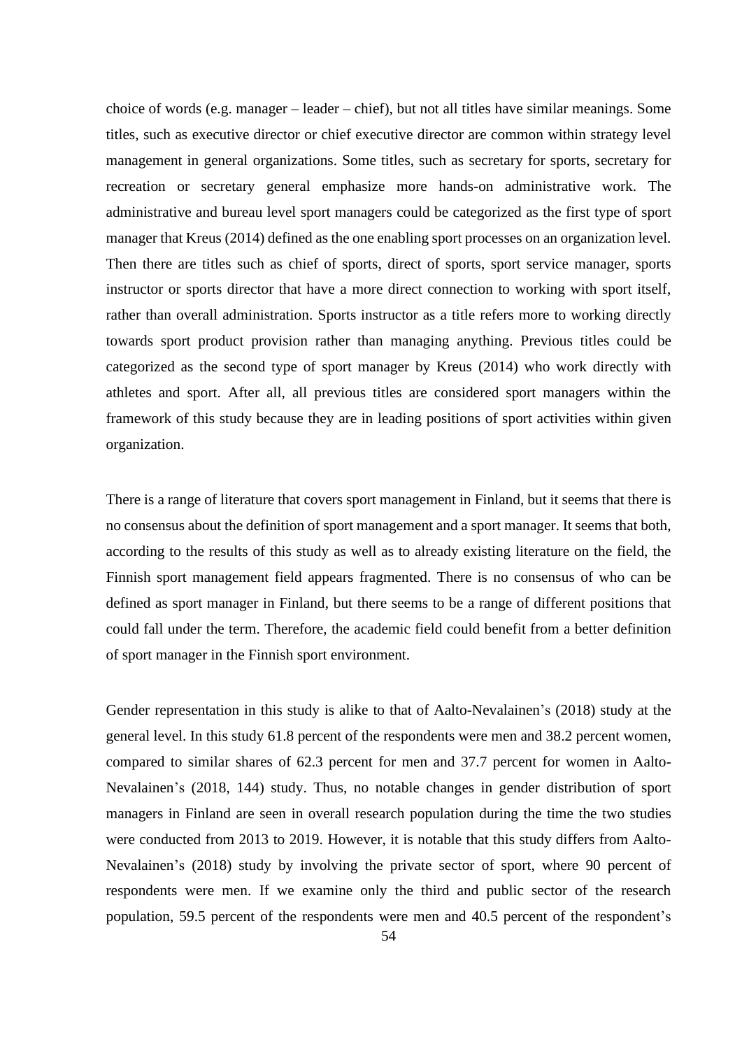choice of words (e.g. manager – leader – chief), but not all titles have similar meanings. Some titles, such as executive director or chief executive director are common within strategy level management in general organizations. Some titles, such as secretary for sports, secretary for recreation or secretary general emphasize more hands-on administrative work. The administrative and bureau level sport managers could be categorized as the first type of sport manager that Kreus (2014) defined as the one enabling sport processes on an organization level. Then there are titles such as chief of sports, direct of sports, sport service manager, sports instructor or sports director that have a more direct connection to working with sport itself, rather than overall administration. Sports instructor as a title refers more to working directly towards sport product provision rather than managing anything. Previous titles could be categorized as the second type of sport manager by Kreus (2014) who work directly with athletes and sport. After all, all previous titles are considered sport managers within the framework of this study because they are in leading positions of sport activities within given organization.

There is a range of literature that covers sport management in Finland, but it seems that there is no consensus about the definition of sport management and a sport manager. It seems that both, according to the results of this study as well as to already existing literature on the field, the Finnish sport management field appears fragmented. There is no consensus of who can be defined as sport manager in Finland, but there seems to be a range of different positions that could fall under the term. Therefore, the academic field could benefit from a better definition of sport manager in the Finnish sport environment.

Gender representation in this study is alike to that of Aalto-Nevalainen's (2018) study at the general level. In this study 61.8 percent of the respondents were men and 38.2 percent women, compared to similar shares of 62.3 percent for men and 37.7 percent for women in Aalto-Nevalainen's (2018, 144) study. Thus, no notable changes in gender distribution of sport managers in Finland are seen in overall research population during the time the two studies were conducted from 2013 to 2019. However, it is notable that this study differs from Aalto-Nevalainen's (2018) study by involving the private sector of sport, where 90 percent of respondents were men. If we examine only the third and public sector of the research population, 59.5 percent of the respondents were men and 40.5 percent of the respondent's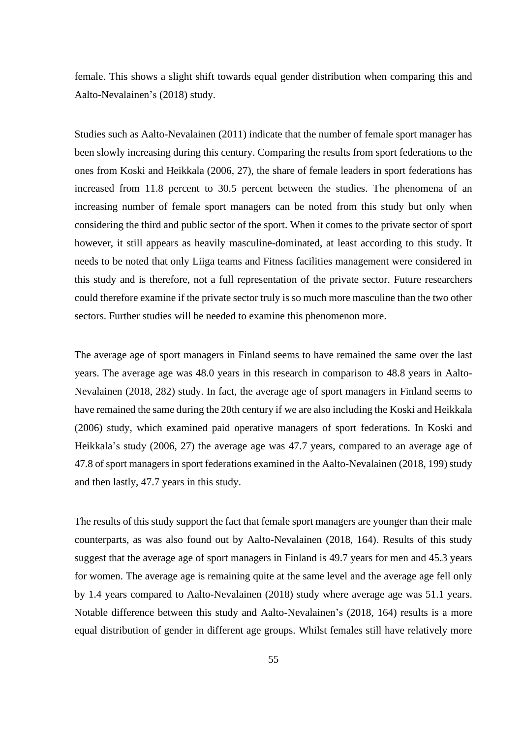female. This shows a slight shift towards equal gender distribution when comparing this and Aalto-Nevalainen's (2018) study.

Studies such as Aalto-Nevalainen (2011) indicate that the number of female sport manager has been slowly increasing during this century. Comparing the results from sport federations to the ones from Koski and Heikkala (2006, 27), the share of female leaders in sport federations has increased from 11.8 percent to 30.5 percent between the studies. The phenomena of an increasing number of female sport managers can be noted from this study but only when considering the third and public sector of the sport. When it comes to the private sector of sport however, it still appears as heavily masculine-dominated, at least according to this study. It needs to be noted that only Liiga teams and Fitness facilities management were considered in this study and is therefore, not a full representation of the private sector. Future researchers could therefore examine if the private sector truly is so much more masculine than the two other sectors. Further studies will be needed to examine this phenomenon more.

The average age of sport managers in Finland seems to have remained the same over the last years. The average age was 48.0 years in this research in comparison to 48.8 years in Aalto-Nevalainen (2018, 282) study. In fact, the average age of sport managers in Finland seems to have remained the same during the 20th century if we are also including the Koski and Heikkala (2006) study, which examined paid operative managers of sport federations. In Koski and Heikkala's study (2006, 27) the average age was 47.7 years, compared to an average age of 47.8 of sport managers in sport federations examined in the Aalto-Nevalainen (2018, 199) study and then lastly, 47.7 years in this study.

The results of this study support the fact that female sport managers are younger than their male counterparts, as was also found out by Aalto-Nevalainen (2018, 164). Results of this study suggest that the average age of sport managers in Finland is 49.7 years for men and 45.3 years for women. The average age is remaining quite at the same level and the average age fell only by 1.4 years compared to Aalto-Nevalainen (2018) study where average age was 51.1 years. Notable difference between this study and Aalto-Nevalainen's (2018, 164) results is a more equal distribution of gender in different age groups. Whilst females still have relatively more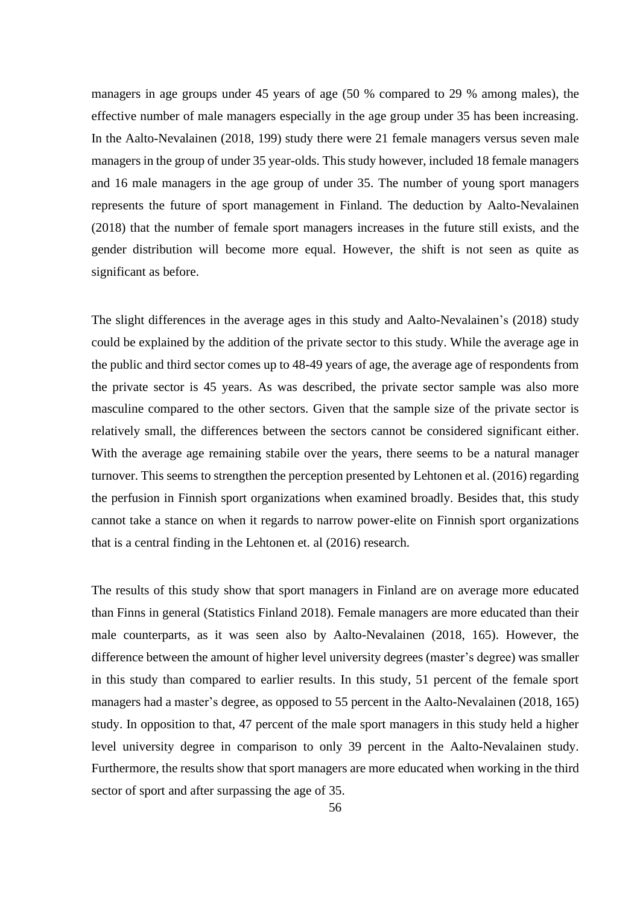managers in age groups under 45 years of age (50 % compared to 29 % among males), the effective number of male managers especially in the age group under 35 has been increasing. In the Aalto-Nevalainen (2018, 199) study there were 21 female managers versus seven male managers in the group of under 35 year-olds. This study however, included 18 female managers and 16 male managers in the age group of under 35. The number of young sport managers represents the future of sport management in Finland. The deduction by Aalto-Nevalainen (2018) that the number of female sport managers increases in the future still exists, and the gender distribution will become more equal. However, the shift is not seen as quite as significant as before.

The slight differences in the average ages in this study and Aalto-Nevalainen's (2018) study could be explained by the addition of the private sector to this study. While the average age in the public and third sector comes up to 48-49 years of age, the average age of respondents from the private sector is 45 years. As was described, the private sector sample was also more masculine compared to the other sectors. Given that the sample size of the private sector is relatively small, the differences between the sectors cannot be considered significant either. With the average age remaining stabile over the years, there seems to be a natural manager turnover. This seems to strengthen the perception presented by Lehtonen et al. (2016) regarding the perfusion in Finnish sport organizations when examined broadly. Besides that, this study cannot take a stance on when it regards to narrow power-elite on Finnish sport organizations that is a central finding in the Lehtonen et. al (2016) research.

The results of this study show that sport managers in Finland are on average more educated than Finns in general (Statistics Finland 2018). Female managers are more educated than their male counterparts, as it was seen also by Aalto-Nevalainen (2018, 165). However, the difference between the amount of higher level university degrees (master's degree) was smaller in this study than compared to earlier results. In this study, 51 percent of the female sport managers had a master's degree, as opposed to 55 percent in the Aalto-Nevalainen (2018, 165) study. In opposition to that, 47 percent of the male sport managers in this study held a higher level university degree in comparison to only 39 percent in the Aalto-Nevalainen study. Furthermore, the results show that sport managers are more educated when working in the third sector of sport and after surpassing the age of 35.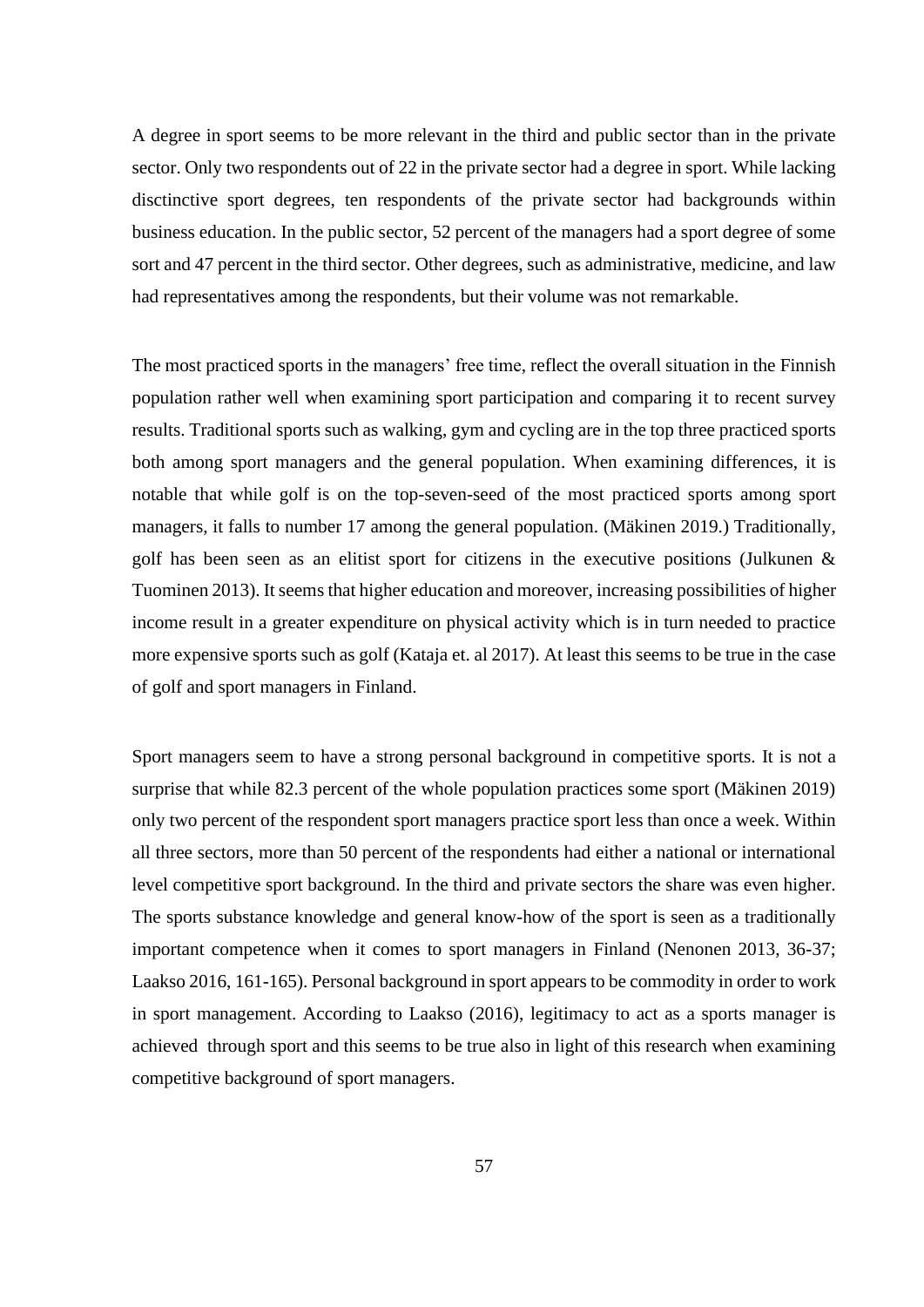A degree in sport seems to be more relevant in the third and public sector than in the private sector. Only two respondents out of 22 in the private sector had a degree in sport. While lacking disctinctive sport degrees, ten respondents of the private sector had backgrounds within business education. In the public sector, 52 percent of the managers had a sport degree of some sort and 47 percent in the third sector. Other degrees, such as administrative, medicine, and law had representatives among the respondents, but their volume was not remarkable.

The most practiced sports in the managers' free time, reflect the overall situation in the Finnish population rather well when examining sport participation and comparing it to recent survey results. Traditional sports such as walking, gym and cycling are in the top three practiced sports both among sport managers and the general population. When examining differences, it is notable that while golf is on the top-seven-seed of the most practiced sports among sport managers, it falls to number 17 among the general population. (Mäkinen 2019.) Traditionally, golf has been seen as an elitist sport for citizens in the executive positions (Julkunen & Tuominen 2013). It seems that higher education and moreover, increasing possibilities of higher income result in a greater expenditure on physical activity which is in turn needed to practice more expensive sports such as golf (Kataja et. al 2017). At least this seems to be true in the case of golf and sport managers in Finland.

Sport managers seem to have a strong personal background in competitive sports. It is not a surprise that while 82.3 percent of the whole population practices some sport (Mäkinen 2019) only two percent of the respondent sport managers practice sport less than once a week. Within all three sectors, more than 50 percent of the respondents had either a national or international level competitive sport background. In the third and private sectors the share was even higher. The sports substance knowledge and general know-how of the sport is seen as a traditionally important competence when it comes to sport managers in Finland (Nenonen 2013, 36-37; Laakso 2016, 161-165). Personal background in sport appears to be commodity in order to work in sport management. According to Laakso (2016), legitimacy to act as a sports manager is achieved through sport and this seems to be true also in light of this research when examining competitive background of sport managers.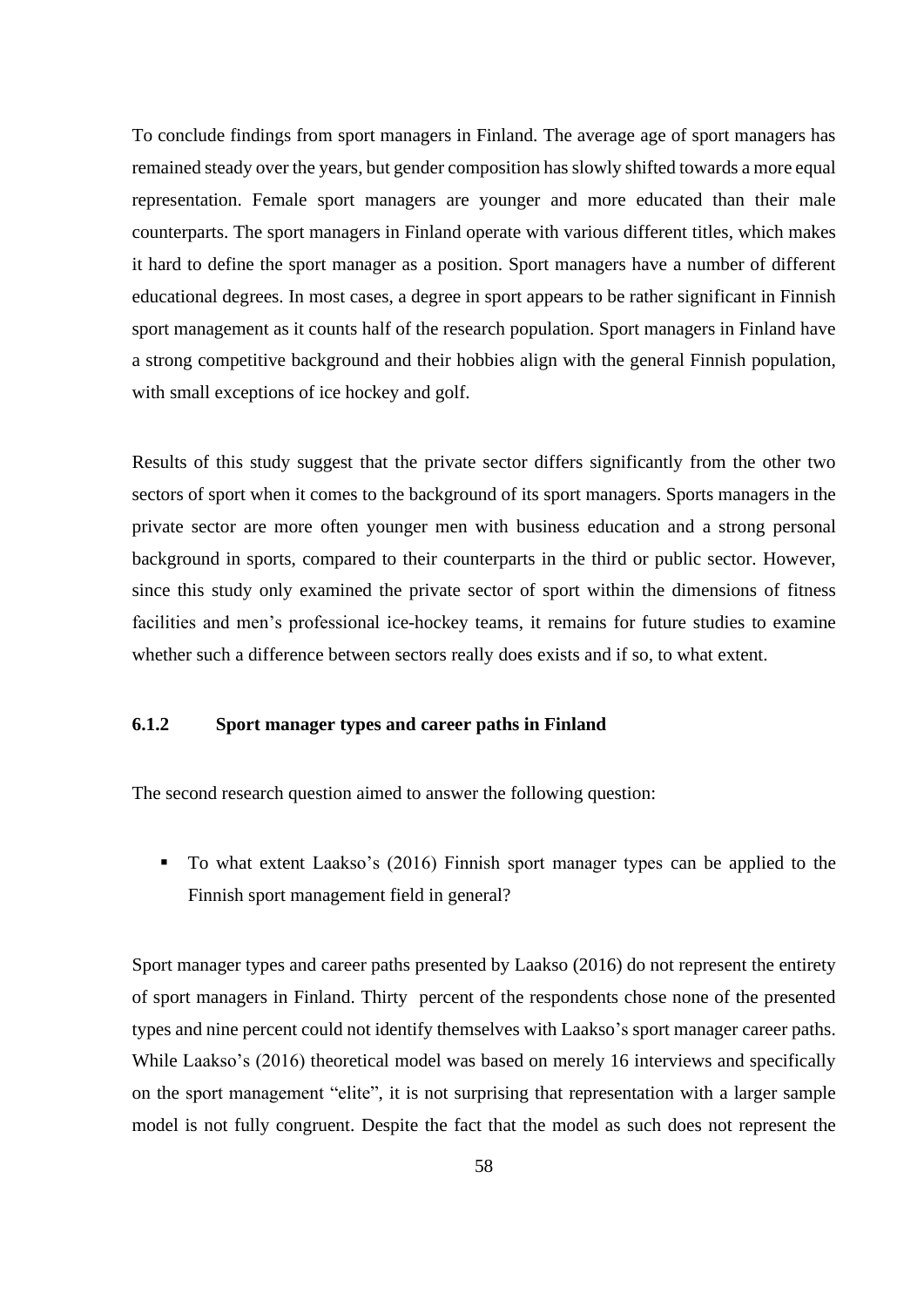To conclude findings from sport managers in Finland. The average age of sport managers has remained steady over the years, but gender composition has slowly shifted towards a more equal representation. Female sport managers are younger and more educated than their male counterparts. The sport managers in Finland operate with various different titles, which makes it hard to define the sport manager as a position. Sport managers have a number of different educational degrees. In most cases, a degree in sport appears to be rather significant in Finnish sport management as it counts half of the research population. Sport managers in Finland have a strong competitive background and their hobbies align with the general Finnish population, with small exceptions of ice hockey and golf.

Results of this study suggest that the private sector differs significantly from the other two sectors of sport when it comes to the background of its sport managers. Sports managers in the private sector are more often younger men with business education and a strong personal background in sports, compared to their counterparts in the third or public sector. However, since this study only examined the private sector of sport within the dimensions of fitness facilities and men's professional ice-hockey teams, it remains for future studies to examine whether such a difference between sectors really does exists and if so, to what extent.

### 6.1.2 Sport manager types and career paths in Finland

The second research question aimed to answer the following question:

- To what extent Laakso's (2016) Finnish sport manager types can be applied to the Finnish sport management field in general?

Sport manager types and career paths presented by Laakso (2016) do not represent the entirety of sport managers in Finland. Thirty percent of the respondents chose none of the presented types and nine percent could not identify themselves with Laakso's sport manager career paths. While Laakso's (2016) theoretical model was based on merely 16 interviews and specifically on the sport management "elite", it is not surprising that representation with a larger sample model is not fully congruent. Despite the fact that the model as such does not represent the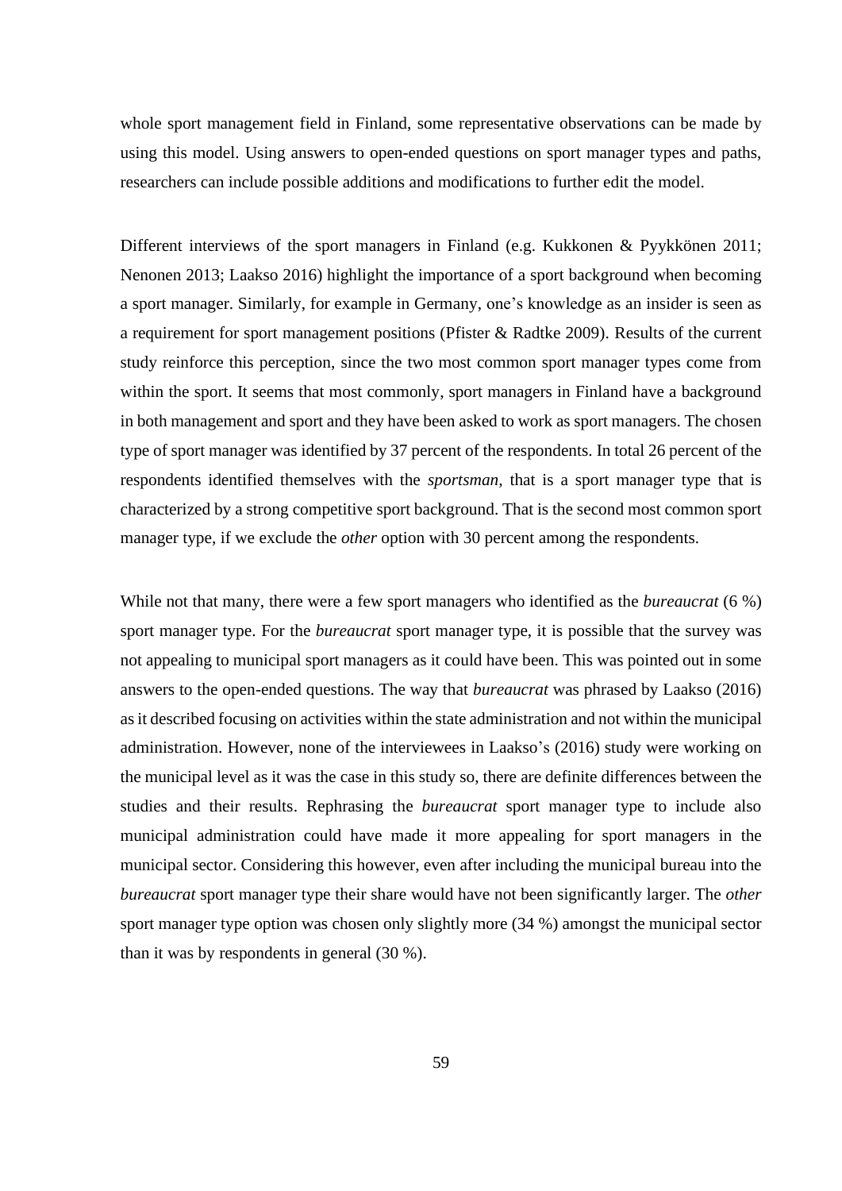whole sport management field in Finland, some representative observations can be made by using this model. Using answers to open-ended questions on sport manager types and paths, researchers can include possible additions and modifications to further edit the model.

Different interviews of the sport managers in Finland (e.g. Kukkonen & Pyykkönen 2011; Nenonen 2013; Laakso 2016) highlight the importance of a sport background when becoming a sport manager. Similarly, for example in Germany, one's knowledge as an insider is seen as a requirement for sport management positions (Pfister & Radtke 2009). Results of the current study reinforce this perception, since the two most common sport manager types come from within the sport. It seems that most commonly, sport managers in Finland have a background in both management and sport and they have been asked to work as sport managers. The chosen type of sport manager was identified by 37 percent of the respondents. In total 26 percent of the respondents identified themselves with the *sportsman,* that is a sport manager type that is characterized by a strong competitive sport background. That is the second most common sport manager type, if we exclude the *other* option with 30 percent among the respondents.

While not that many, there were a few sport managers who identified as the *bureaucrat* (6 %) sport manager type. For the *bureaucrat* sport manager type, it is possible that the survey was not appealing to municipal sport managers as it could have been. This was pointed out in some answers to the open-ended questions. The way that *bureaucrat* was phrased by Laakso (2016) as it described focusing on activities within the state administration and not within the municipal administration. However, none of the interviewees in Laakso's (2016) study were working on the municipal level as it was the case in this study so, there are definite differences between the studies and their results. Rephrasing the *bureaucrat* sport manager type to include also municipal administration could have made it more appealing for sport managers in the municipal sector. Considering this however, even after including the municipal bureau into the *bureaucrat* sport manager type their share would have not been significantly larger. The *other* sport manager type option was chosen only slightly more (34 %) amongst the municipal sector than it was by respondents in general (30 %).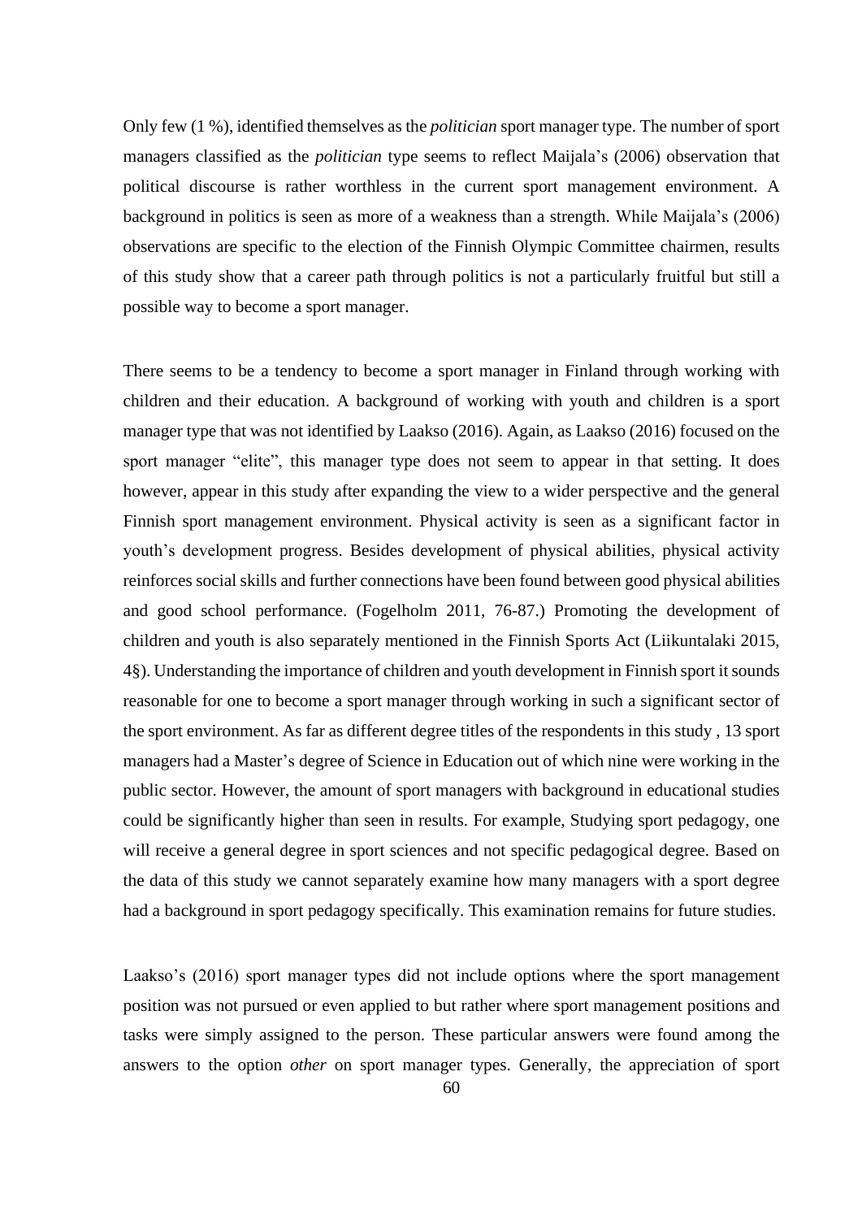Only few (1 %), identified themselves as the *politician* sport manager type. The number of sport managers classified as the *politician* type seems to reflect Maijala's (2006) observation that political discourse is rather worthless in the current sport management environment. A background in politics is seen as more of a weakness than a strength. While Maijala's (2006) observations are specific to the election of the Finnish Olympic Committee chairmen, results of this study show that a career path through politics is not a particularly fruitful but still a possible way to become a sport manager.

There seems to be a tendency to become a sport manager in Finland through working with children and their education. A background of working with youth and children is a sport manager type that was not identified by Laakso (2016). Again, as Laakso (2016) focused on the sport manager "elite", this manager type does not seem to appear in that setting. It does however, appear in this study after expanding the view to a wider perspective and the general Finnish sport management environment. Physical activity is seen as a significant factor in youth's development progress. Besides development of physical abilities, physical activity reinforces social skills and further connections have been found between good physical abilities and good school performance. (Fogelholm 2011, 76-87.) Promoting the development of children and youth is also separately mentioned in the Finnish Sports Act (Liikuntalaki 2015, 4§). Understanding the importance of children and youth development in Finnish sport it sounds reasonable for one to become a sport manager through working in such a significant sector of the sport environment. As far as different degree titles of the respondents in this study , 13 sport managers had a Master's degree of Science in Education out of which nine were working in the public sector. However, the amount of sport managers with background in educational studies could be significantly higher than seen in results. For example, Studying sport pedagogy, one will receive a general degree in sport sciences and not specific pedagogical degree. Based on the data of this study we cannot separately examine how many managers with a sport degree had a background in sport pedagogy specifically. This examination remains for future studies.

Laakso's (2016) sport manager types did not include options where the sport management position was not pursued or even applied to but rather where sport management positions and tasks were simply assigned to the person. These particular answers were found among the answers to the option *other* on sport manager types. Generally, the appreciation of sport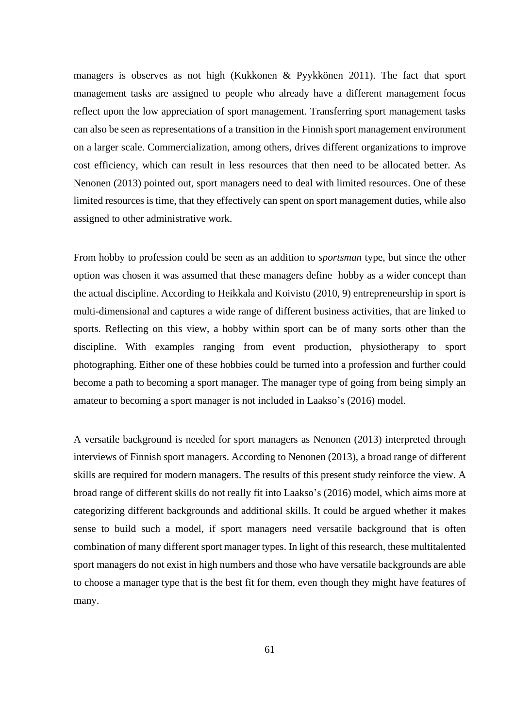managers is observes as not high (Kukkonen & Pyykkönen 2011). The fact that sport management tasks are assigned to people who already have a different management focus reflect upon the low appreciation of sport management. Transferring sport management tasks can also be seen as representations of a transition in the Finnish sport management environment on a larger scale. Commercialization, among others, drives different organizations to improve cost efficiency, which can result in less resources that then need to be allocated better. As Nenonen (2013) pointed out, sport managers need to deal with limited resources. One of these limited resources is time, that they effectively can spent on sport management duties, while also assigned to other administrative work.

From hobby to profession could be seen as an addition to *sportsman* type, but since the other option was chosen it was assumed that these managers define hobby as a wider concept than the actual discipline. According to Heikkala and Koivisto (2010, 9) entrepreneurship in sport is multi-dimensional and captures a wide range of different business activities, that are linked to sports. Reflecting on this view, a hobby within sport can be of many sorts other than the discipline. With examples ranging from event production, physiotherapy to sport photographing. Either one of these hobbies could be turned into a profession and further could become a path to becoming a sport manager. The manager type of going from being simply an amateur to becoming a sport manager is not included in Laakso's (2016) model.

A versatile background is needed for sport managers as Nenonen (2013) interpreted through interviews of Finnish sport managers. According to Nenonen (2013), a broad range of different skills are required for modern managers. The results of this present study reinforce the view. A broad range of different skills do not really fit into Laakso's (2016) model, which aims more at categorizing different backgrounds and additional skills. It could be argued whether it makes sense to build such a model, if sport managers need versatile background that is often combination of many different sport manager types. In light of this research, these multitalented sport managers do not exist in high numbers and those who have versatile backgrounds are able to choose a manager type that is the best fit for them, even though they might have features of many.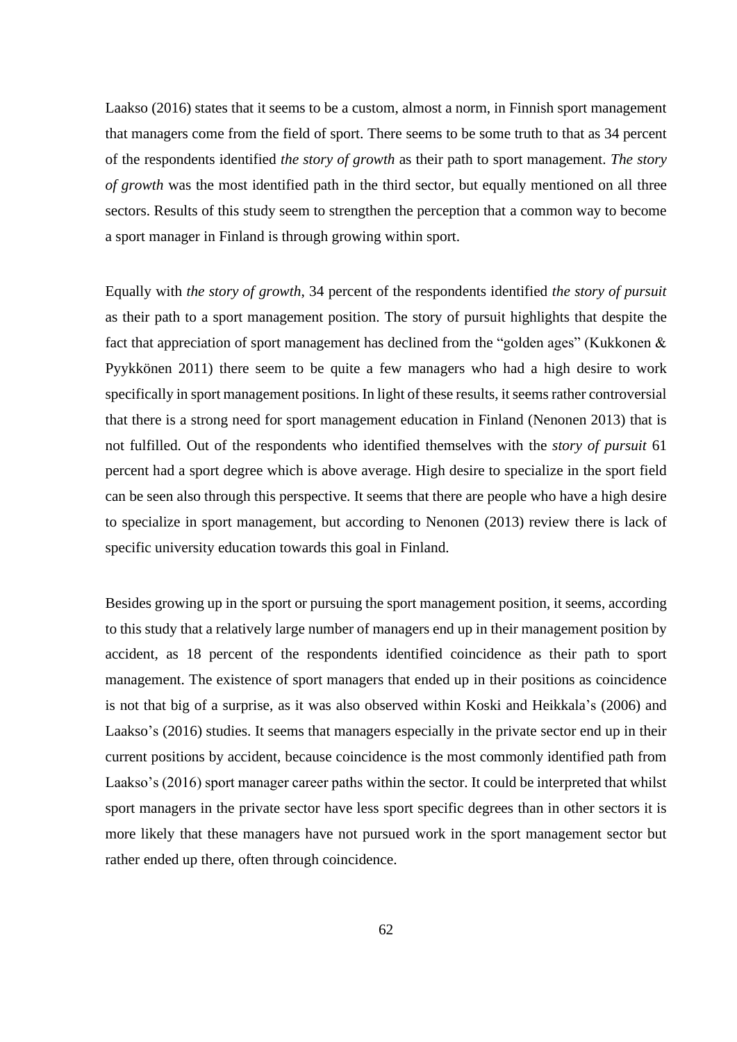Laakso (2016) states that it seems to be a custom, almost a norm, in Finnish sport management that managers come from the field of sport. There seems to be some truth to that as 34 percent of the respondents identified *the story of growth* as their path to sport management. *The story of growth* was the most identified path in the third sector, but equally mentioned on all three sectors. Results of this study seem to strengthen the perception that a common way to become a sport manager in Finland is through growing within sport.

Equally with *the story of growth*, 34 percent of the respondents identified *the story of pursuit* as their path to a sport management position. The story of pursuit highlights that despite the fact that appreciation of sport management has declined from the "golden ages" (Kukkonen & Pyykkönen 2011) there seem to be quite a few managers who had a high desire to work specifically in sport management positions. In light of these results, it seems rather controversial that there is a strong need for sport management education in Finland (Nenonen 2013) that is not fulfilled. Out of the respondents who identified themselves with the *story of pursuit* 61 percent had a sport degree which is above average. High desire to specialize in the sport field can be seen also through this perspective. It seems that there are people who have a high desire to specialize in sport management, but according to Nenonen (2013) review there is lack of specific university education towards this goal in Finland.

Besides growing up in the sport or pursuing the sport management position, it seems, according to this study that a relatively large number of managers end up in their management position by accident, as 18 percent of the respondents identified coincidence as their path to sport management. The existence of sport managers that ended up in their positions as coincidence is not that big of a surprise, as it was also observed within Koski and Heikkala's (2006) and Laakso's (2016) studies. It seems that managers especially in the private sector end up in their current positions by accident, because coincidence is the most commonly identified path from Laakso's (2016) sport manager career paths within the sector. It could be interpreted that whilst sport managers in the private sector have less sport specific degrees than in other sectors it is more likely that these managers have not pursued work in the sport management sector but rather ended up there, often through coincidence.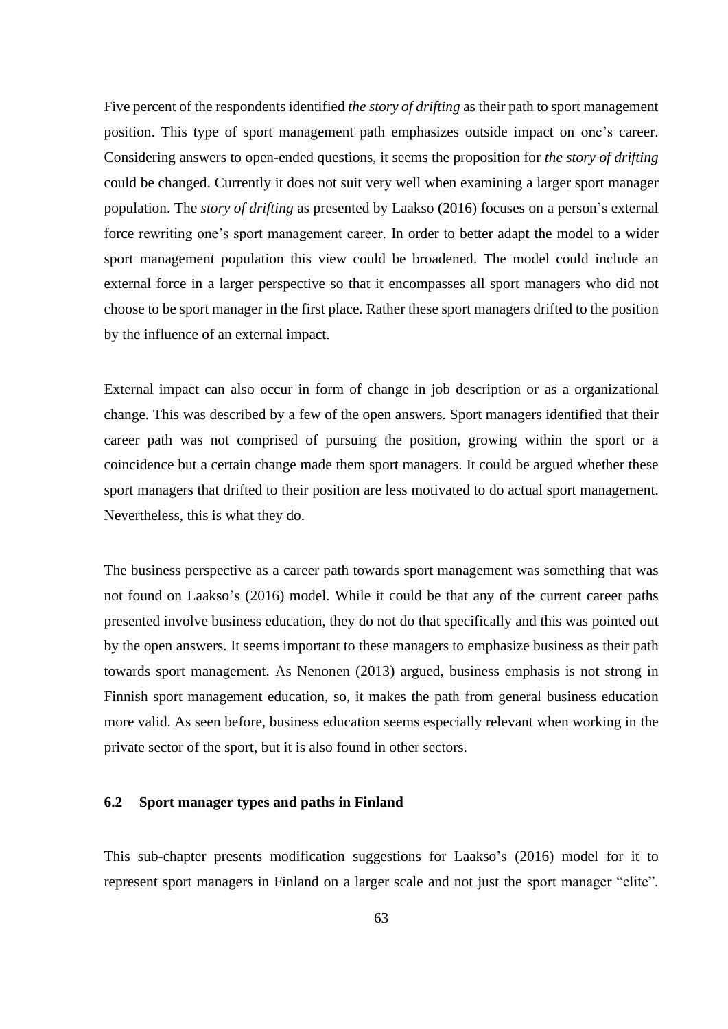Five percent of the respondents identified *the story of drifting* as their path to sport management position. This type of sport management path emphasizes outside impact on one's career. Considering answers to open-ended questions, it seems the proposition for *the story of drifting* could be changed. Currently it does not suit very well when examining a larger sport manager population. The *story of drifting* as presented by Laakso (2016) focuses on a person's external force rewriting one's sport management career. In order to better adapt the model to a wider sport management population this view could be broadened. The model could include an external force in a larger perspective so that it encompasses all sport managers who did not choose to be sport manager in the first place. Rather these sport managers drifted to the position by the influence of an external impact.

External impact can also occur in form of change in job description or as a organizational change. This was described by a few of the open answers. Sport managers identified that their career path was not comprised of pursuing the position, growing within the sport or a coincidence but a certain change made them sport managers. It could be argued whether these sport managers that drifted to their position are less motivated to do actual sport management. Nevertheless, this is what they do.

The business perspective as a career path towards sport management was something that was not found on Laakso's (2016) model. While it could be that any of the current career paths presented involve business education, they do not do that specifically and this was pointed out by the open answers. It seems important to these managers to emphasize business as their path towards sport management. As Nenonen (2013) argued, business emphasis is not strong in Finnish sport management education, so, it makes the path from general business education more valid. As seen before, business education seems especially relevant when working in the private sector of the sport, but it is also found in other sectors.

### 6.2 Sport manager types and paths in Finland

This sub-chapter presents modification suggestions for Laakso's (2016) model for it to represent sport managers in Finland on a larger scale and not just the sport manager "elite".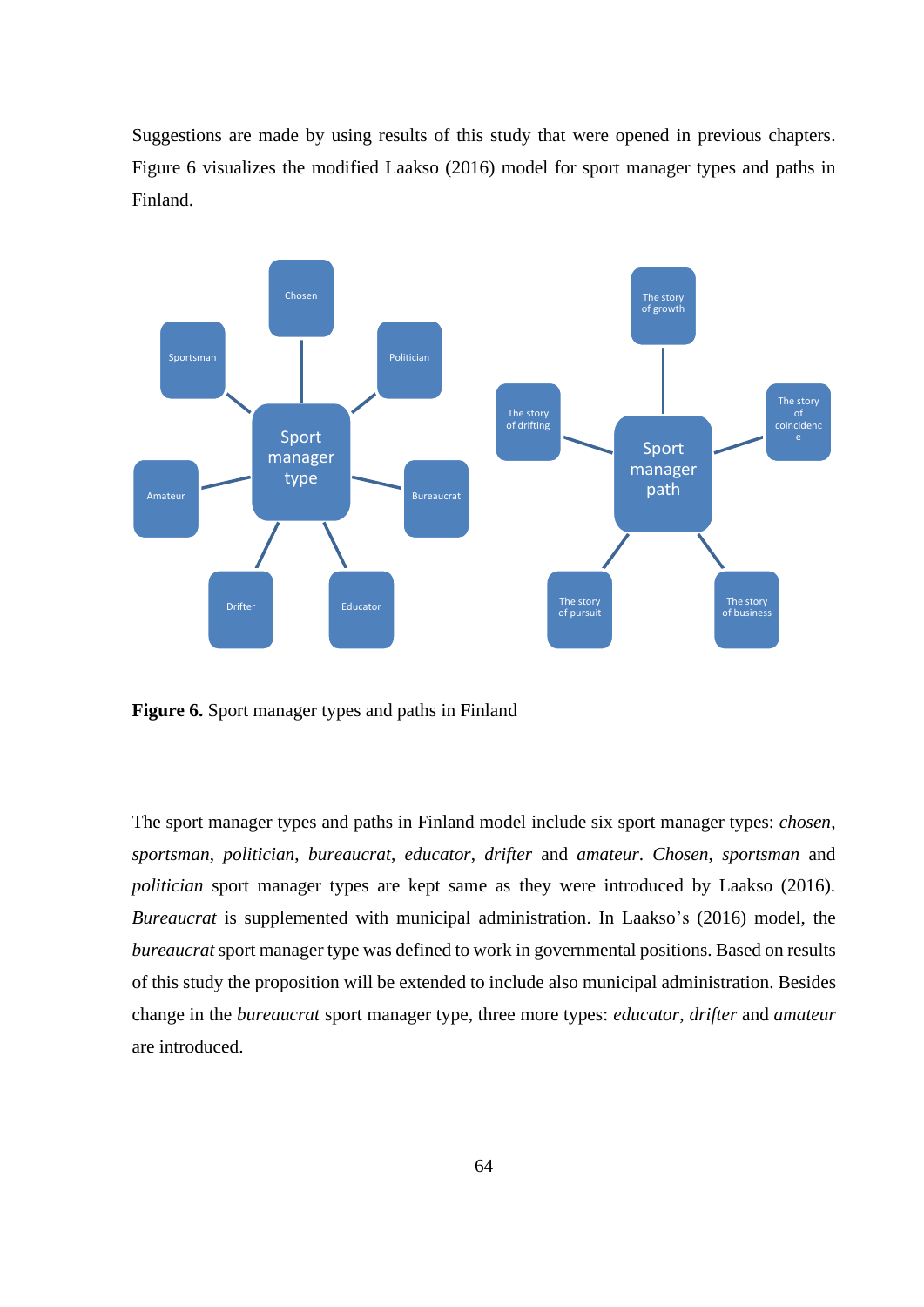Suggestions are made by using results of this study that were opened in previous chapters. Figure 6 visualizes the modified Laakso (2016) model for sport manager types and paths in Finland.

**Figure 6.** Sport manager types and paths in Finland

The sport manager types and paths in Finland model include six sport manager types: *chosen*, *sportsman*, *politician*, *bureaucrat*, *educator*, *drifter* and *amateur*. *Chosen*, *sportsman* and *politician* sport manager types are kept same as they were introduced by Laakso (2016). *Bureaucrat* is supplemented with municipal administration. In Laakso's (2016) model, the *bureaucrat* sport manager type was defined to work in governmental positions. Based on results of this study the proposition will be extended to include also municipal administration. Besides change in the *bureaucrat* sport manager type, three more types: *educator*, *drifter* and *amateur* are introduced.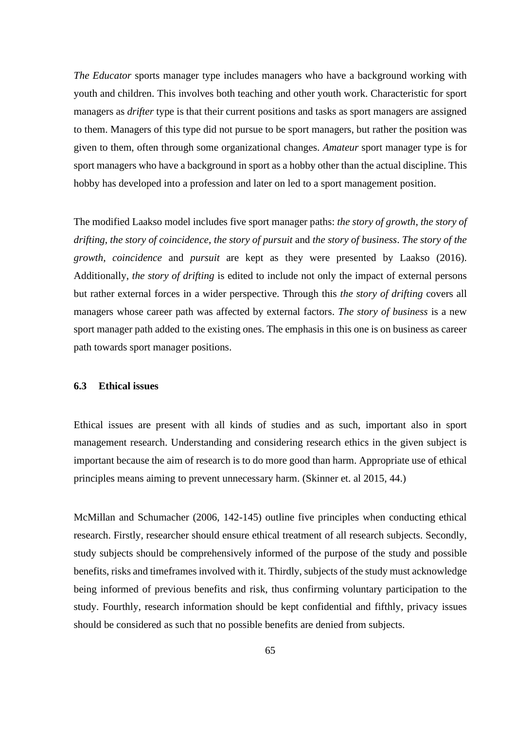*The Educator* sports manager type includes managers who have a background working with youth and children. This involves both teaching and other youth work. Characteristic for sport managers as *drifter* type is that their current positions and tasks as sport managers are assigned to them. Managers of this type did not pursue to be sport managers, but rather the position was given to them, often through some organizational changes. *Amateur* sport manager type is for sport managers who have a background in sport as a hobby other than the actual discipline. This hobby has developed into a profession and later on led to a sport management position.

The modified Laakso model includes five sport manager paths: *the story of growth*, *the story of drifting*, *the story of coincidence*, *the story of pursuit* and *the story of business*. *The story of the growth*, *coincidence* and *pursuit* are kept as they were presented by Laakso (2016). Additionally, *the story of drifting* is edited to include not only the impact of external persons but rather external forces in a wider perspective. Through this *the story of drifting* covers all managers whose career path was affected by external factors. *The story of business* is a new sport manager path added to the existing ones. The emphasis in this one is on business as career path towards sport manager positions.

### 6.3 Ethical issues

Ethical issues are present with all kinds of studies and as such, important also in sport management research. Understanding and considering research ethics in the given subject is important because the aim of research is to do more good than harm. Appropriate use of ethical principles means aiming to prevent unnecessary harm. (Skinner et. al 2015, 44.)

McMillan and Schumacher (2006, 142-145) outline five principles when conducting ethical research. Firstly, researcher should ensure ethical treatment of all research subjects. Secondly, study subjects should be comprehensively informed of the purpose of the study and possible benefits, risks and timeframes involved with it. Thirdly, subjects of the study must acknowledge being informed of previous benefits and risk, thus confirming voluntary participation to the study. Fourthly, research information should be kept confidential and fifthly, privacy issues should be considered as such that no possible benefits are denied from subjects.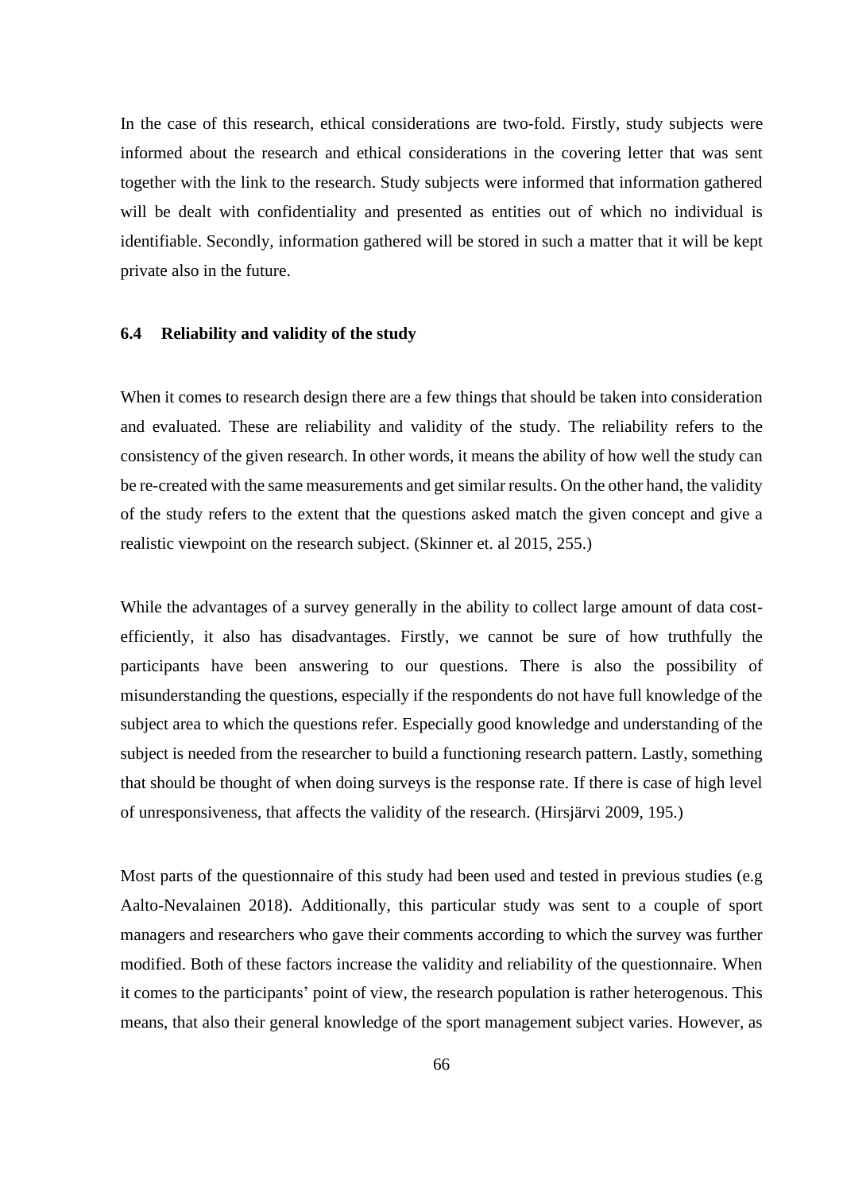In the case of this research, ethical considerations are two-fold. Firstly, study subjects were informed about the research and ethical considerations in the covering letter that was sent together with the link to the research. Study subjects were informed that information gathered will be dealt with confidentiality and presented as entities out of which no individual is identifiable. Secondly, information gathered will be stored in such a matter that it will be kept private also in the future.

### 6.4 Reliability and validity of the study

When it comes to research design there are a few things that should be taken into consideration and evaluated. These are reliability and validity of the study. The reliability refers to the consistency of the given research. In other words, it means the ability of how well the study can be re-created with the same measurements and get similar results. On the other hand, the validity of the study refers to the extent that the questions asked match the given concept and give a realistic viewpoint on the research subject. (Skinner et. al 2015, 255.)

While the advantages of a survey generally in the ability to collect large amount of data cost-efficiently, it also has disadvantages. Firstly, we cannot be sure of how truthfully the participants have been answering to our questions. There is also the possibility of misunderstanding the questions, especially if the respondents do not have full knowledge of the subject area to which the questions refer. Especially good knowledge and understanding of the subject is needed from the researcher to build a functioning research pattern. Lastly, something that should be thought of when doing surveys is the response rate. If there is case of high level of unresponsiveness, that affects the validity of the research. (Hirsjärvi 2009, 195.)

Most parts of the questionnaire of this study had been used and tested in previous studies (e.g Aalto-Nevalainen 2018). Additionally, this particular study was sent to a couple of sport managers and researchers who gave their comments according to which the survey was further modified. Both of these factors increase the validity and reliability of the questionnaire. When it comes to the participants' point of view, the research population is rather heterogenous. This means, that also their general knowledge of the sport management subject varies. However, as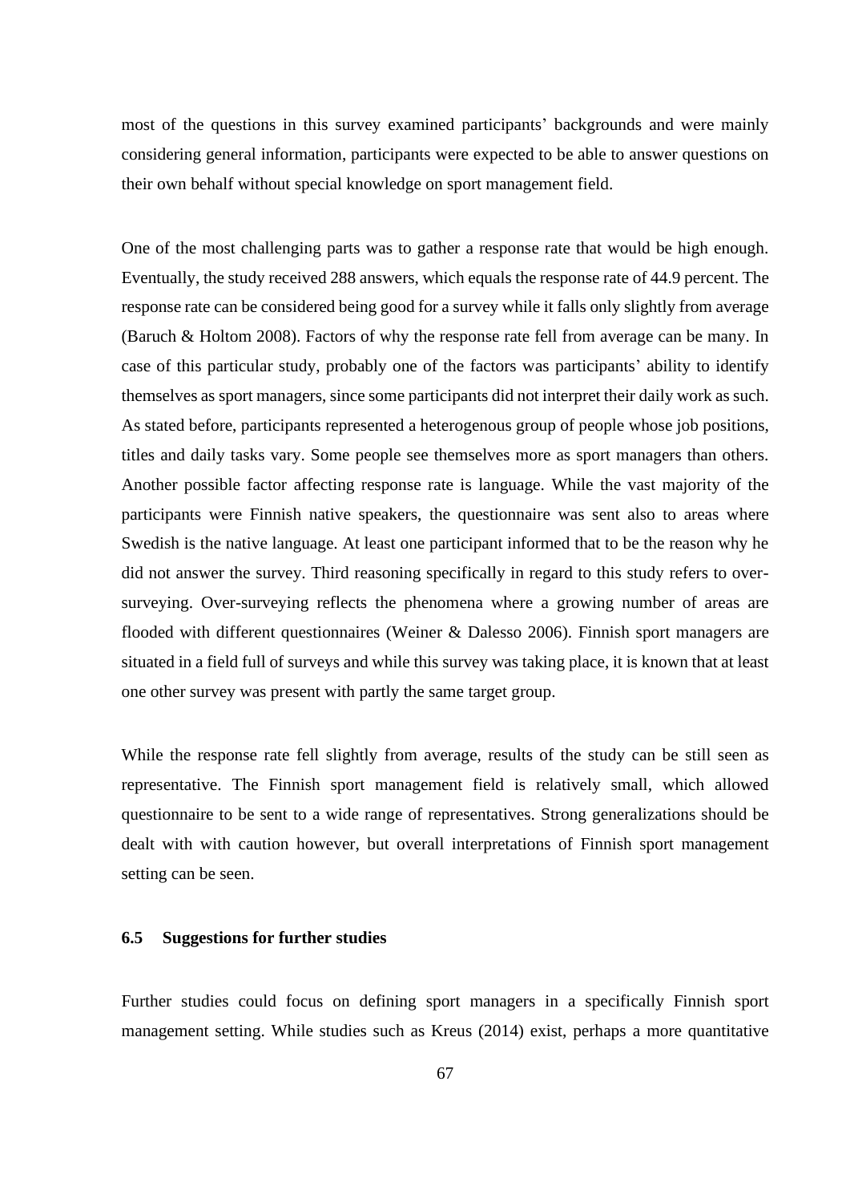most of the questions in this survey examined participants' backgrounds and were mainly considering general information, participants were expected to be able to answer questions on their own behalf without special knowledge on sport management field.

One of the most challenging parts was to gather a response rate that would be high enough. Eventually, the study received 288 answers, which equals the response rate of 44.9 percent. The response rate can be considered being good for a survey while it falls only slightly from average (Baruch & Holtom 2008). Factors of why the response rate fell from average can be many. In case of this particular study, probably one of the factors was participants' ability to identify themselves as sport managers, since some participants did not interpret their daily work as such. As stated before, participants represented a heterogenous group of people whose job positions, titles and daily tasks vary. Some people see themselves more as sport managers than others. Another possible factor affecting response rate is language. While the vast majority of the participants were Finnish native speakers, the questionnaire was sent also to areas where Swedish is the native language. At least one participant informed that to be the reason why he did not answer the survey. Third reasoning specifically in regard to this study refers to over-surveying. Over-surveying reflects the phenomena where a growing number of areas are flooded with different questionnaires (Weiner & Dalesso 2006). Finnish sport managers are situated in a field full of surveys and while this survey was taking place, it is known that at least one other survey was present with partly the same target group.

While the response rate fell slightly from average, results of the study can be still seen as representative. The Finnish sport management field is relatively small, which allowed questionnaire to be sent to a wide range of representatives. Strong generalizations should be dealt with with caution however, but overall interpretations of Finnish sport management setting can be seen.

### 6.5 Suggestions for further studies

Further studies could focus on defining sport managers in a specifically Finnish sport management setting. While studies such as Kreus (2014) exist, perhaps a more quantitative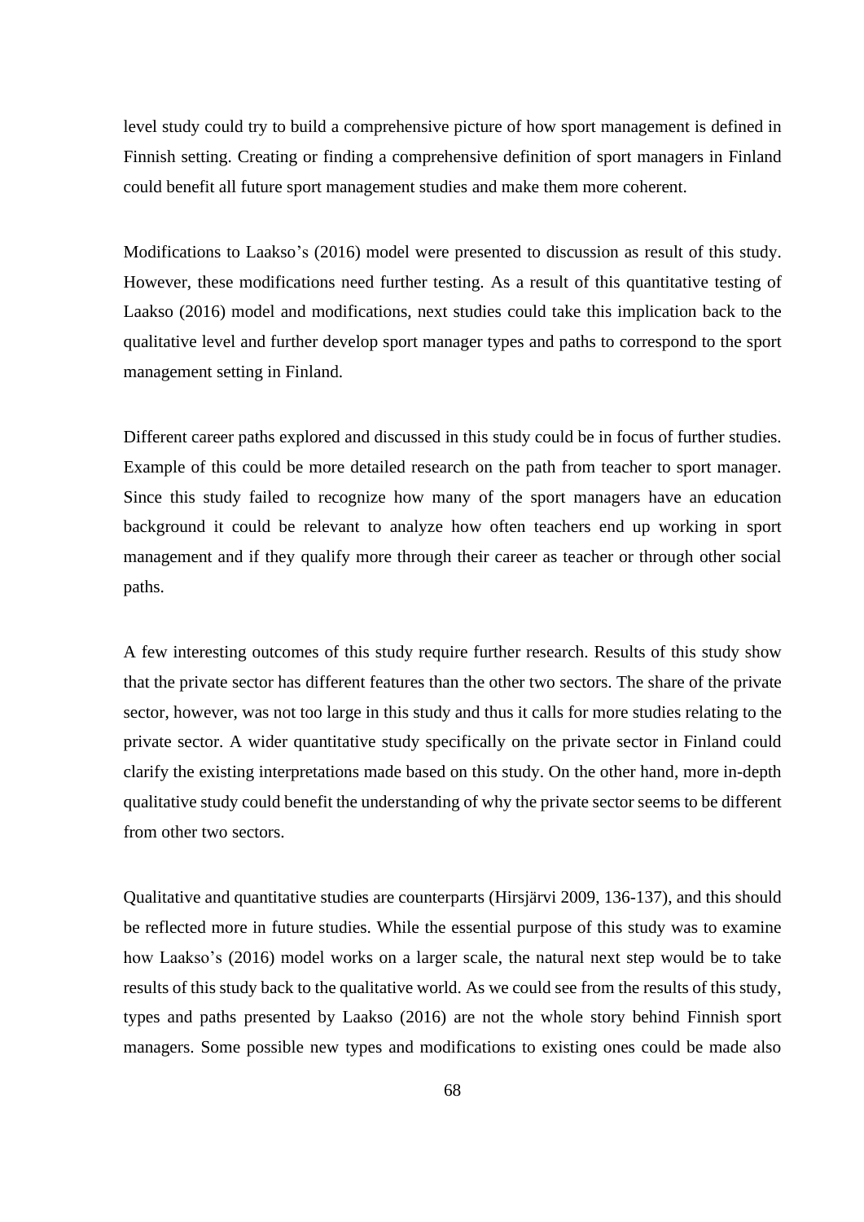level study could try to build a comprehensive picture of how sport management is defined in Finnish setting. Creating or finding a comprehensive definition of sport managers in Finland could benefit all future sport management studies and make them more coherent.

Modifications to Laakso's (2016) model were presented to discussion as result of this study. However, these modifications need further testing. As a result of this quantitative testing of Laakso (2016) model and modifications, next studies could take this implication back to the qualitative level and further develop sport manager types and paths to correspond to the sport management setting in Finland.

Different career paths explored and discussed in this study could be in focus of further studies. Example of this could be more detailed research on the path from teacher to sport manager. Since this study failed to recognize how many of the sport managers have an education background it could be relevant to analyze how often teachers end up working in sport management and if they qualify more through their career as teacher or through other social paths.

A few interesting outcomes of this study require further research. Results of this study show that the private sector has different features than the other two sectors. The share of the private sector, however, was not too large in this study and thus it calls for more studies relating to the private sector. A wider quantitative study specifically on the private sector in Finland could clarify the existing interpretations made based on this study. On the other hand, more in-depth qualitative study could benefit the understanding of why the private sector seems to be different from other two sectors.

Qualitative and quantitative studies are counterparts (Hirsjärvi 2009, 136-137), and this should be reflected more in future studies. While the essential purpose of this study was to examine how Laakso's (2016) model works on a larger scale, the natural next step would be to take results of this study back to the qualitative world. As we could see from the results of this study, types and paths presented by Laakso (2016) are not the whole story behind Finnish sport managers. Some possible new types and modifications to existing ones could be made also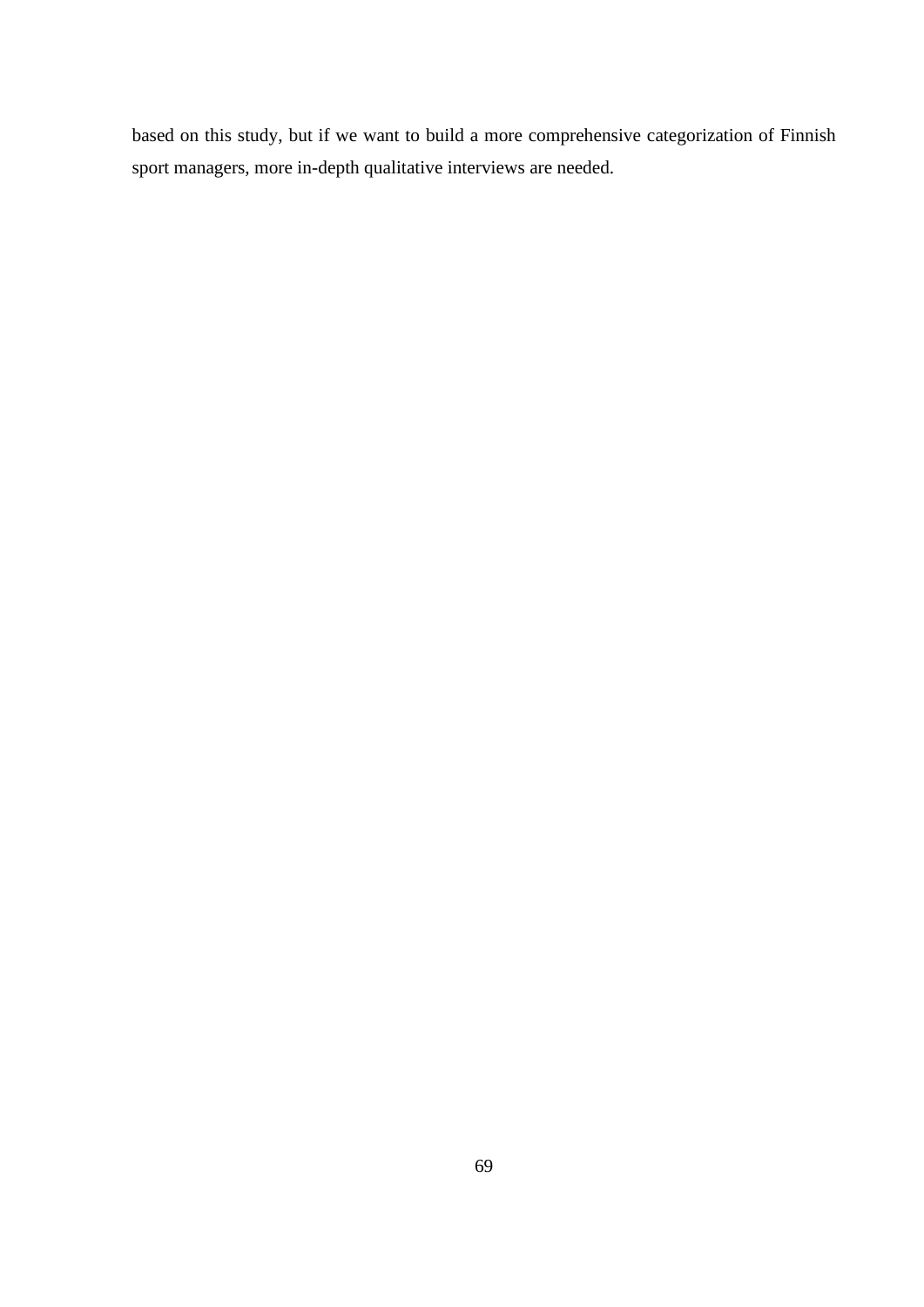based on this study, but if we want to build a more comprehensive categorization of Finnish sport managers, more in-depth qualitative interviews are needed.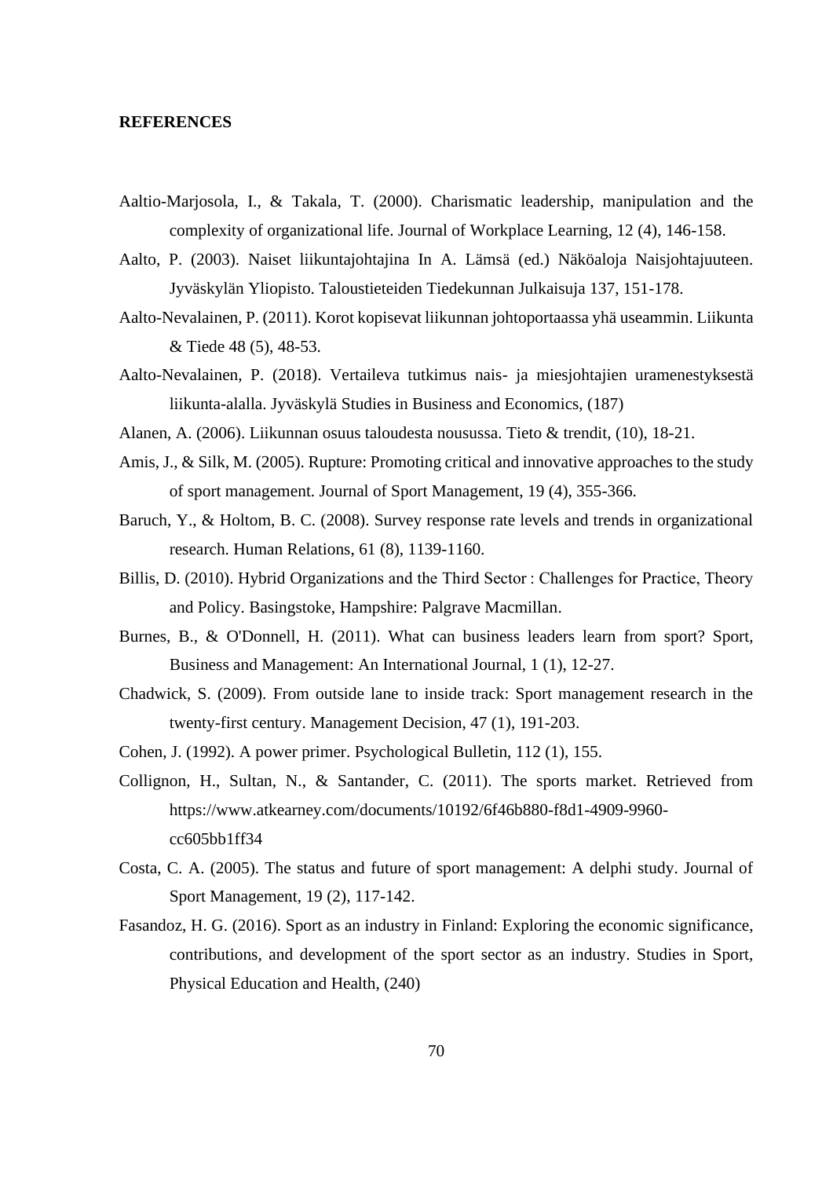**REFERENCES**

Aaltio-Marjosola, I., & Takala, T. (2000). Charismatic leadership, manipulation and the complexity of organizational life. Journal of Workplace Learning, 12 (4), 146-158.

Aalto, P. (2003). Naiset liikuntajohtajina In A. Lämsä (ed.) Näköaloja Naisjohtajuuteen. Jyväskylän Yliopisto. Taloustieteiden Tiedekunnan Julkaisuja 137, 151-178.

Aalto-Nevalainen, P. (2011). Korot kopisevat liikunnan johtoportaassa yhä useammin. Liikunta & Tiede 48 (5), 48-53.

Aalto-Nevalainen, P. (2018). Vertaileva tutkimus nais- ja miesjohtajien uramenestyksestä liikunta-alalla. Jyväskylä Studies in Business and Economics, (187)

Alanen, A. (2006). Liikunnan osuus taloudesta nousussa. Tieto & trendit, (10), 18-21.

Amis, J., & Silk, M. (2005). Rupture: Promoting critical and innovative approaches to the study of sport management. Journal of Sport Management, 19 (4), 355-366.

Baruch, Y., & Holtom, B. C. (2008). Survey response rate levels and trends in organizational research. Human Relations, 61 (8), 1139-1160.

Billis, D. (2010). Hybrid Organizations and the Third Sector : Challenges for Practice, Theory and Policy. Basingstoke, Hampshire: Palgrave Macmillan.

Burnes, B., & O'Donnell, H. (2011). What can business leaders learn from sport? Sport, Business and Management: An International Journal, 1 (1), 12-27.

Chadwick, S. (2009). From outside lane to inside track: Sport management research in the twenty-first century. Management Decision, 47 (1), 191-203.

Cohen, J. (1992). A power primer. Psychological Bulletin, 112 (1), 155.

Collignon, H., Sultan, N., & Santander, C. (2011). The sports market. Retrieved from https://www.atkearney.com/documents/10192/6f46b880-f8d1-4909-9960-cc605bb1ff34

Costa, C. A. (2005). The status and future of sport management: A delphi study. Journal of Sport Management, 19 (2), 117-142.

Fasandoz, H. G. (2016). Sport as an industry in Finland: Exploring the economic significance, contributions, and development of the sport sector as an industry. Studies in Sport, Physical Education and Health, (240)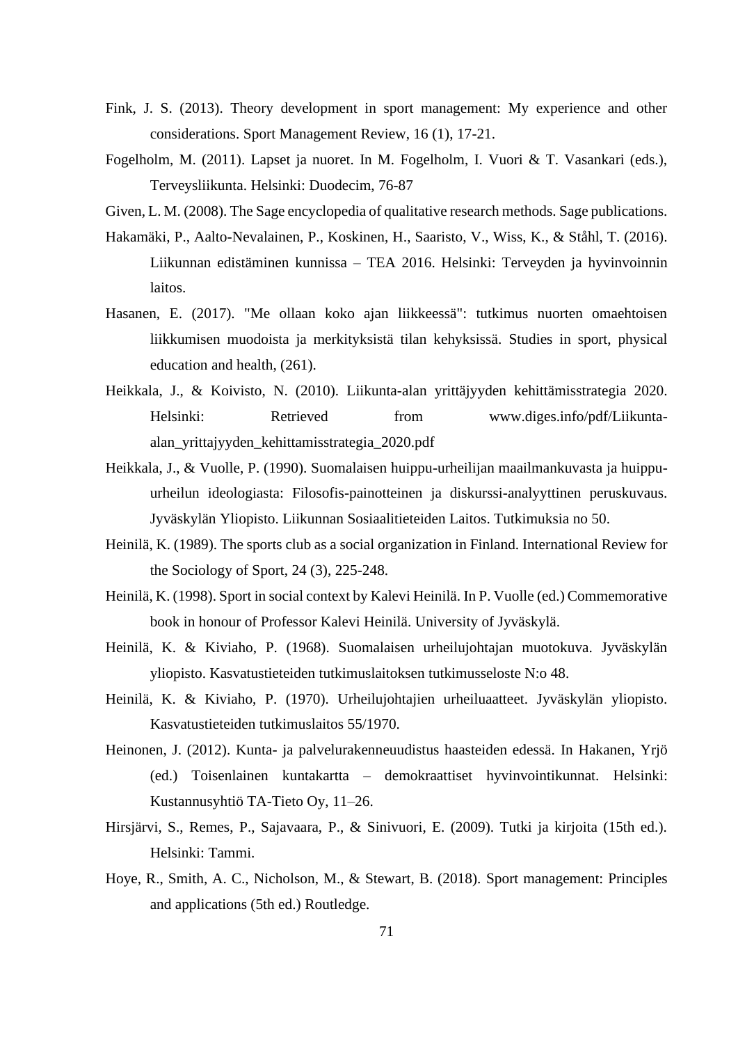Fink, J. S. (2013). Theory development in sport management: My experience and other considerations. Sport Management Review, 16 (1), 17-21.

Fogelholm, M. (2011). Lapset ja nuoret. In M. Fogelholm, I. Vuori & T. Vasankari (eds.), Terveysliikunta. Helsinki: Duodecim, 76-87

Given, L. M. (2008). The Sage encyclopedia of qualitative research methods. Sage publications.

Hakamäki, P., Aalto-Nevalainen, P., Koskinen, H., Saaristo, V., Wiss, K., & Ståhl, T. (2016). Liikunnan edistäminen kunnissa – TEA 2016. Helsinki: Terveyden ja hyvinvoinnin laitos.

Hasanen, E. (2017). "Me ollaan koko ajan liikkeessä": tutkimus nuorten omaehtoisen liikkumisen muodoista ja merkityksistä tilan kehyksissä. Studies in sport, physical education and health, (261).

Heikkala, J., & Koivisto, N. (2010). Liikunta-alan yrittäjyyden kehittämisstrategia 2020. Helsinki: Retrieved from www.diges.info/pdf/Liikunta-alan_yrittajyyden_kehittamisstrategia_2020.pdf

Heikkala, J., & Vuolle, P. (1990). Suomalaisen huippu-urheilijan maailmankuvasta ja huippu-urheilun ideologiasta: Filosofis-painotteinen ja diskurssi-analyyttinen peruskuvaus. Jyväskylän Yliopisto. Liikunnan Sosiaalitieteiden Laitos. Tutkimuksia no 50.

Heinilä, K. (1989). The sports club as a social organization in Finland. International Review for the Sociology of Sport, 24 (3), 225-248.

Heinilä, K. (1998). Sport in social context by Kalevi Heinilä. In P. Vuolle (ed.) Commemorative book in honour of Professor Kalevi Heinilä. University of Jyväskylä.

Heinilä, K. & Kiviaho, P. (1968). Suomalaisen urheilujohtajan muotokuva. Jyväskylän yliopisto. Kasvatustieteiden tutkimuslaitoksen tutkimusseloste N:o 48.

Heinilä, K. & Kiviaho, P. (1970). Urheilujohtajien urheiluaatteet. Jyväskylän yliopisto. Kasvatustieteiden tutkimuslaitos 55/1970.

Heinonen, J. (2012). Kunta- ja palvelurakenneuudistus haasteiden edessä. In Hakanen, Yrjö (ed.) Toisenlainen kuntakartta – demokraattiset hyvinvointikunnat. Helsinki: Kustannusyhtiö TA-Tieto Oy, 11–26.

Hirsjärvi, S., Remes, P., Sajavaara, P., & Sinivuori, E. (2009). Tutki ja kirjoita (15th ed.). Helsinki: Tammi.

Hoye, R., Smith, A. C., Nicholson, M., & Stewart, B. (2018). Sport management: Principles and applications (5th ed.) Routledge.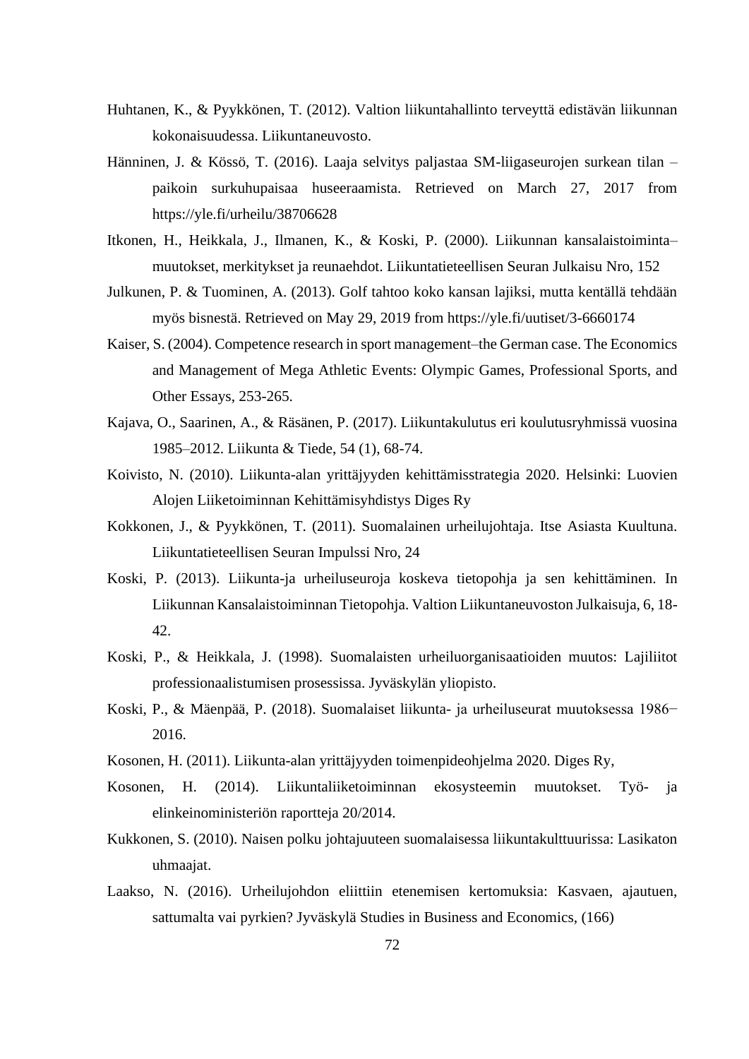Huhtanen, K., & Pyykkönen, T. (2012). Valtion liikuntahallinto terveyttä edistävän liikunnan kokonaisuudessa. Liikuntaneuvosto.

Hänninen, J. & Kössö, T. (2016). Laaja selvitys paljastaa SM-liigaseurojen surkean tilan – paikoin surkuhupaisaa huseeraamista. Retrieved on March 27, 2017 from https://yle.fi/urheilu/38706628

Itkonen, H., Heikkala, J., Ilmanen, K., & Koski, P. (2000). Liikunnan kansalaistoiminta– muutokset, merkitykset ja reunaehdot. Liikuntatieteellisen Seuran Julkaisu Nro, 152

Julkunen, P. & Tuominen, A. (2013). Golf tahtoo koko kansan lajiksi, mutta kentällä tehdään myös bisnestä. Retrieved on May 29, 2019 from https://yle.fi/uutiset/3-6660174

Kaiser, S. (2004). Competence research in sport management–the German case. The Economics and Management of Mega Athletic Events: Olympic Games, Professional Sports, and Other Essays, 253-265.

Kajava, O., Saarinen, A., & Räsänen, P. (2017). Liikuntakulutus eri koulutusryhmissä vuosina 1985–2012. Liikunta & Tiede, 54 (1), 68-74.

Koivisto, N. (2010). Liikunta-alan yrittäjyyden kehittämisstrategia 2020. Helsinki: Luovien Alojen Liiketoiminnan Kehittämisyhdistys Diges Ry

Kokkonen, J., & Pyykkönen, T. (2011). Suomalainen urheilujohtaja. Itse Asiasta Kuultuna. Liikuntatieteellisen Seuran Impulssi Nro, 24

Koski, P. (2013). Liikunta-ja urheiluseuroja koskeva tietopohja ja sen kehittäminen. In Liikunnan Kansalaistoiminnan Tietopohja. Valtion Liikuntaneuvoston Julkaisuja, 6, 18-42.

Koski, P., & Heikkala, J. (1998). Suomalaisten urheiluorganisaatioiden muutos: Lajiliitot professionaalistumisen prosessissa. Jyväskylän yliopisto.

Koski, P., & Mäenpää, P. (2018). Suomalaiset liikunta- ja urheiluseurat muutoksessa 1986−2016.

Kosonen, H. (2011). Liikunta-alan yrittäjyyden toimenpideohjelma 2020. Diges Ry,

Kosonen, H. (2014). Liikuntaliiketoiminnan ekosysteemin muutokset. Työ- ja elinkeinoministeriön raportteja 20/2014.

Kukkonen, S. (2010). Naisen polku johtajuuteen suomalaisessa liikuntakulttuurissa: Lasikaton uhmaajat.

Laakso, N. (2016). Urheilujohdon eliittiin etenemisen kertomuksia: Kasvaen, ajautuen, sattumalta vai pyrkien? Jyväskylä Studies in Business and Economics, (166)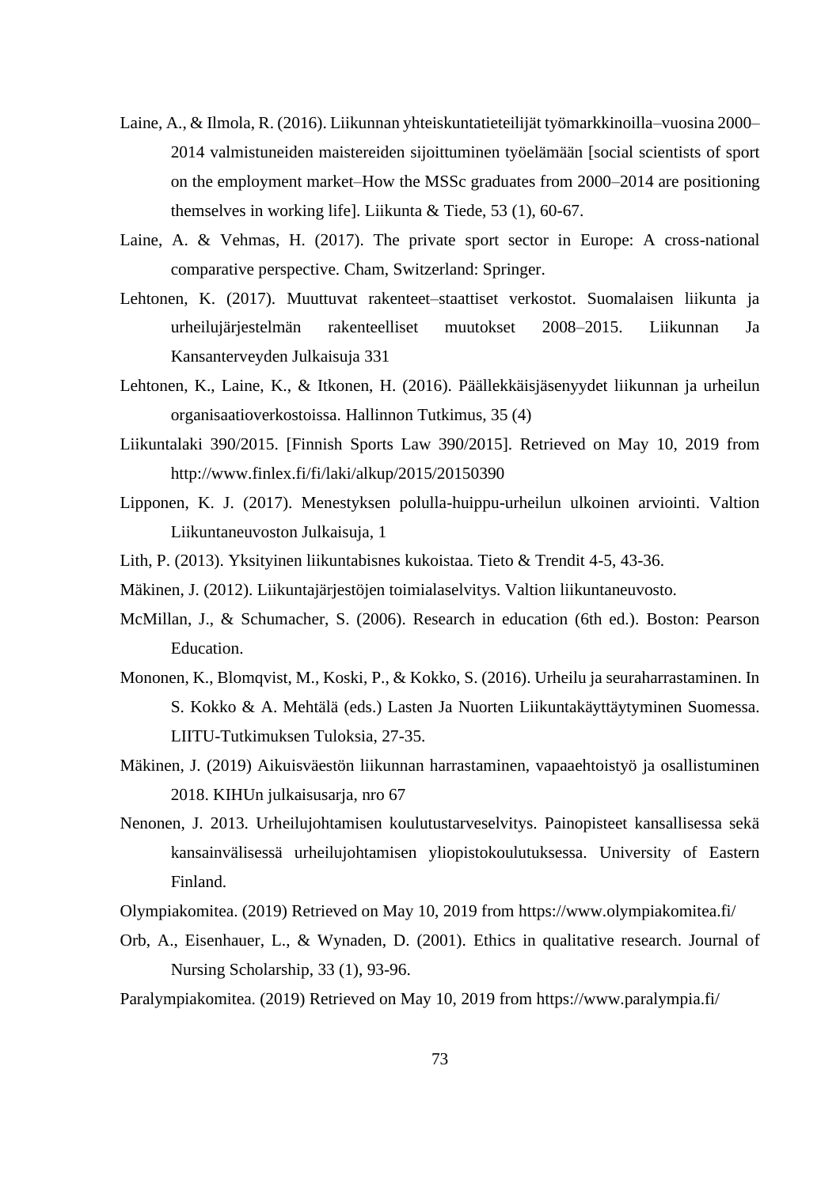Laine, A., & Ilmola, R. (2016). Liikunnan yhteiskuntatieteilijät työmarkkinoilla–vuosina 2000–2014 valmistuneiden maistereiden sijoittuminen työelämään [social scientists of sport on the employment market–How the MSSc graduates from 2000–2014 are positioning themselves in working life]. Liikunta & Tiede, 53 (1), 60-67.

Laine, A. & Vehmas, H. (2017). The private sport sector in Europe: A cross-national comparative perspective. Cham, Switzerland: Springer.

Lehtonen, K. (2017). Muuttuvat rakenteet–staattiset verkostot. Suomalaisen liikunta ja urheilujärjestelmän rakenteelliset muutokset 2008–2015. Liikunnan Ja Kansanterveyden Julkaisuja 331

Lehtonen, K., Laine, K., & Itkonen, H. (2016). Päällekkäisjäsenyydet liikunnan ja urheilun organisaatioverkostoissa. Hallinnon Tutkimus, 35 (4)

Liikuntalaki 390/2015. [Finnish Sports Law 390/2015]. Retrieved on May 10, 2019 from http://www.finlex.fi/fi/laki/alkup/2015/20150390

Lipponen, K. J. (2017). Menestyksen polulla-huippu-urheilun ulkoinen arviointi. Valtion Liikuntaneuvoston Julkaisuja, 1

Lith, P. (2013). Yksityinen liikuntabisnes kukoistaa. Tieto & Trendit 4-5, 43-36.

Mäkinen, J. (2012). Liikuntajärjestöjen toimialaselvitys. Valtion liikuntaneuvosto.

McMillan, J., & Schumacher, S. (2006). Research in education (6th ed.). Boston: Pearson Education.

Mononen, K., Blomqvist, M., Koski, P., & Kokko, S. (2016). Urheilu ja seuraharrastaminen. In S. Kokko & A. Mehtälä (eds.) Lasten Ja Nuorten Liikuntakäyttäytyminen Suomessa. LIITU-Tutkimuksen Tuloksia, 27-35.

Mäkinen, J. (2019) Aikuisväestön liikunnan harrastaminen, vapaaehtoistyö ja osallistuminen 2018. KIHUn julkaisusarja, nro 67

Nenonen, J. 2013. Urheilujohtamisen koulutustarveselvitys. Painopisteet kansallisessa sekä kansainvälisessä urheilujohtamisen yliopistokoulutuksessa. University of Eastern Finland.

Olympiakomitea. (2019) Retrieved on May 10, 2019 from https://www.olympiakomitea.fi/

Orb, A., Eisenhauer, L., & Wynaden, D. (2001). Ethics in qualitative research. Journal of Nursing Scholarship, 33 (1), 93-96.

Paralympiakomitea. (2019) Retrieved on May 10, 2019 from https://www.paralympia.fi/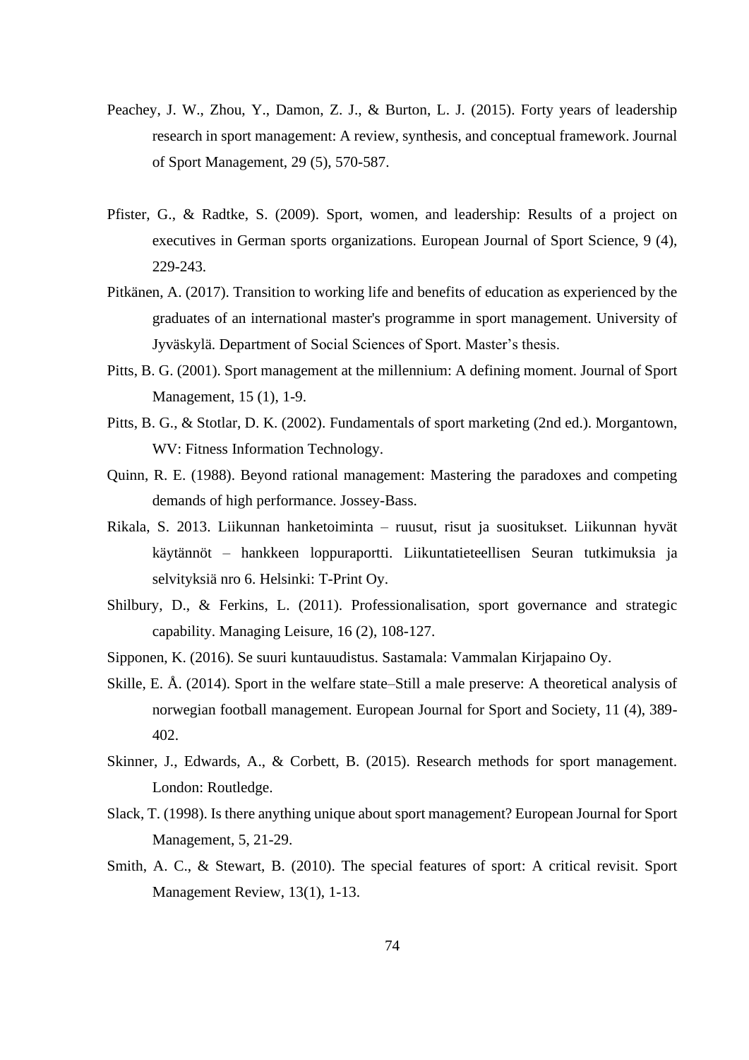Peachey, J. W., Zhou, Y., Damon, Z. J., & Burton, L. J. (2015). Forty years of leadership research in sport management: A review, synthesis, and conceptual framework. Journal of Sport Management, 29 (5), 570-587.

Pfister, G., & Radtke, S. (2009). Sport, women, and leadership: Results of a project on executives in German sports organizations. European Journal of Sport Science, 9 (4), 229-243.

Pitkänen, A. (2017). Transition to working life and benefits of education as experienced by the graduates of an international master's programme in sport management. University of Jyväskylä. Department of Social Sciences of Sport. Master's thesis.

Pitts, B. G. (2001). Sport management at the millennium: A defining moment. Journal of Sport Management, 15 (1), 1-9.

Pitts, B. G., & Stotlar, D. K. (2002). Fundamentals of sport marketing (2nd ed.). Morgantown, WV: Fitness Information Technology.

Quinn, R. E. (1988). Beyond rational management: Mastering the paradoxes and competing demands of high performance. Jossey-Bass.

Rikala, S. 2013. Liikunnan hanketoiminta – ruusut, risut ja suositukset. Liikunnan hyvät käytännöt – hankkeen loppuraportti. Liikuntatieteellisen Seuran tutkimuksia ja selvityksiä nro 6. Helsinki: T-Print Oy.

Shilbury, D., & Ferkins, L. (2011). Professionalisation, sport governance and strategic capability. Managing Leisure, 16 (2), 108-127.

Sipponen, K. (2016). Se suuri kuntauudistus. Sastamala: Vammalan Kirjapaino Oy.

Skille, E. Å. (2014). Sport in the welfare state–Still a male preserve: A theoretical analysis of norwegian football management. European Journal for Sport and Society, 11 (4), 389-402.

Skinner, J., Edwards, A., & Corbett, B. (2015). Research methods for sport management. London: Routledge.

Slack, T. (1998). Is there anything unique about sport management? European Journal for Sport Management, 5, 21-29.

Smith, A. C., & Stewart, B. (2010). The special features of sport: A critical revisit. Sport Management Review, 13(1), 1-13.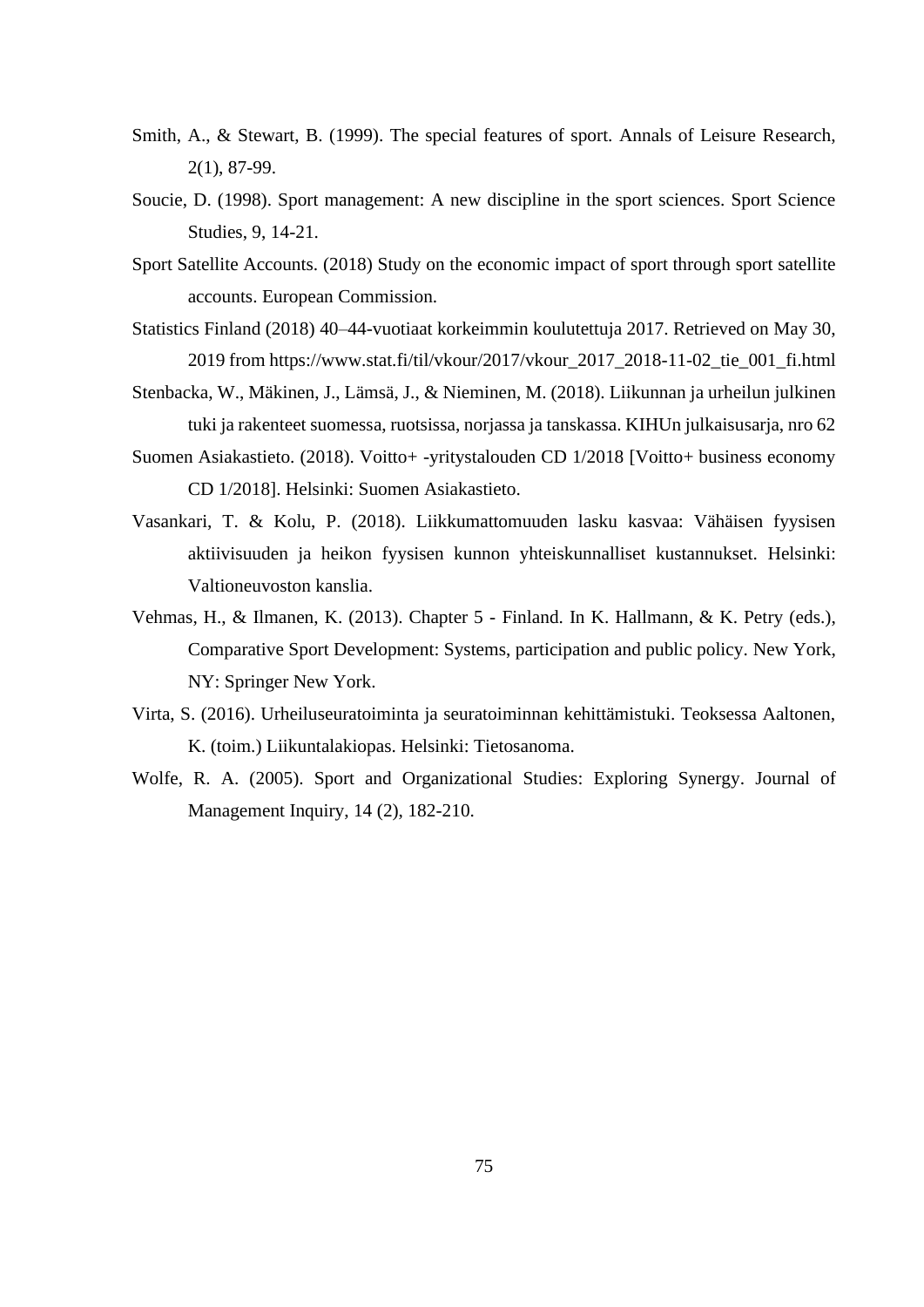Smith, A., & Stewart, B. (1999). The special features of sport. Annals of Leisure Research, 2(1), 87-99.

Soucie, D. (1998). Sport management: A new discipline in the sport sciences. Sport Science Studies, 9, 14-21.

Sport Satellite Accounts. (2018) Study on the economic impact of sport through sport satellite accounts. European Commission.

Statistics Finland (2018) 40–44-vuotiaat korkeimmin koulutettuja 2017. Retrieved on May 30, 2019 from https://www.stat.fi/til/vkour/2017/vkour_2017_2018-11-02_tie_001_fi.html

Stenbacka, W., Mäkinen, J., Lämsä, J., & Nieminen, M. (2018). Liikunnan ja urheilun julkinen tuki ja rakenteet suomessa, ruotsissa, norjassa ja tanskassa. KIHUn julkaisusarja, nro 62

Suomen Asiakastieto. (2018). Voitto+ -yritystalouden CD 1/2018 [Voitto+ business economy CD 1/2018]. Helsinki: Suomen Asiakastieto.

Vasankari, T. & Kolu, P. (2018). Liikkumattomuuden lasku kasvaa: Vähäisen fyysisen aktiivisuuden ja heikon fyysisen kunnon yhteiskunnalliset kustannukset. Helsinki: Valtioneuvoston kanslia.

Vehmas, H., & Ilmanen, K. (2013). Chapter 5 - Finland. In K. Hallmann, & K. Petry (eds.), Comparative Sport Development: Systems, participation and public policy. New York, NY: Springer New York.

Virta, S. (2016). Urheiluseuratoiminta ja seuratoiminnan kehittämistuki. Teoksessa Aaltonen, K. (toim.) Liikuntalakiopas. Helsinki: Tietosanoma.

Wolfe, R. A. (2005). Sport and Organizational Studies: Exploring Synergy. Journal of Management Inquiry, 14 (2), 182-210.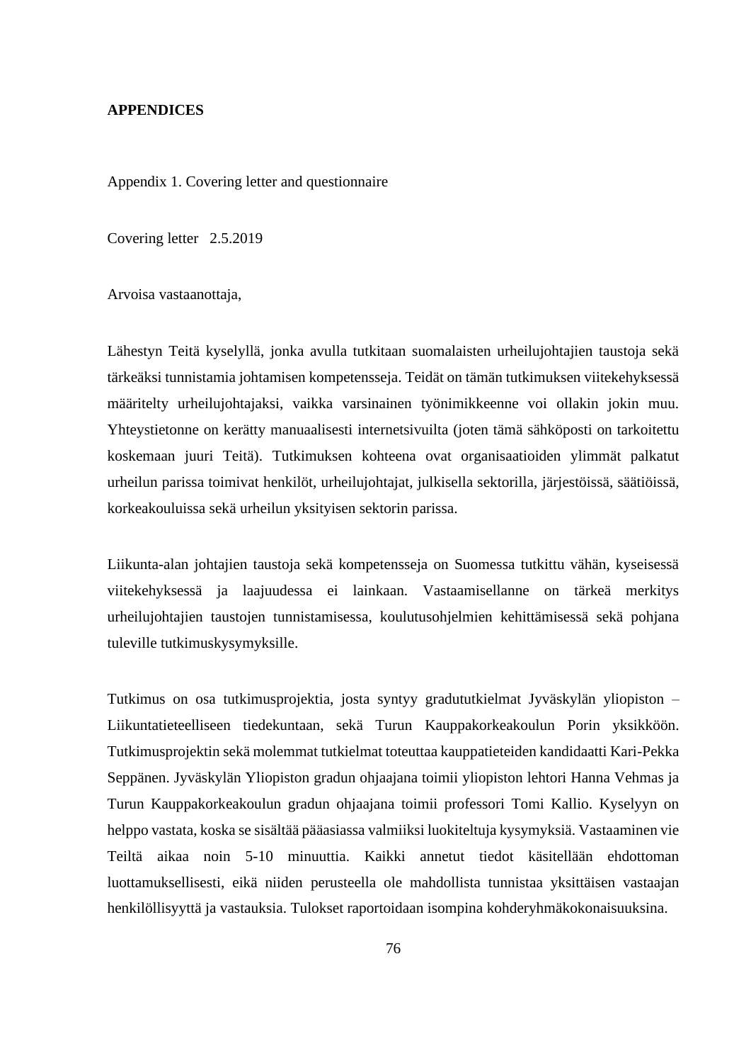**APPENDICES**

Appendix 1. Covering letter and questionnaire

Covering letter   2.5.2019

Arvoisa vastaanottaja,

Lähestyn Teitä kyselyllä, jonka avulla tutkitaan suomalaisten urheilujohtajien taustoja sekä tärkeäksi tunnistamia johtamisen kompetensseja. Teidät on tämän tutkimuksen viitekehyksessä määritelty urheilujohtajaksi, vaikka varsinainen työnimikkeenne voi ollakin jokin muu. Yhteystietonne on kerätty manuaalisesti internetsivuilta (joten tämä sähköposti on tarkoitettu koskemaan juuri Teitä). Tutkimuksen kohteena ovat organisaatioiden ylimmät palkatut urheilun parissa toimivat henkilöt, urheilujohtajat, julkisella sektorilla, järjestöissä, säätiöissä, korkeakouluissa sekä urheilun yksityisen sektorin parissa.

Liikunta-alan johtajien taustoja sekä kompetensseja on Suomessa tutkittu vähän, kyseisessä viitekehyksessä ja laajuudessa ei lainkaan. Vastaamisellanne on tärkeä merkitys urheilujohtajien taustojen tunnistamisessa, koulutusohjelmien kehittämisessä sekä pohjana tuleville tutkimuskysymyksille.

Tutkimus on osa tutkimusprojektia, josta syntyy gradututkielmat Jyväskylän yliopiston – Liikuntatieteelliseen tiedekuntaan, sekä Turun Kauppakorkeakoulun Porin yksikköön. Tutkimusprojektin sekä molemmat tutkielmat toteuttaa kauppatieteiden kandidaatti Kari-Pekka Seppänen. Jyväskylän Yliopiston gradun ohjaajana toimii yliopiston lehtori Hanna Vehmas ja Turun Kauppakorkeakoulun gradun ohjaajana toimii professori Tomi Kallio. Kyselyyn on helppo vastata, koska se sisältää pääasiassa valmiiksi luokiteltuja kysymyksiä. Vastaaminen vie Teiltä aikaa noin 5-10 minuuttia. Kaikki annetut tiedot käsitellään ehdottoman luottamuksellisesti, eikä niiden perusteella ole mahdollista tunnistaa yksittäisen vastaajan henkilöllisyyttä ja vastauksia. Tulokset raportoidaan isompina kohderyhmäkokonaisuuksina.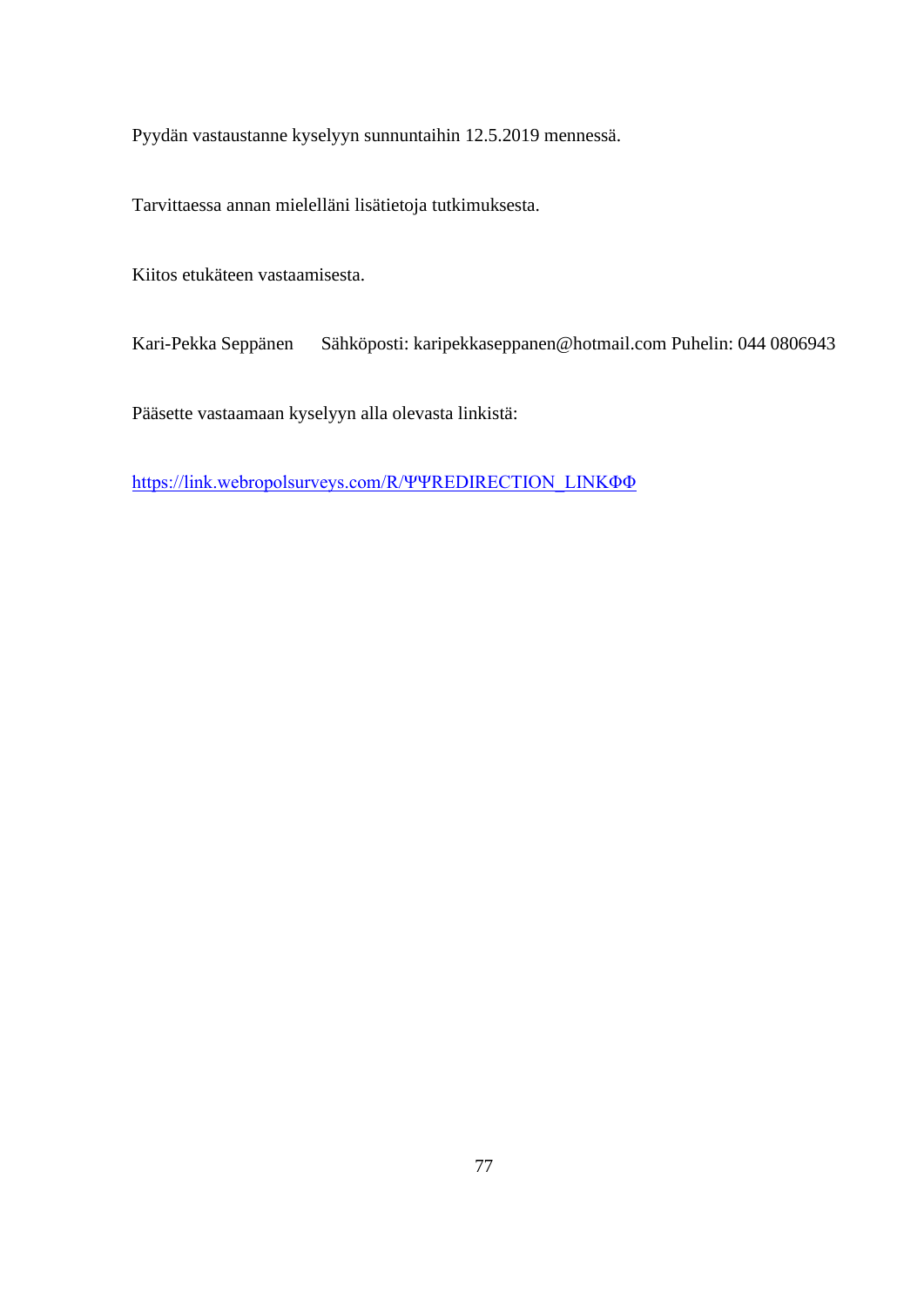Pyydän vastaustanne kyselyyn sunnuntaihin 12.5.2019 mennessä.

Tarvittaessa annan mielelläni lisätietoja tutkimuksesta.

Kiitos etukäteen vastaamisesta.

Kari-Pekka Seppänen    Sähköposti: karipekkaseppanen@hotmail.com Puhelin: 044 0806943

Pääsette vastaamaan kyselyyn alla olevasta linkistä:

https://link.webropolsurveys.com/R/ΨΨREDIRECTION_LINKΦΦ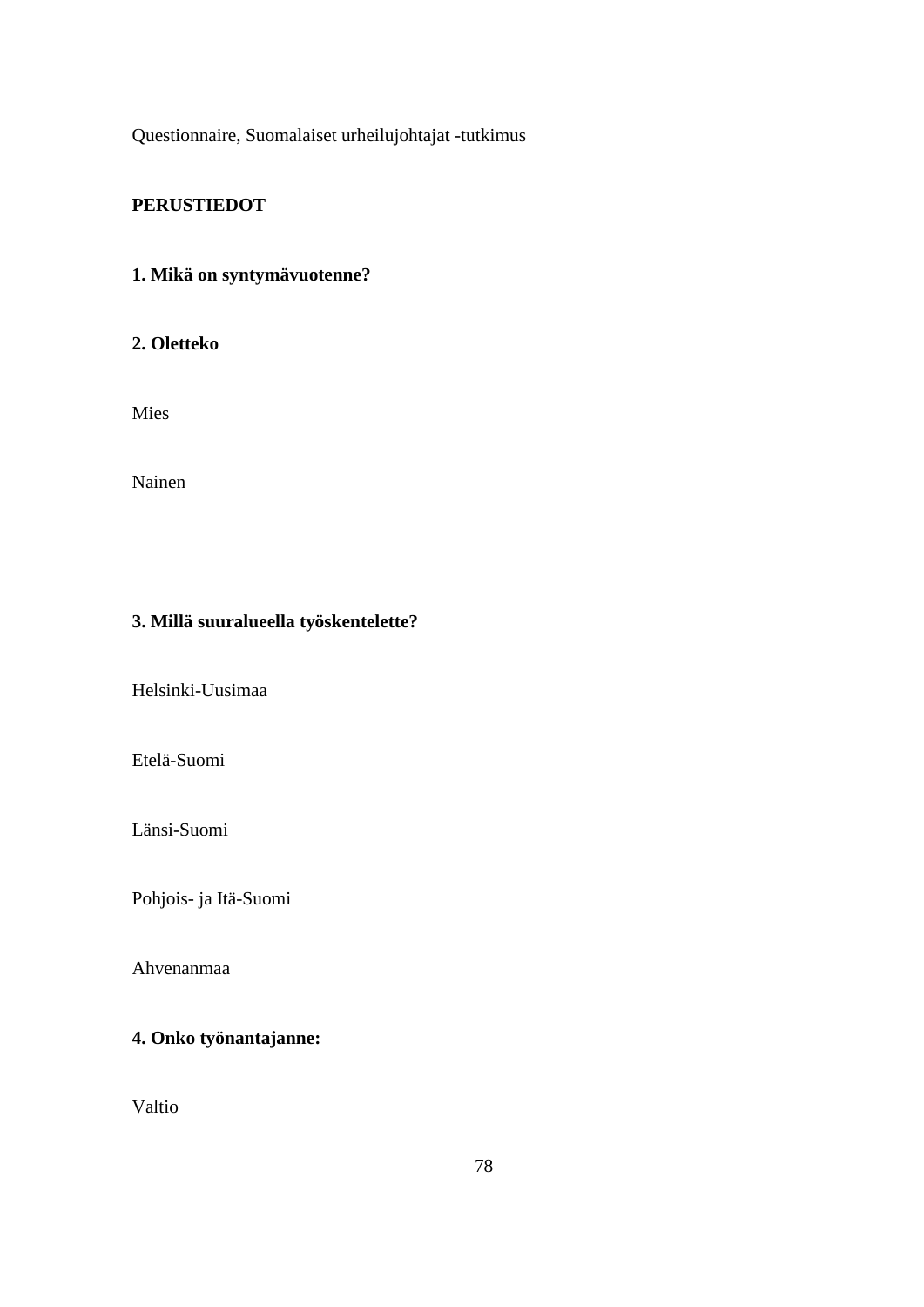Questionnaire, Suomalaiset urheilujohtajat -tutkimus

**PERUSTIEDOT**

**1. Mikä on syntymävuotenne?**

**2. Oletteko**

Mies

Nainen

**3. Millä suuralueella työskentelette?**

Helsinki-Uusimaa

Etelä-Suomi

Länsi-Suomi

Pohjois- ja Itä-Suomi

Ahvenanmaa

**4. Onko työnantajanne:**

Valtio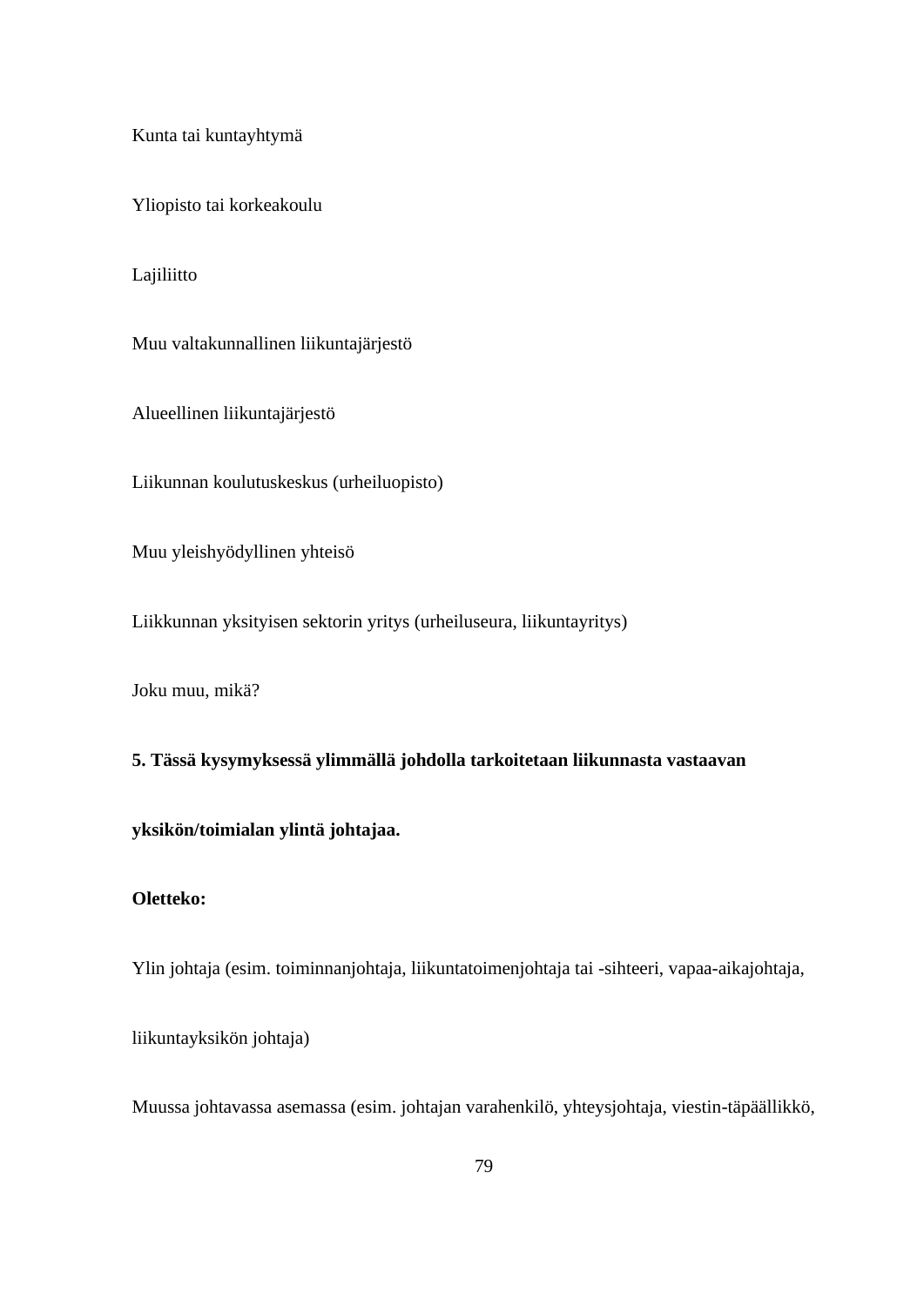Kunta tai kuntayhtymä

Yliopisto tai korkeakoulu

Lajiliitto

Muu valtakunnallinen liikuntajärjestö

Alueellinen liikuntajärjestö

Liikunnan koulutuskeskus (urheiluopisto)

Muu yleishyödyllinen yhteisö

Liikkunnan yksityisen sektorin yritys (urheiluseura, liikuntayritys)

Joku muu, mikä?

**5. Tässä kysymyksessä ylimmällä johdolla tarkoitetaan liikunnasta vastaavan yksikön/toimialan ylintä johtajaa.**

**Oletteko:**

Ylin johtaja (esim. toiminnanjohtaja, liikuntatoimenjohtaja tai -sihteeri, vapaa-aikajohtaja, liikuntayksikön johtaja)

Muussa johtavassa asemassa (esim. johtajan varahenkilö, yhteysjohtaja, viestin-täpäällikkö,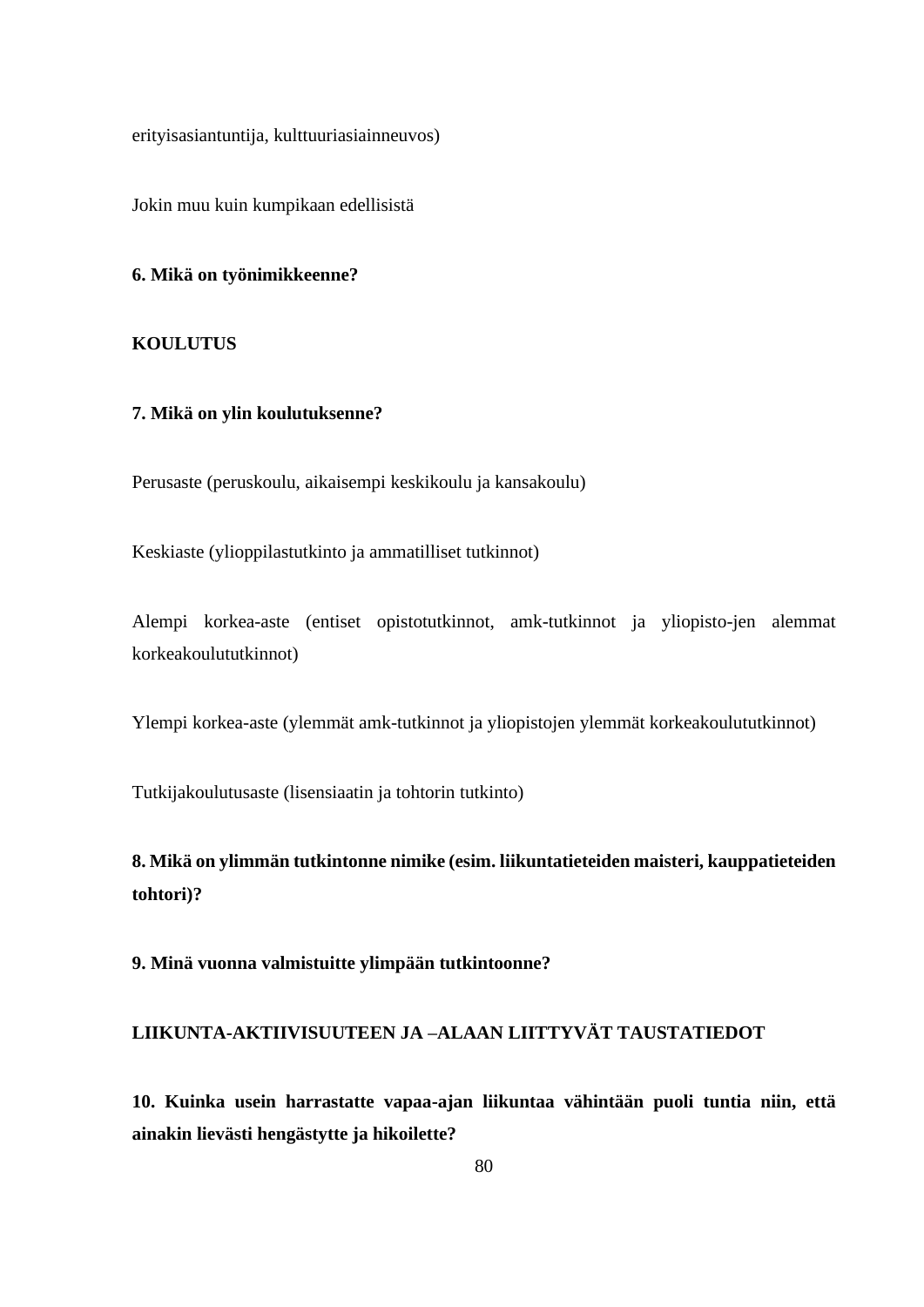erityisasiantuntija, kulttuuriasiainneuvos)

Jokin muu kuin kumpikaan edellisistä

**6. Mikä on työnimikkeenne?**

**KOULUTUS**

**7. Mikä on ylin koulutuksenne?**

Perusaste (peruskoulu, aikaisempi keskikoulu ja kansakoulu)

Keskiaste (ylioppilastutkinto ja ammatilliset tutkinnot)

Alempi korkea-aste (entiset opistotutkinnot, amk-tutkinnot ja yliopisto-jen alemmat korkeakoulututkinnot)

Ylempi korkea-aste (ylemmät amk-tutkinnot ja yliopistojen ylemmät korkeakoulututkinnot)

Tutkijakoulutusaste (lisensiaatin ja tohtorin tutkinto)

**8. Mikä on ylimmän tutkintonne nimike (esim. liikuntatieteiden maisteri, kauppatieteiden tohtori)?**

**9. Minä vuonna valmistuitte ylimpään tutkintoonne?**

**LIIKUNTA-AKTIIVISUUTEEN JA –ALAAN LIITTYVÄT TAUSTATIEDOT**

**10. Kuinka usein harrastatte vapaa-ajan liikuntaa vähintään puoli tuntia niin, että ainakin lievästi hengästytte ja hikoilette?**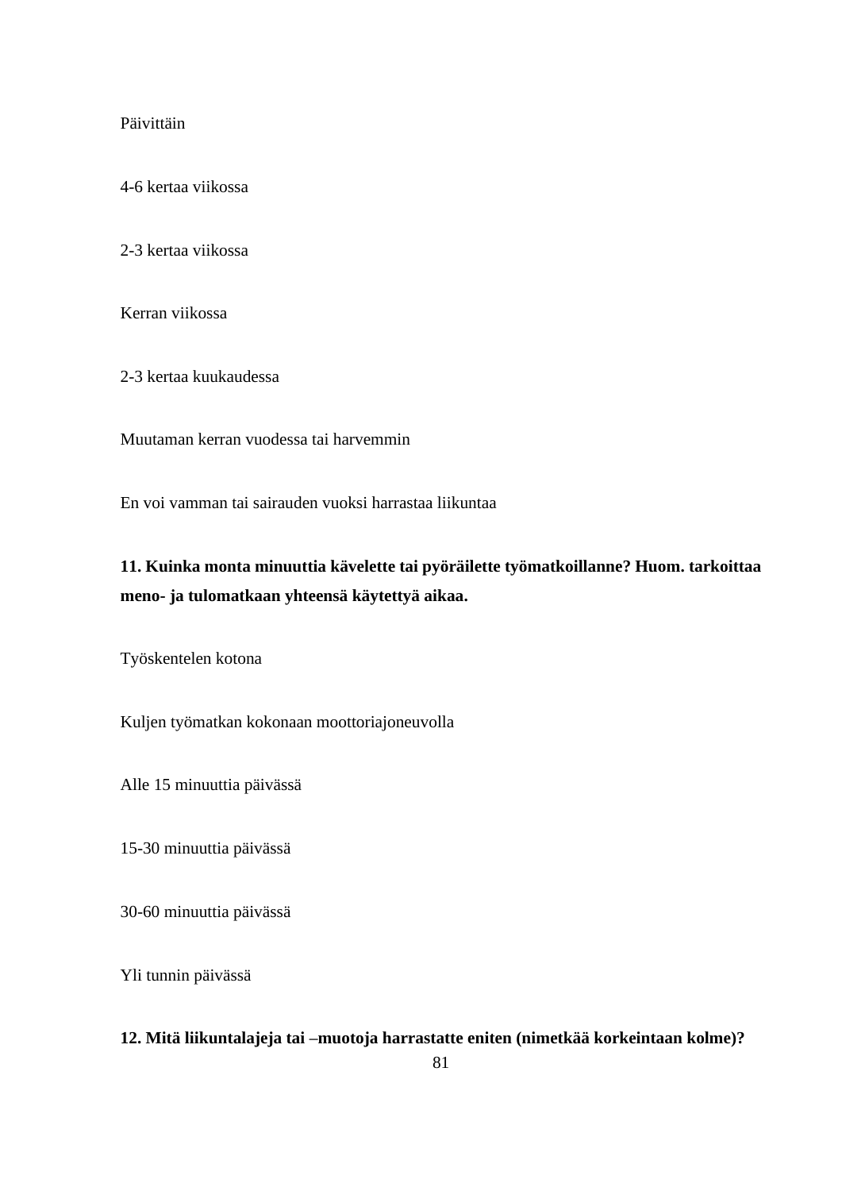Päivittäin

4-6 kertaa viikossa

2-3 kertaa viikossa

Kerran viikossa

2-3 kertaa kuukaudessa

Muutaman kerran vuodessa tai harvemmin

En voi vamman tai sairauden vuoksi harrastaa liikuntaa

**11. Kuinka monta minuuttia kävelette tai pyöräilette työmatkoillanne? Huom. tarkoittaa meno- ja tulomatkaan yhteensä käytettyä aikaa.**

Työskentelen kotona

Kuljen työmatkan kokonaan moottoriajoneuvolla

Alle 15 minuuttia päivässä

15-30 minuuttia päivässä

30-60 minuuttia päivässä

Yli tunnin päivässä

**12. Mitä liikuntalajeja tai –muotoja harrastatte eniten (nimetkää korkeintaan kolme)?**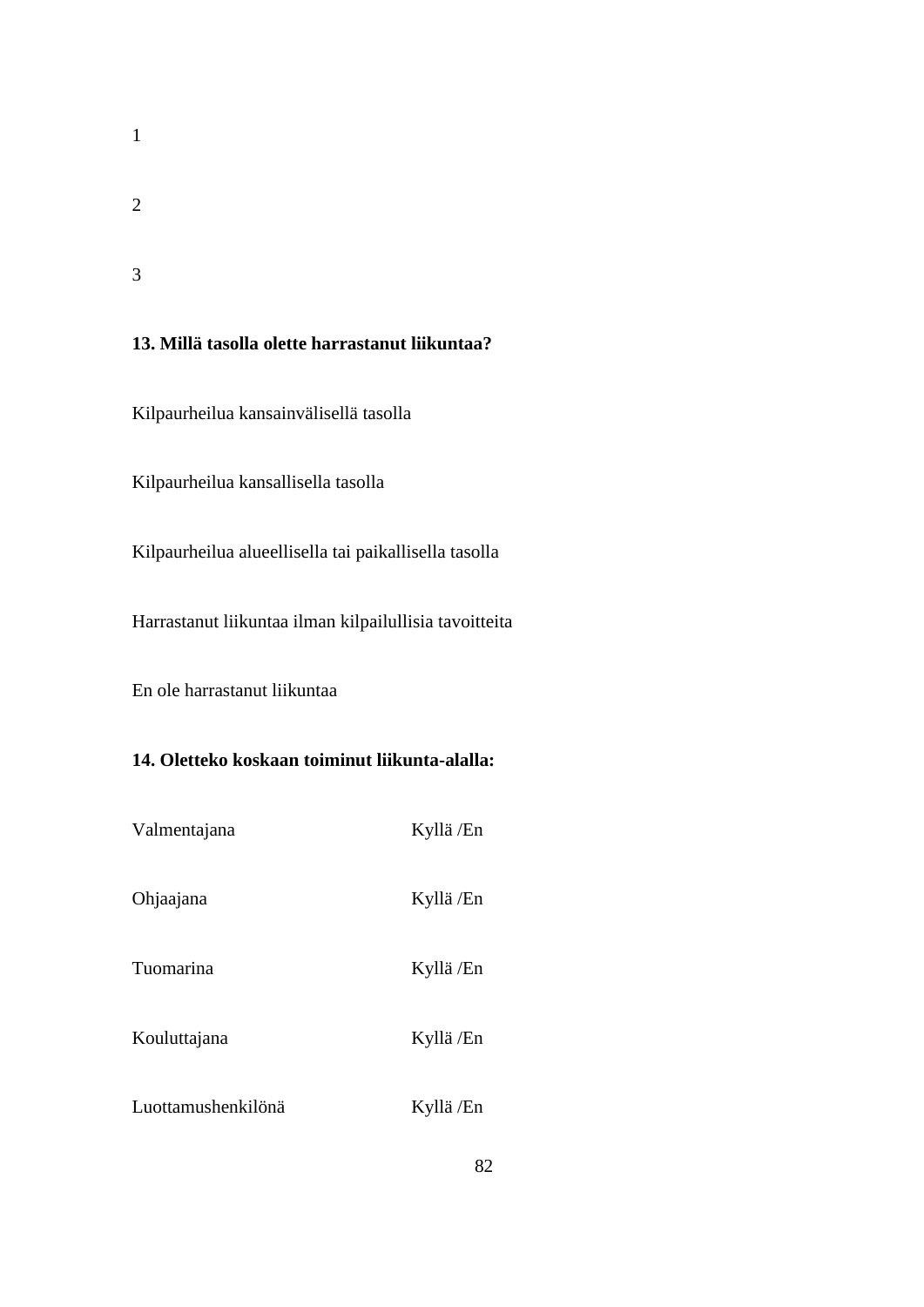1

2

3

**13. Millä tasolla olette harrastanut liikuntaa?**

Kilpaurheilua kansainvälisellä tasolla

Kilpaurheilua kansallisella tasolla

Kilpaurheilua alueellisella tai paikallisella tasolla

Harrastanut liikuntaa ilman kilpailullisia tavoitteita

En ole harrastanut liikuntaa

**14. Oletteko koskaan toiminut liikunta-alalla:**

| | |
|---|---|
| Valmentajana | Kyllä /En |
| Ohjaajana | Kyllä /En |
| Tuomarina | Kyllä /En |
| Kouluttajana | Kyllä /En |
| Luottamushenkilönä | Kyllä /En |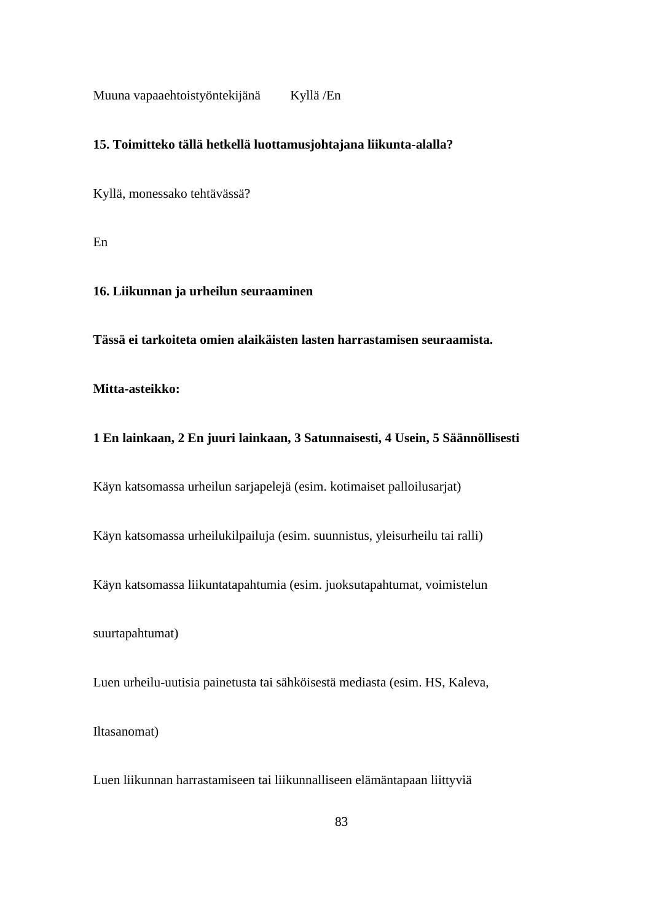Muuna vapaaehtoistyöntekijänä Kyllä /En

**15. Toimitteko tällä hetkellä luottamusjohtajana liikunta-alalla?**

Kyllä, monessako tehtävässä?

En

**16. Liikunnan ja urheilun seuraaminen**

**Tässä ei tarkoiteta omien alaikäisten lasten harrastamisen seuraamista.**

**Mitta-asteikko:**

**1 En lainkaan, 2 En juuri lainkaan, 3 Satunnaisesti, 4 Usein, 5 Säännöllisesti**

Käyn katsomassa urheilun sarjapelejä (esim. kotimaiset palloilusarjat)

Käyn katsomassa urheilukilpailuja (esim. suunnistus, yleisurheilu tai ralli)

Käyn katsomassa liikuntatapahtumia (esim. juoksutapahtumat, voimistelun suurtapahtumat)

Luen urheilu-uutisia painetusta tai sähköisestä mediasta (esim. HS, Kaleva, Iltasanomat)

Luen liikunnan harrastamiseen tai liikunnalliseen elämäntapaan liittyviä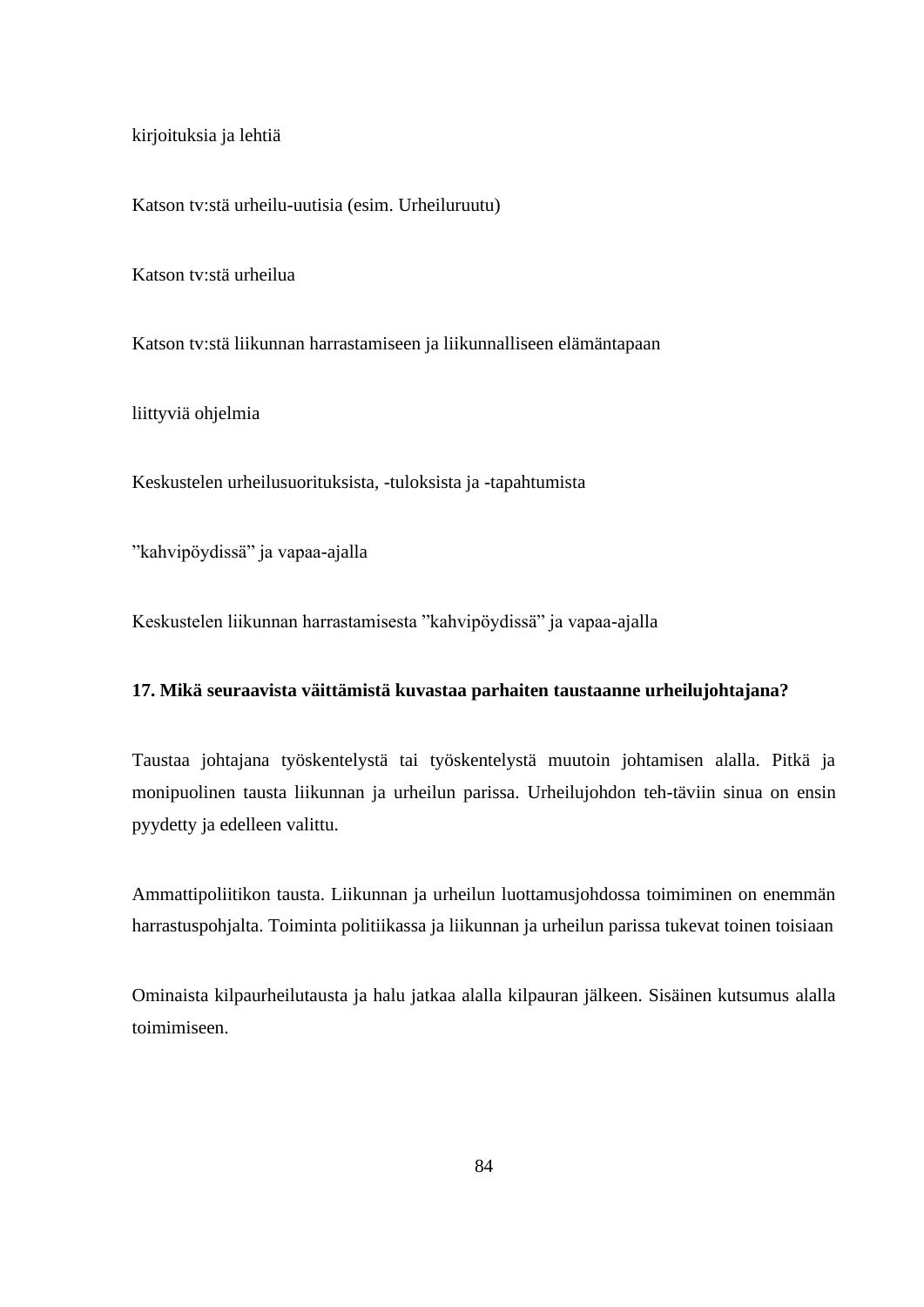kirjoituksia ja lehtiä

Katson tv:stä urheilu-uutisia (esim. Urheiluruutu)

Katson tv:stä urheilua

Katson tv:stä liikunnan harrastamiseen ja liikunnalliseen elämäntapaan

liittyviä ohjelmia

Keskustelen urheilusuorituksista, -tuloksista ja -tapahtumista

”kahvipöydissä” ja vapaa-ajalla

Keskustelen liikunnan harrastamisesta ”kahvipöydissä” ja vapaa-ajalla

**17. Mikä seuraavista väittämistä kuvastaa parhaiten taustaanne urheilujohtajana?**

Taustaa johtajana työskentelystä tai työskentelystä muutoin johtamisen alalla. Pitkä ja monipuolinen tausta liikunnan ja urheilun parissa. Urheilujohdon teh-täviin sinua on ensin pyydetty ja edelleen valittu.

Ammattipoliitikon tausta. Liikunnan ja urheilun luottamusjohdossa toimiminen on enemmän harrastuspohjalta. Toiminta politiikassa ja liikunnan ja urheilun parissa tukevat toinen toisiaan

Ominaista kilpaurheilutausta ja halu jatkaa alalla kilpauran jälkeen. Sisäinen kutsumus alalla toimimiseen.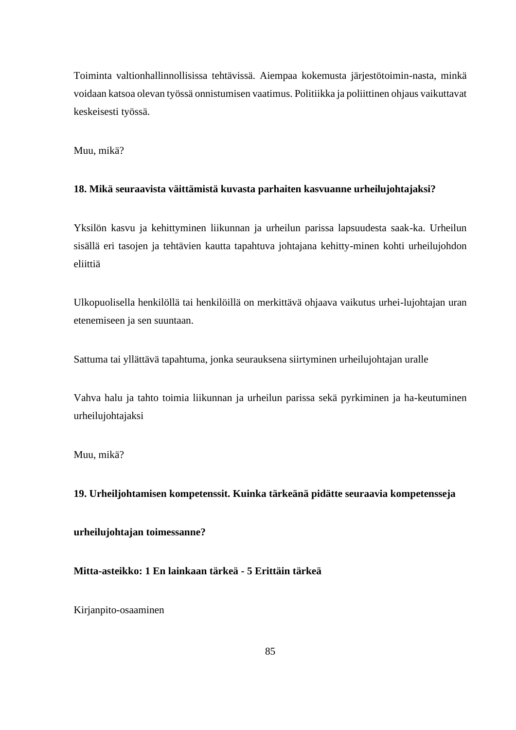Toiminta valtionhallinnollisissa tehtävissä. Aiempaa kokemusta järjestötoimin-nasta, minkä voidaan katsoa olevan työssä onnistumisen vaatimus. Politiikka ja poliittinen ohjaus vaikuttavat keskeisesti työssä.

Muu, mikä?

**18. Mikä seuraavista väittämistä kuvasta parhaiten kasvuanne urheilujohtajaksi?**

Yksilön kasvu ja kehittyminen liikunnan ja urheilun parissa lapsuudesta saak-ka. Urheilun sisällä eri tasojen ja tehtävien kautta tapahtuva johtajana kehitty-minen kohti urheilujohdon eliittiä

Ulkopuolisella henkilöllä tai henkilöillä on merkittävä ohjaava vaikutus urhei-lujohtajan uran etenemiseen ja sen suuntaan.

Sattuma tai yllättävä tapahtuma, jonka seurauksena siirtyminen urheilujohtajan uralle

Vahva halu ja tahto toimia liikunnan ja urheilun parissa sekä pyrkiminen ja ha-keutuminen urheilujohtajaksi

Muu, mikä?

**19. Urheiljohtamisen kompetenssit. Kuinka tärkeänä pidätte seuraavia kompetensseja**

**urheilujohtajan toimessanne?**

**Mitta-asteikko: 1 En lainkaan tärkeä - 5 Erittäin tärkeä**

Kirjanpito-osaaminen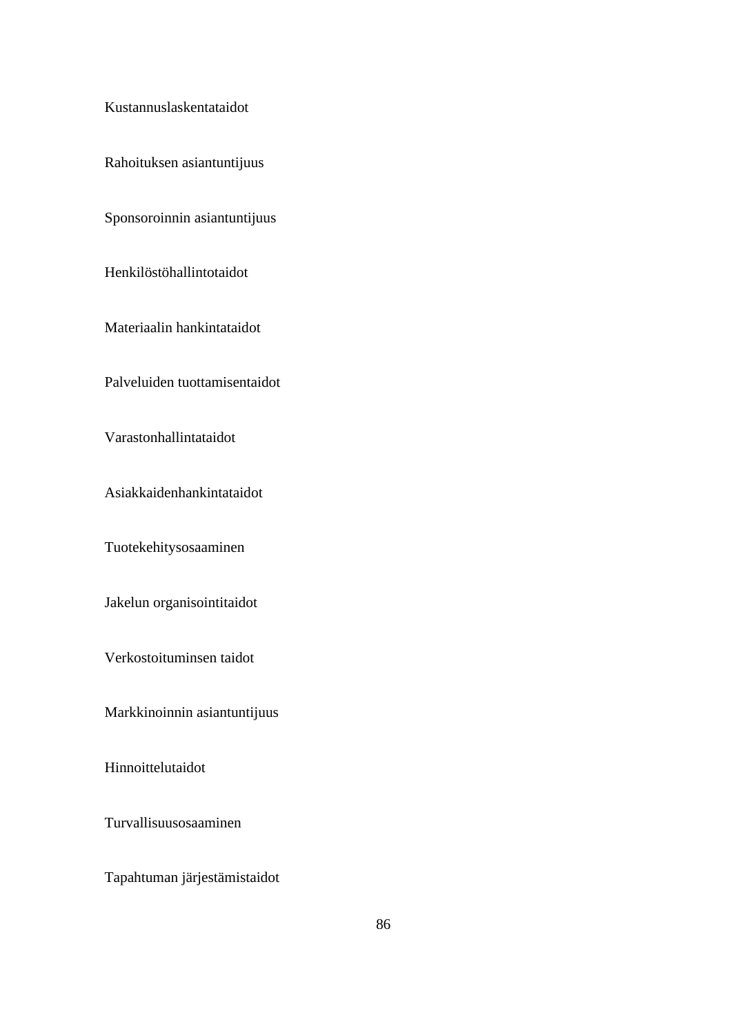Kustannuslaskentataidot

Rahoituksen asiantuntijuus

Sponsoroinnin asiantuntijuus

Henkilöstöhallintotaidot

Materiaalin hankintataidot

Palveluiden tuottamisentaidot

Varastonhallintataidot

Asiakkaidenhankintataidot

Tuotekehitysosaaminen

Jakelun organisointitaidot

Verkostoituminsen taidot

Markkinoinnin asiantuntijuus

Hinnoittelutaidot

Turvallisuusosaaminen

Tapahtuman järjestämistaidot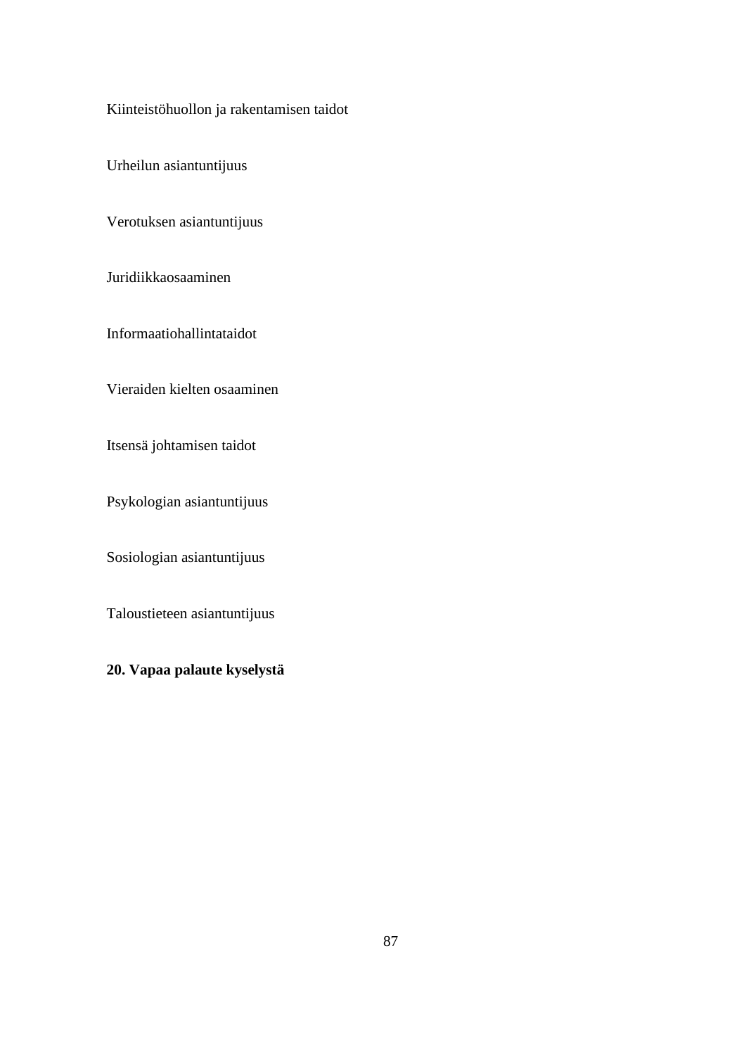Kiinteistöhuollon ja rakentamisen taidot

Urheilun asiantuntijuus

Verotuksen asiantuntijuus

Juridiikkaosaaminen

Informaatiohallintataidot

Vieraiden kielten osaaminen

Itsensä johtamisen taidot

Psykologian asiantuntijuus

Sosiologian asiantuntijuus

Taloustieteen asiantuntijuus

**20. Vapaa palaute kyselystä**